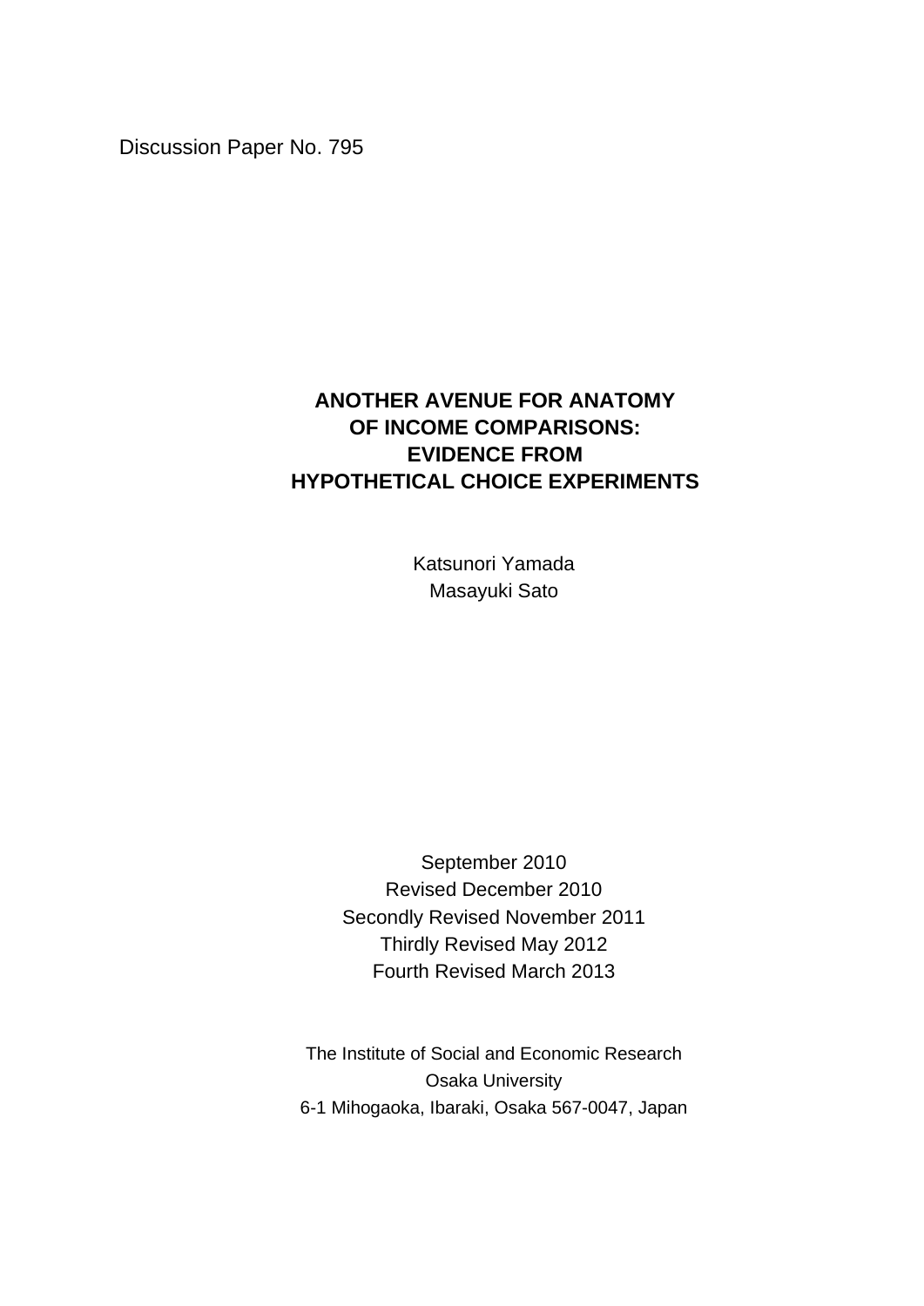Discussion Paper No. 795

# ANOTHER AVENUE FOR ANATOMY OF INCOME COMPARISONS: EVIDENCE FROM HYPOTHETICAL CHOICE EXPERIMENTS

Katsunori Yamada
Masayuki Sato

September 2010
Revised December 2010
Secondly Revised November 2011
Thirdly Revised May 2012
Fourth Revised March 2013

The Institute of Social and Economic Research
Osaka University
6-1 Mihogaoka, Ibaraki, Osaka 567-0047, Japan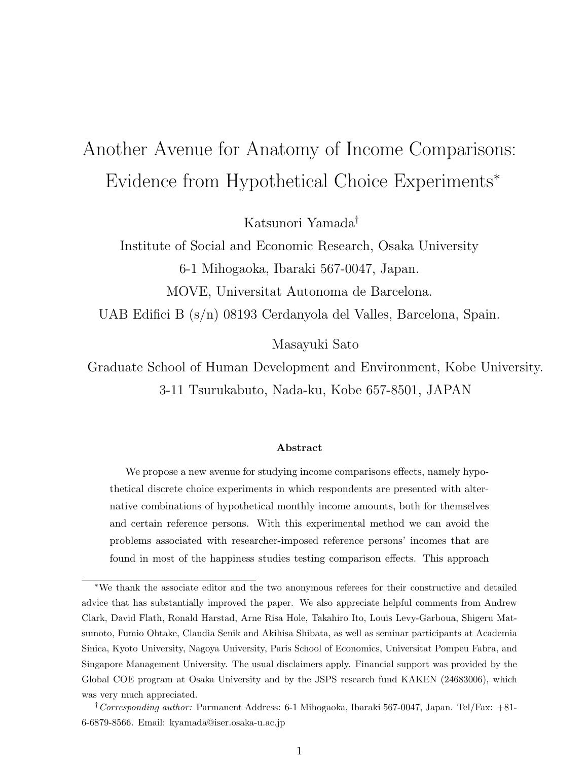# Another Avenue for Anatomy of Income Comparisons: Evidence from Hypothetical Choice Experiments*

Katsunori Yamada[†]

Institute of Social and Economic Research, Osaka University

6-1 Mihogaoka, Ibaraki 567-0047, Japan.

MOVE, Universitat Autonoma de Barcelona.

UAB Edifici B (s/n) 08193 Cerdanyola del Valles, Barcelona, Spain.

Masayuki Sato

Graduate School of Human Development and Environment, Kobe University.

3-11 Tsurukabuto, Nada-ku, Kobe 657-8501, JAPAN

**Abstract**

We propose a new avenue for studying income comparisons effects, namely hypothetical discrete choice experiments in which respondents are presented with alternative combinations of hypothetical monthly income amounts, both for themselves and certain reference persons. With this experimental method we can avoid the problems associated with researcher-imposed reference persons' incomes that are found in most of the happiness studies testing comparison effects. This approach

---

*We thank the associate editor and the two anonymous referees for their constructive and detailed advice that has substantially improved the paper. We also appreciate helpful comments from Andrew Clark, David Flath, Ronald Harstad, Arne Risa Hole, Takahiro Ito, Louis Levy-Garboua, Shigeru Matsumoto, Fumio Ohtake, Claudia Senik and Akihisa Shibata, as well as seminar participants at Academia Sinica, Kyoto University, Nagoya University, Paris School of Economics, Universitat Pompeu Fabra, and Singapore Management University. The usual disclaimers apply. Financial support was provided by the Global COE program at Osaka University and by the JSPS research fund KAKEN (24683006), which was very much appreciated.

[†] *Corresponding author:* Parmanent Address: 6-1 Mihogaoka, Ibaraki 567-0047, Japan. Tel/Fax: +81-6-6879-8566. Email: kyamada@iser.osaka-u.ac.jp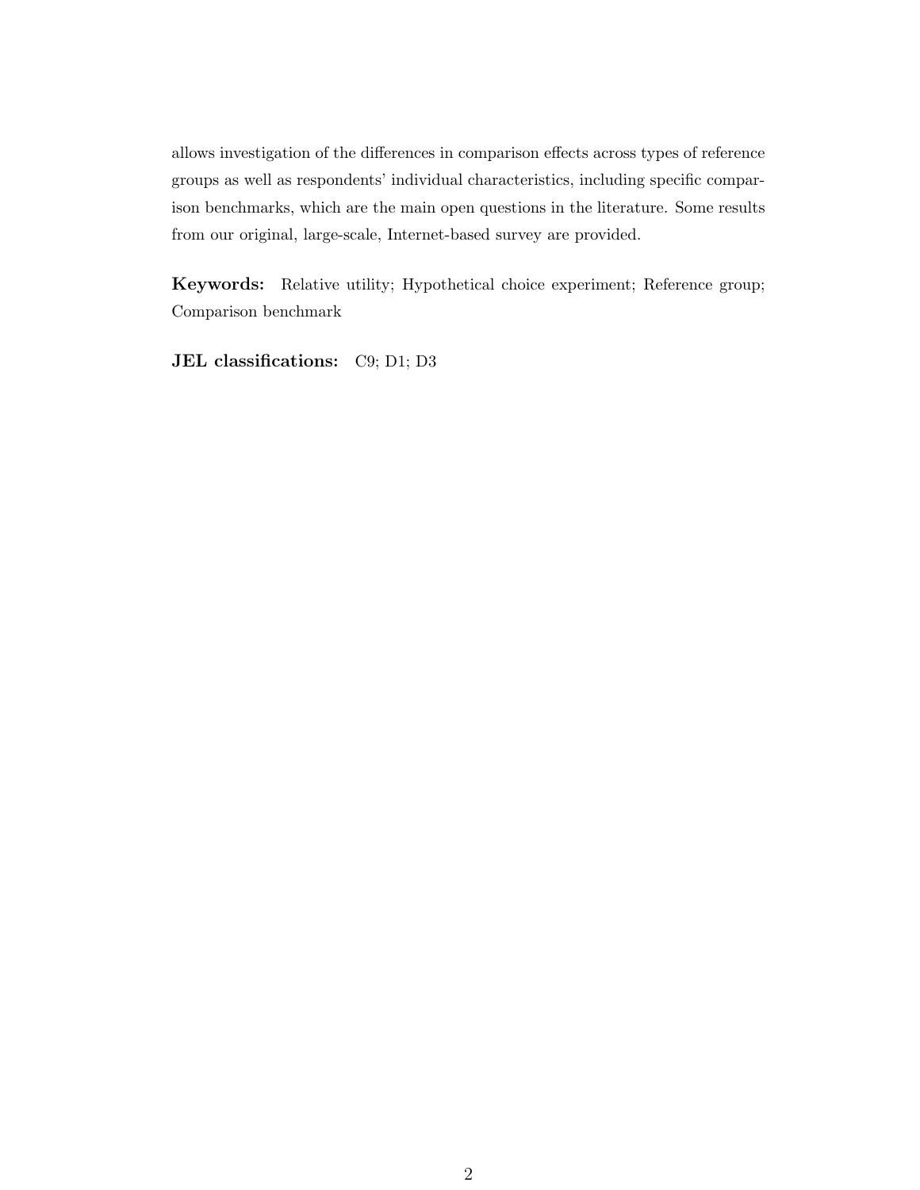allows investigation of the differences in comparison effects across types of reference groups as well as respondents' individual characteristics, including specific comparison benchmarks, which are the main open questions in the literature. Some results from our original, large-scale, Internet-based survey are provided.

**Keywords:** Relative utility; Hypothetical choice experiment; Reference group; Comparison benchmark

**JEL classifications:** C9; D1; D3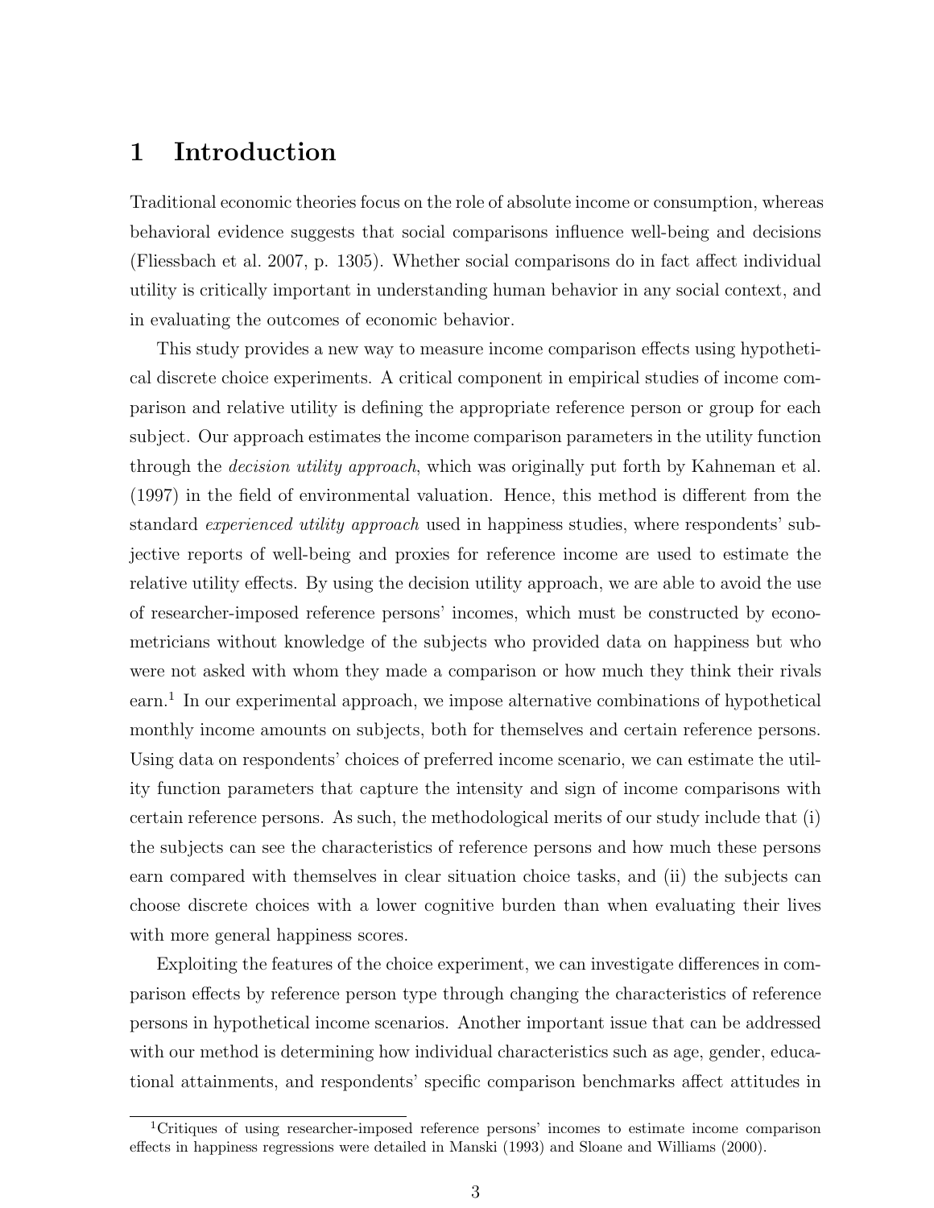# 1 Introduction

Traditional economic theories focus on the role of absolute income or consumption, whereas behavioral evidence suggests that social comparisons influence well-being and decisions (Fliessbach et al. 2007, p. 1305). Whether social comparisons do in fact affect individual utility is critically important in understanding human behavior in any social context, and in evaluating the outcomes of economic behavior.

This study provides a new way to measure income comparison effects using hypothetical discrete choice experiments. A critical component in empirical studies of income comparison and relative utility is defining the appropriate reference person or group for each subject. Our approach estimates the income comparison parameters in the utility function through the *decision utility approach*, which was originally put forth by Kahneman et al. (1997) in the field of environmental valuation. Hence, this method is different from the standard *experienced utility approach* used in happiness studies, where respondents' subjective reports of well-being and proxies for reference income are used to estimate the relative utility effects. By using the decision utility approach, we are able to avoid the use of researcher-imposed reference persons' incomes, which must be constructed by econometricians without knowledge of the subjects who provided data on happiness but who were not asked with whom they made a comparison or how much they think their rivals earn.[1] In our experimental approach, we impose alternative combinations of hypothetical monthly income amounts on subjects, both for themselves and certain reference persons. Using data on respondents' choices of preferred income scenario, we can estimate the utility function parameters that capture the intensity and sign of income comparisons with certain reference persons. As such, the methodological merits of our study include that (i) the subjects can see the characteristics of reference persons and how much these persons earn compared with themselves in clear situation choice tasks, and (ii) the subjects can choose discrete choices with a lower cognitive burden than when evaluating their lives with more general happiness scores.

Exploiting the features of the choice experiment, we can investigate differences in comparison effects by reference person type through changing the characteristics of reference persons in hypothetical income scenarios. Another important issue that can be addressed with our method is determining how individual characteristics such as age, gender, educational attainments, and respondents' specific comparison benchmarks affect attitudes in

[1] Critiques of using researcher-imposed reference persons' incomes to estimate income comparison effects in happiness regressions were detailed in Manski (1993) and Sloane and Williams (2000).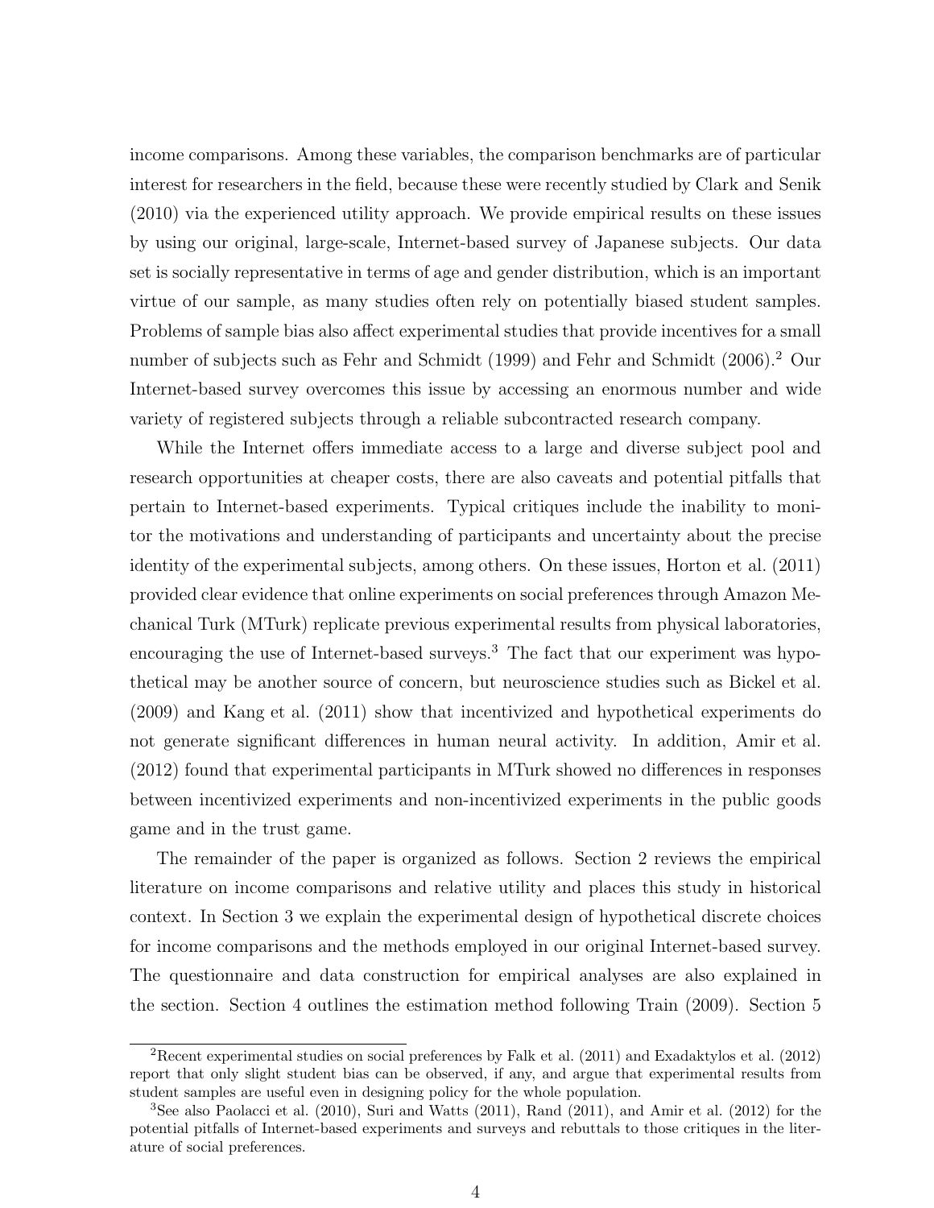income comparisons. Among these variables, the comparison benchmarks are of particular interest for researchers in the field, because these were recently studied by Clark and Senik (2010) via the experienced utility approach. We provide empirical results on these issues by using our original, large-scale, Internet-based survey of Japanese subjects. Our data set is socially representative in terms of age and gender distribution, which is an important virtue of our sample, as many studies often rely on potentially biased student samples. Problems of sample bias also affect experimental studies that provide incentives for a small number of subjects such as Fehr and Schmidt (1999) and Fehr and Schmidt (2006).[2] Our Internet-based survey overcomes this issue by accessing an enormous number and wide variety of registered subjects through a reliable subcontracted research company.

While the Internet offers immediate access to a large and diverse subject pool and research opportunities at cheaper costs, there are also caveats and potential pitfalls that pertain to Internet-based experiments. Typical critiques include the inability to monitor the motivations and understanding of participants and uncertainty about the precise identity of the experimental subjects, among others. On these issues, Horton et al. (2011) provided clear evidence that online experiments on social preferences through Amazon Mechanical Turk (MTurk) replicate previous experimental results from physical laboratories, encouraging the use of Internet-based surveys.[3] The fact that our experiment was hypothetical may be another source of concern, but neuroscience studies such as Bickel et al. (2009) and Kang et al. (2011) show that incentivized and hypothetical experiments do not generate significant differences in human neural activity. In addition, Amir et al. (2012) found that experimental participants in MTurk showed no differences in responses between incentivized experiments and non-incentivized experiments in the public goods game and in the trust game.

The remainder of the paper is organized as follows. Section 2 reviews the empirical literature on income comparisons and relative utility and places this study in historical context. In Section 3 we explain the experimental design of hypothetical discrete choices for income comparisons and the methods employed in our original Internet-based survey. The questionnaire and data construction for empirical analyses are also explained in the section. Section 4 outlines the estimation method following Train (2009). Section 5

---

[2] Recent experimental studies on social preferences by Falk et al. (2011) and Exadaktylos et al. (2012) report that only slight student bias can be observed, if any, and argue that experimental results from student samples are useful even in designing policy for the whole population.

[3] See also Paolacci et al. (2010), Suri and Watts (2011), Rand (2011), and Amir et al. (2012) for the potential pitfalls of Internet-based experiments and surveys and rebuttals to those critiques in the literature of social preferences.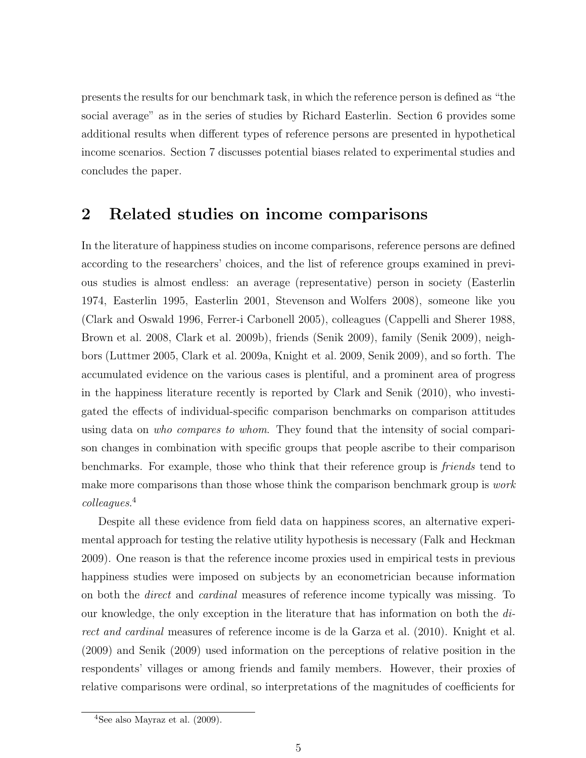presents the results for our benchmark task, in which the reference person is defined as "the social average" as in the series of studies by Richard Easterlin. Section 6 provides some additional results when different types of reference persons are presented in hypothetical income scenarios. Section 7 discusses potential biases related to experimental studies and concludes the paper.

## 2 Related studies on income comparisons

In the literature of happiness studies on income comparisons, reference persons are defined according to the researchers' choices, and the list of reference groups examined in previous studies is almost endless: an average (representative) person in society (Easterlin 1974, Easterlin 1995, Easterlin 2001, Stevenson and Wolfers 2008), someone like you (Clark and Oswald 1996, Ferrer-i Carbonell 2005), colleagues (Cappelli and Sherer 1988, Brown et al. 2008, Clark et al. 2009b), friends (Senik 2009), family (Senik 2009), neighbors (Luttmer 2005, Clark et al. 2009a, Knight et al. 2009, Senik 2009), and so forth. The accumulated evidence on the various cases is plentiful, and a prominent area of progress in the happiness literature recently is reported by Clark and Senik (2010), who investigated the effects of individual-specific comparison benchmarks on comparison attitudes using data on *who compares to whom*. They found that the intensity of social comparison changes in combination with specific groups that people ascribe to their comparison benchmarks. For example, those who think that their reference group is *friends* tend to make more comparisons than those whose think the comparison benchmark group is *work colleagues*.[4]

Despite all these evidence from field data on happiness scores, an alternative experimental approach for testing the relative utility hypothesis is necessary (Falk and Heckman 2009). One reason is that the reference income proxies used in empirical tests in previous happiness studies were imposed on subjects by an econometrician because information on both the *direct* and *cardinal* measures of reference income typically was missing. To our knowledge, the only exception in the literature that has information on both the *direct and cardinal* measures of reference income is de la Garza et al. (2010). Knight et al. (2009) and Senik (2009) used information on the perceptions of relative position in the respondents' villages or among friends and family members. However, their proxies of relative comparisons were ordinal, so interpretations of the magnitudes of coefficients for

[4]See also Mayraz et al. (2009).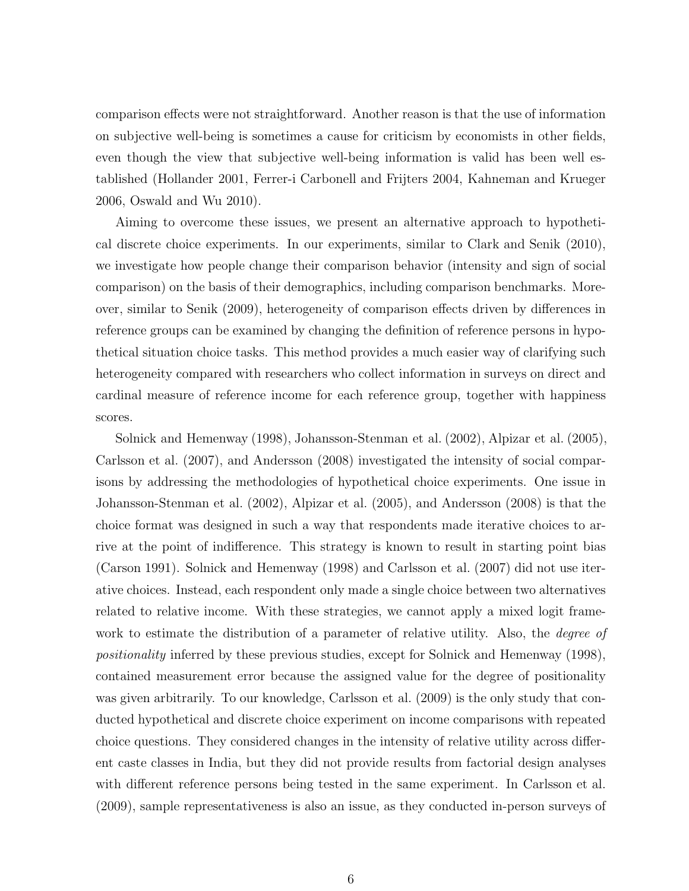comparison effects were not straightforward. Another reason is that the use of information on subjective well-being is sometimes a cause for criticism by economists in other fields, even though the view that subjective well-being information is valid has been well established (Hollander 2001, Ferrer-i Carbonell and Frijters 2004, Kahneman and Krueger 2006, Oswald and Wu 2010).

Aiming to overcome these issues, we present an alternative approach to hypothetical discrete choice experiments. In our experiments, similar to Clark and Senik (2010), we investigate how people change their comparison behavior (intensity and sign of social comparison) on the basis of their demographics, including comparison benchmarks. Moreover, similar to Senik (2009), heterogeneity of comparison effects driven by differences in reference groups can be examined by changing the definition of reference persons in hypothetical situation choice tasks. This method provides a much easier way of clarifying such heterogeneity compared with researchers who collect information in surveys on direct and cardinal measure of reference income for each reference group, together with happiness scores.

Solnick and Hemenway (1998), Johansson-Stenman et al. (2002), Alpizar et al. (2005), Carlsson et al. (2007), and Andersson (2008) investigated the intensity of social comparisons by addressing the methodologies of hypothetical choice experiments. One issue in Johansson-Stenman et al. (2002), Alpizar et al. (2005), and Andersson (2008) is that the choice format was designed in such a way that respondents made iterative choices to arrive at the point of indifference. This strategy is known to result in starting point bias (Carson 1991). Solnick and Hemenway (1998) and Carlsson et al. (2007) did not use iterative choices. Instead, each respondent only made a single choice between two alternatives related to relative income. With these strategies, we cannot apply a mixed logit framework to estimate the distribution of a parameter of relative utility. Also, the *degree of positionality* inferred by these previous studies, except for Solnick and Hemenway (1998), contained measurement error because the assigned value for the degree of positionality was given arbitrarily. To our knowledge, Carlsson et al. (2009) is the only study that conducted hypothetical and discrete choice experiment on income comparisons with repeated choice questions. They considered changes in the intensity of relative utility across different caste classes in India, but they did not provide results from factorial design analyses with different reference persons being tested in the same experiment. In Carlsson et al. (2009), sample representativeness is also an issue, as they conducted in-person surveys of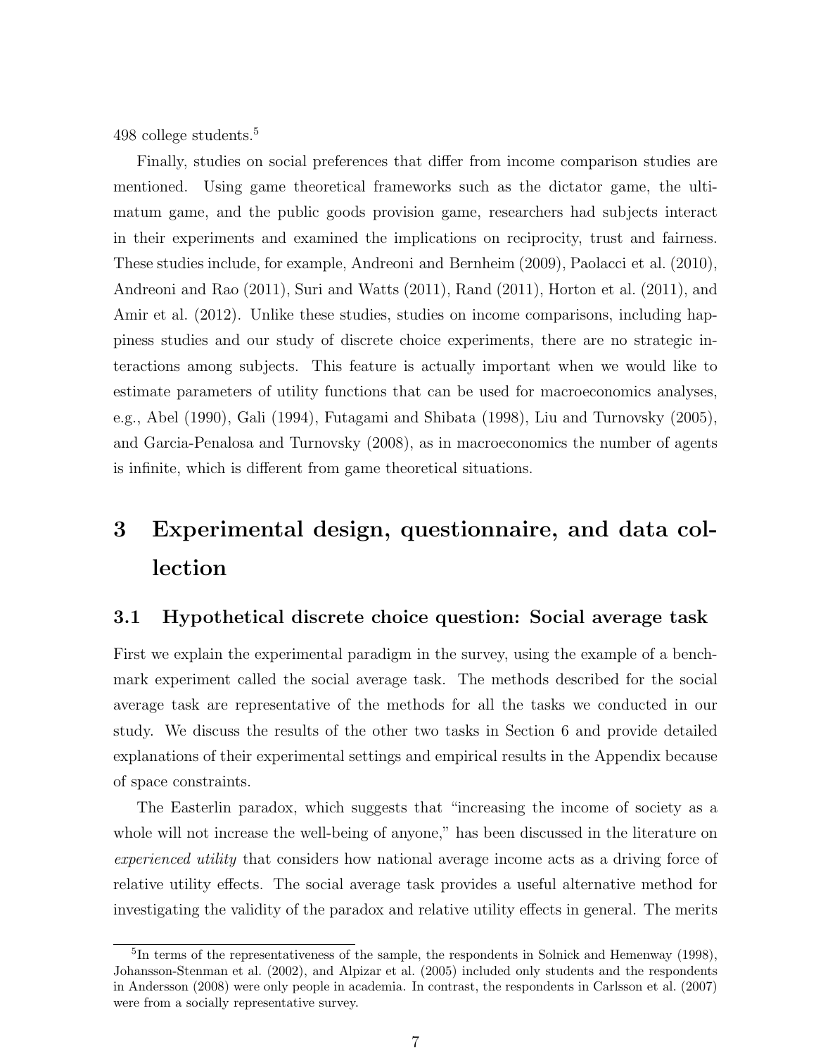498 college students.[5]

Finally, studies on social preferences that differ from income comparison studies are mentioned. Using game theoretical frameworks such as the dictator game, the ultimatum game, and the public goods provision game, researchers had subjects interact in their experiments and examined the implications on reciprocity, trust and fairness. These studies include, for example, Andreoni and Bernheim (2009), Paolacci et al. (2010), Andreoni and Rao (2011), Suri and Watts (2011), Rand (2011), Horton et al. (2011), and Amir et al. (2012). Unlike these studies, studies on income comparisons, including happiness studies and our study of discrete choice experiments, there are no strategic interactions among subjects. This feature is actually important when we would like to estimate parameters of utility functions that can be used for macroeconomics analyses, e.g., Abel (1990), Gali (1994), Futagami and Shibata (1998), Liu and Turnovsky (2005), and Garcia-Penalosa and Turnovsky (2008), as in macroeconomics the number of agents is infinite, which is different from game theoretical situations.

# 3 Experimental design, questionnaire, and data collection

## 3.1 Hypothetical discrete choice question: Social average task

First we explain the experimental paradigm in the survey, using the example of a benchmark experiment called the social average task. The methods described for the social average task are representative of the methods for all the tasks we conducted in our study. We discuss the results of the other two tasks in Section 6 and provide detailed explanations of their experimental settings and empirical results in the Appendix because of space constraints.

The Easterlin paradox, which suggests that "increasing the income of society as a whole will not increase the well-being of anyone," has been discussed in the literature on *experienced utility* that considers how national average income acts as a driving force of relative utility effects. The social average task provides a useful alternative method for investigating the validity of the paradox and relative utility effects in general. The merits

[5] In terms of the representativeness of the sample, the respondents in Solnick and Hemenway (1998), Johansson-Stenman et al. (2002), and Alpizar et al. (2005) included only students and the respondents in Andersson (2008) were only people in academia. In contrast, the respondents in Carlsson et al. (2007) were from a socially representative survey.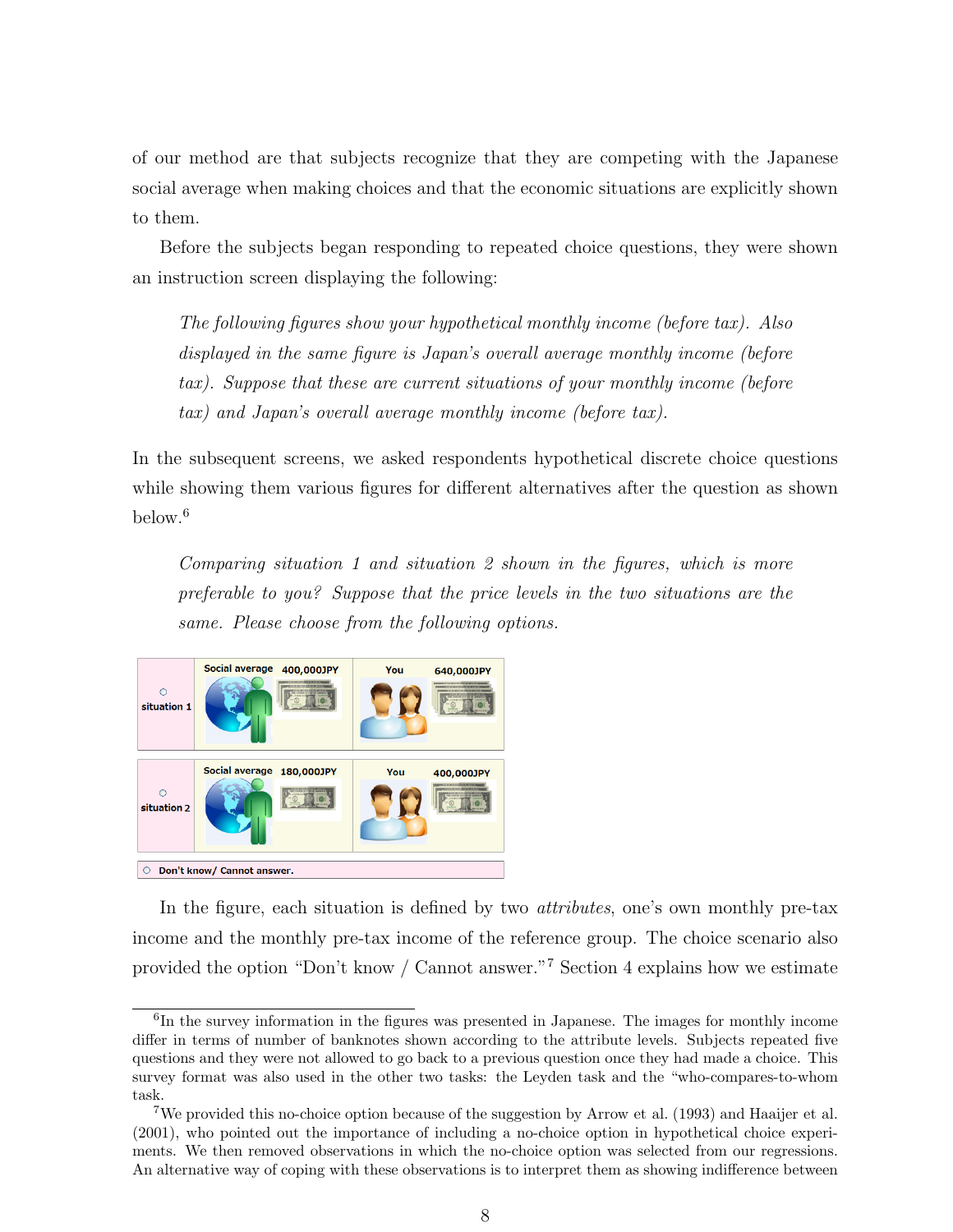of our method are that subjects recognize that they are competing with the Japanese social average when making choices and that the economic situations are explicitly shown to them.

Before the subjects began responding to repeated choice questions, they were shown an instruction screen displaying the following:

> *The following figures show your hypothetical monthly income (before tax). Also displayed in the same figure is Japan's overall average monthly income (before tax). Suppose that these are current situations of your monthly income (before tax) and Japan's overall average monthly income (before tax).*

In the subsequent screens, we asked respondents hypothetical discrete choice questions while showing them various figures for different alternatives after the question as shown below.[6]

> *Comparing situation 1 and situation 2 shown in the figures, which is more preferable to you? Suppose that the price levels in the two situations are the same. Please choose from the following options.*

| | Social average | | You | |
|---|---|---|---|---|
| ○ situation 1 | Social average | 400,000JPY | You | 640,000JPY |
| ○ situation 2 | Social average | 180,000JPY | You | 400,000JPY |

○ Don't know/ Cannot answer.

In the figure, each situation is defined by two *attributes*, one's own monthly pre-tax income and the monthly pre-tax income of the reference group. The choice scenario also provided the option "Don't know / Cannot answer."[7] Section 4 explains how we estimate

---

[6] In the survey information in the figures was presented in Japanese. The images for monthly income differ in terms of number of banknotes shown according to the attribute levels. Subjects repeated five questions and they were not allowed to go back to a previous question once they had made a choice. This survey format was also used in the other two tasks: the Leyden task and the "who-compares-to-whom task.

[7] We provided this no-choice option because of the suggestion by Arrow et al. (1993) and Haaijer et al. (2001), who pointed out the importance of including a no-choice option in hypothetical choice experiments. We then removed observations in which the no-choice option was selected from our regressions. An alternative way of coping with these observations is to interpret them as showing indifference between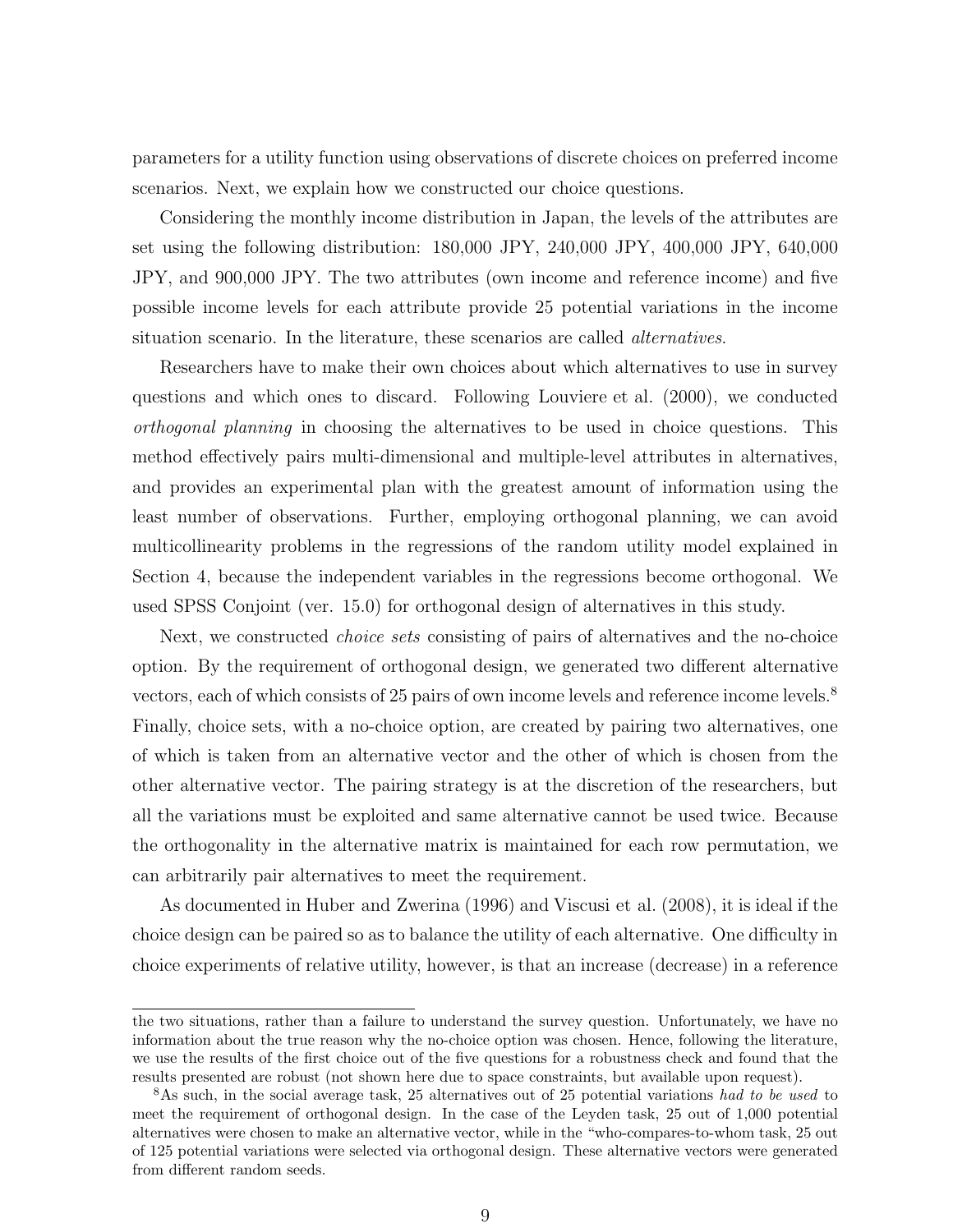parameters for a utility function using observations of discrete choices on preferred income scenarios. Next, we explain how we constructed our choice questions.

Considering the monthly income distribution in Japan, the levels of the attributes are set using the following distribution: 180,000 JPY, 240,000 JPY, 400,000 JPY, 640,000 JPY, and 900,000 JPY. The two attributes (own income and reference income) and five possible income levels for each attribute provide 25 potential variations in the income situation scenario. In the literature, these scenarios are called *alternatives*.

Researchers have to make their own choices about which alternatives to use in survey questions and which ones to discard. Following Louviere et al. (2000), we conducted *orthogonal planning* in choosing the alternatives to be used in choice questions. This method effectively pairs multi-dimensional and multiple-level attributes in alternatives, and provides an experimental plan with the greatest amount of information using the least number of observations. Further, employing orthogonal planning, we can avoid multicollinearity problems in the regressions of the random utility model explained in Section 4, because the independent variables in the regressions become orthogonal. We used SPSS Conjoint (ver. 15.0) for orthogonal design of alternatives in this study.

Next, we constructed *choice sets* consisting of pairs of alternatives and the no-choice option. By the requirement of orthogonal design, we generated two different alternative vectors, each of which consists of 25 pairs of own income levels and reference income levels.[8] Finally, choice sets, with a no-choice option, are created by pairing two alternatives, one of which is taken from an alternative vector and the other of which is chosen from the other alternative vector. The pairing strategy is at the discretion of the researchers, but all the variations must be exploited and same alternative cannot be used twice. Because the orthogonality in the alternative matrix is maintained for each row permutation, we can arbitrarily pair alternatives to meet the requirement.

As documented in Huber and Zwerina (1996) and Viscusi et al. (2008), it is ideal if the choice design can be paired so as to balance the utility of each alternative. One difficulty in choice experiments of relative utility, however, is that an increase (decrease) in a reference

---

the two situations, rather than a failure to understand the survey question. Unfortunately, we have no information about the true reason why the no-choice option was chosen. Hence, following the literature, we use the results of the first choice out of the five questions for a robustness check and found that the results presented are robust (not shown here due to space constraints, but available upon request).

[8] As such, in the social average task, 25 alternatives out of 25 potential variations *had to be used* to meet the requirement of orthogonal design. In the case of the Leyden task, 25 out of 1,000 potential alternatives were chosen to make an alternative vector, while in the "who-compares-to-whom task, 25 out of 125 potential variations were selected via orthogonal design. These alternative vectors were generated from different random seeds.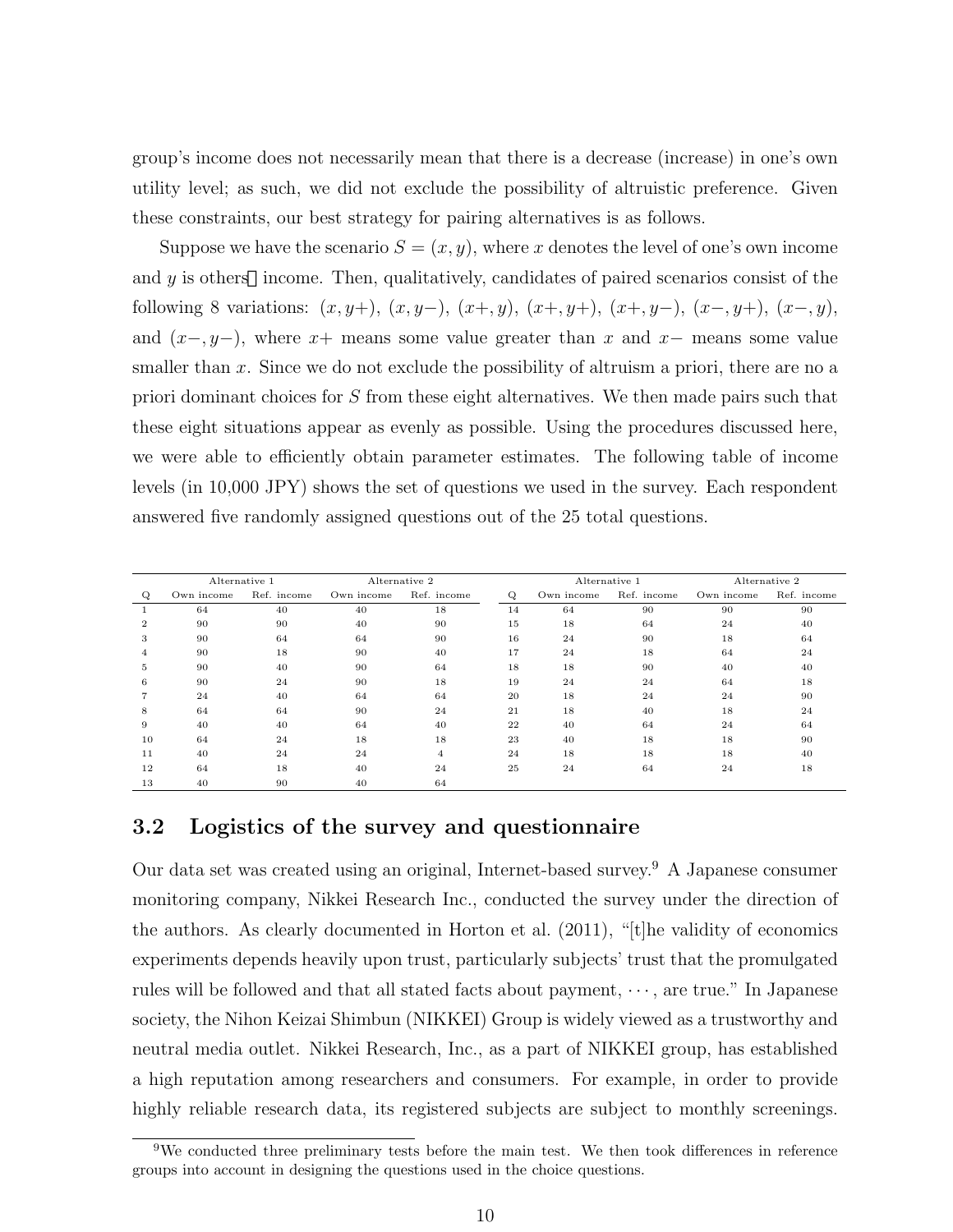group's income does not necessarily mean that there is a decrease (increase) in one's own utility level; as such, we did not exclude the possibility of altruistic preference. Given these constraints, our best strategy for pairing alternatives is as follows.

Suppose we have the scenario $S = (x, y)$, where $x$ denotes the level of one's own income and $y$ is others' income. Then, qualitatively, candidates of paired scenarios consist of the following 8 variations: $(x, y+)$, $(x, y-)$, $(x+, y)$, $(x+, y+)$, $(x+, y-)$, $(x-, y+)$, $(x-, y)$, and $(x-, y-)$, where $x+$ means some value greater than $x$ and $x-$ means some value smaller than $x$. Since we do not exclude the possibility of altruism a priori, there are no a priori dominant choices for $S$ from these eight alternatives. We then made pairs such that these eight situations appear as evenly as possible. Using the procedures discussed here, we were able to efficiently obtain parameter estimates. The following table of income levels (in 10,000 JPY) shows the set of questions we used in the survey. Each respondent answered five randomly assigned questions out of the 25 total questions.

| | Alternative 1 | | Alternative 2 | | | Alternative 1 | | Alternative 2 | |
|---|---|---|---|---|---|---|---|---|---|
| Q | Own income | Ref. income | Own income | Ref. income | Q | Own income | Ref. income | Own income | Ref. income |
| 1 | 64 | 40 | 40 | 18 | 14 | 64 | 90 | 90 | 90 |
| 2 | 90 | 90 | 40 | 90 | 15 | 18 | 64 | 24 | 40 |
| 3 | 90 | 64 | 64 | 90 | 16 | 24 | 90 | 18 | 64 |
| 4 | 90 | 18 | 90 | 40 | 17 | 24 | 18 | 64 | 24 |
| 5 | 90 | 40 | 90 | 64 | 18 | 18 | 90 | 40 | 40 |
| 6 | 90 | 24 | 90 | 18 | 19 | 24 | 24 | 64 | 18 |
| 7 | 24 | 40 | 64 | 64 | 20 | 18 | 24 | 24 | 90 |
| 8 | 64 | 64 | 90 | 24 | 21 | 18 | 40 | 18 | 24 |
| 9 | 40 | 40 | 64 | 40 | 22 | 40 | 64 | 24 | 64 |
| 10 | 64 | 24 | 18 | 18 | 23 | 40 | 18 | 18 | 90 |
| 11 | 40 | 24 | 24 | 4 | 24 | 18 | 18 | 18 | 40 |
| 12 | 64 | 18 | 40 | 24 | 25 | 24 | 64 | 24 | 18 |
| 13 | 40 | 90 | 40 | 64 | | | | | |

## 3.2 Logistics of the survey and questionnaire

Our data set was created using an original, Internet-based survey.[9] A Japanese consumer monitoring company, Nikkei Research Inc., conducted the survey under the direction of the authors. As clearly documented in Horton et al. (2011), "[t]he validity of economics experiments depends heavily upon trust, particularly subjects' trust that the promulgated rules will be followed and that all stated facts about payment, $\cdots$, are true." In Japanese society, the Nihon Keizai Shimbun (NIKKEI) Group is widely viewed as a trustworthy and neutral media outlet. Nikkei Research, Inc., as a part of NIKKEI group, has established a high reputation among researchers and consumers. For example, in order to provide highly reliable research data, its registered subjects are subject to monthly screenings.

[9] We conducted three preliminary tests before the main test. We then took differences in reference groups into account in designing the questions used in the choice questions.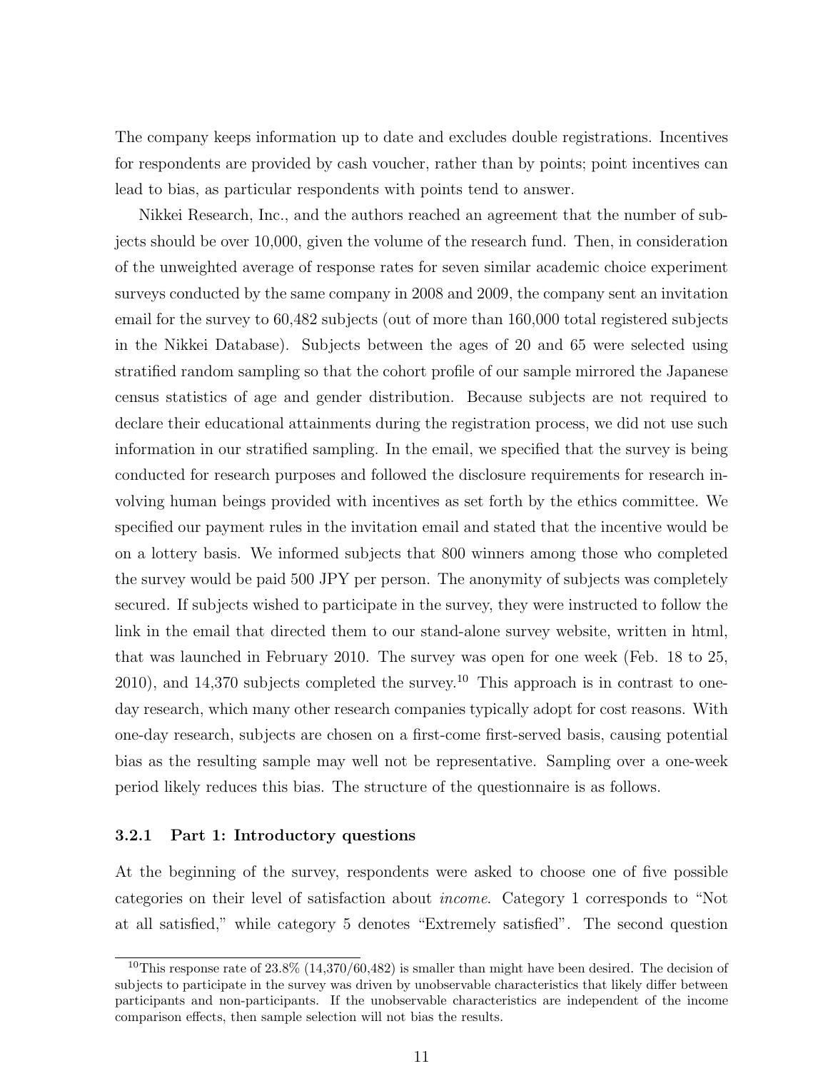The company keeps information up to date and excludes double registrations. Incentives for respondents are provided by cash voucher, rather than by points; point incentives can lead to bias, as particular respondents with points tend to answer.

Nikkei Research, Inc., and the authors reached an agreement that the number of subjects should be over 10,000, given the volume of the research fund. Then, in consideration of the unweighted average of response rates for seven similar academic choice experiment surveys conducted by the same company in 2008 and 2009, the company sent an invitation email for the survey to 60,482 subjects (out of more than 160,000 total registered subjects in the Nikkei Database). Subjects between the ages of 20 and 65 were selected using stratified random sampling so that the cohort profile of our sample mirrored the Japanese census statistics of age and gender distribution. Because subjects are not required to declare their educational attainments during the registration process, we did not use such information in our stratified sampling. In the email, we specified that the survey is being conducted for research purposes and followed the disclosure requirements for research involving human beings provided with incentives as set forth by the ethics committee. We specified our payment rules in the invitation email and stated that the incentive would be on a lottery basis. We informed subjects that 800 winners among those who completed the survey would be paid 500 JPY per person. The anonymity of subjects was completely secured. If subjects wished to participate in the survey, they were instructed to follow the link in the email that directed them to our stand-alone survey website, written in html, that was launched in February 2010. The survey was open for one week (Feb. 18 to 25, 2010), and 14,370 subjects completed the survey.[10] This approach is in contrast to one-day research, which many other research companies typically adopt for cost reasons. With one-day research, subjects are chosen on a first-come first-served basis, causing potential bias as the resulting sample may well not be representative. Sampling over a one-week period likely reduces this bias. The structure of the questionnaire is as follows.

### 3.2.1 Part 1: Introductory questions

At the beginning of the survey, respondents were asked to choose one of five possible categories on their level of satisfaction about *income*. Category 1 corresponds to "Not at all satisfied," while category 5 denotes "Extremely satisfied". The second question

[10] This response rate of 23.8% (14,370/60,482) is smaller than might have been desired. The decision of subjects to participate in the survey was driven by unobservable characteristics that likely differ between participants and non-participants. If the unobservable characteristics are independent of the income comparison effects, then sample selection will not bias the results.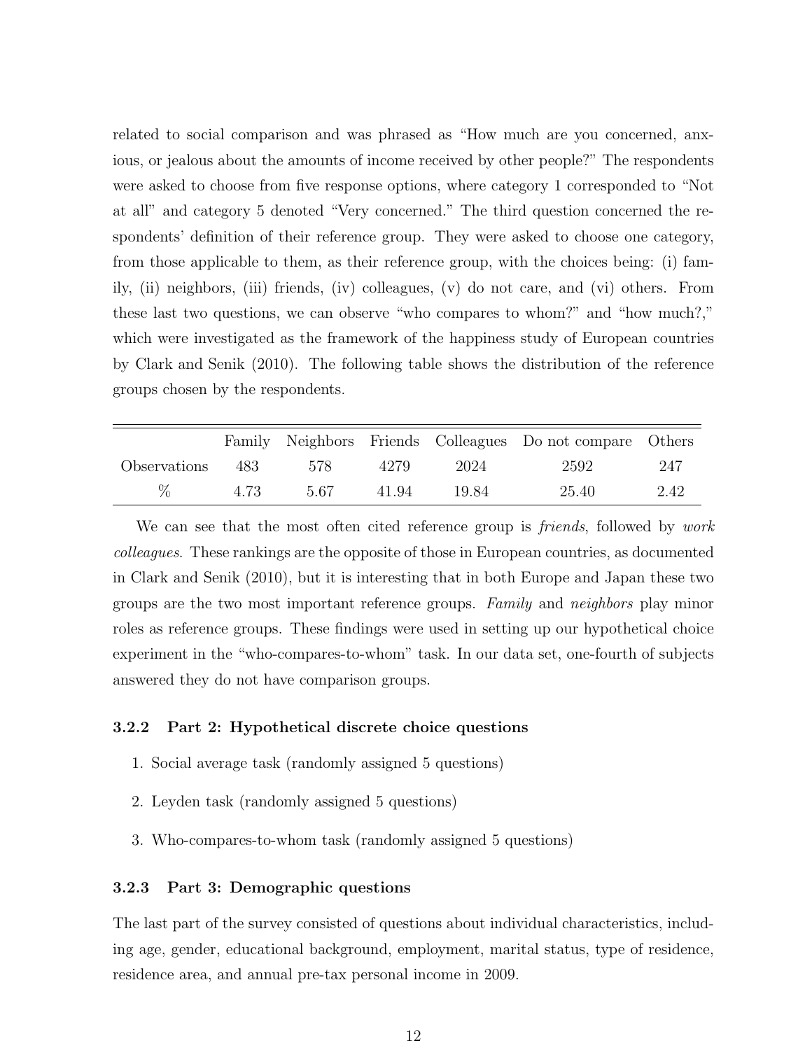related to social comparison and was phrased as "How much are you concerned, anxious, or jealous about the amounts of income received by other people?" The respondents were asked to choose from five response options, where category 1 corresponded to "Not at all" and category 5 denoted "Very concerned." The third question concerned the respondents' definition of their reference group. They were asked to choose one category, from those applicable to them, as their reference group, with the choices being: (i) family, (ii) neighbors, (iii) friends, (iv) colleagues, (v) do not care, and (vi) others. From these last two questions, we can observe "who compares to whom?" and "how much?," which were investigated as the framework of the happiness study of European countries by Clark and Senik (2010). The following table shows the distribution of the reference groups chosen by the respondents.

| | Family | Neighbors | Friends | Colleagues | Do not compare | Others |
|---|---|---|---|---|---|---|
| Observations | 483 | 578 | 4279 | 2024 | 2592 | 247 |
| % | 4.73 | 5.67 | 41.94 | 19.84 | 25.40 | 2.42 |

We can see that the most often cited reference group is *friends*, followed by *work colleagues*. These rankings are the opposite of those in European countries, as documented in Clark and Senik (2010), but it is interesting that in both Europe and Japan these two groups are the two most important reference groups. *Family* and *neighbors* play minor roles as reference groups. These findings were used in setting up our hypothetical choice experiment in the "who-compares-to-whom" task. In our data set, one-fourth of subjects answered they do not have comparison groups.

### 3.2.2 Part 2: Hypothetical discrete choice questions

1. Social average task (randomly assigned 5 questions)
2. Leyden task (randomly assigned 5 questions)
3. Who-compares-to-whom task (randomly assigned 5 questions)

### 3.2.3 Part 3: Demographic questions

The last part of the survey consisted of questions about individual characteristics, including age, gender, educational background, employment, marital status, type of residence, residence area, and annual pre-tax personal income in 2009.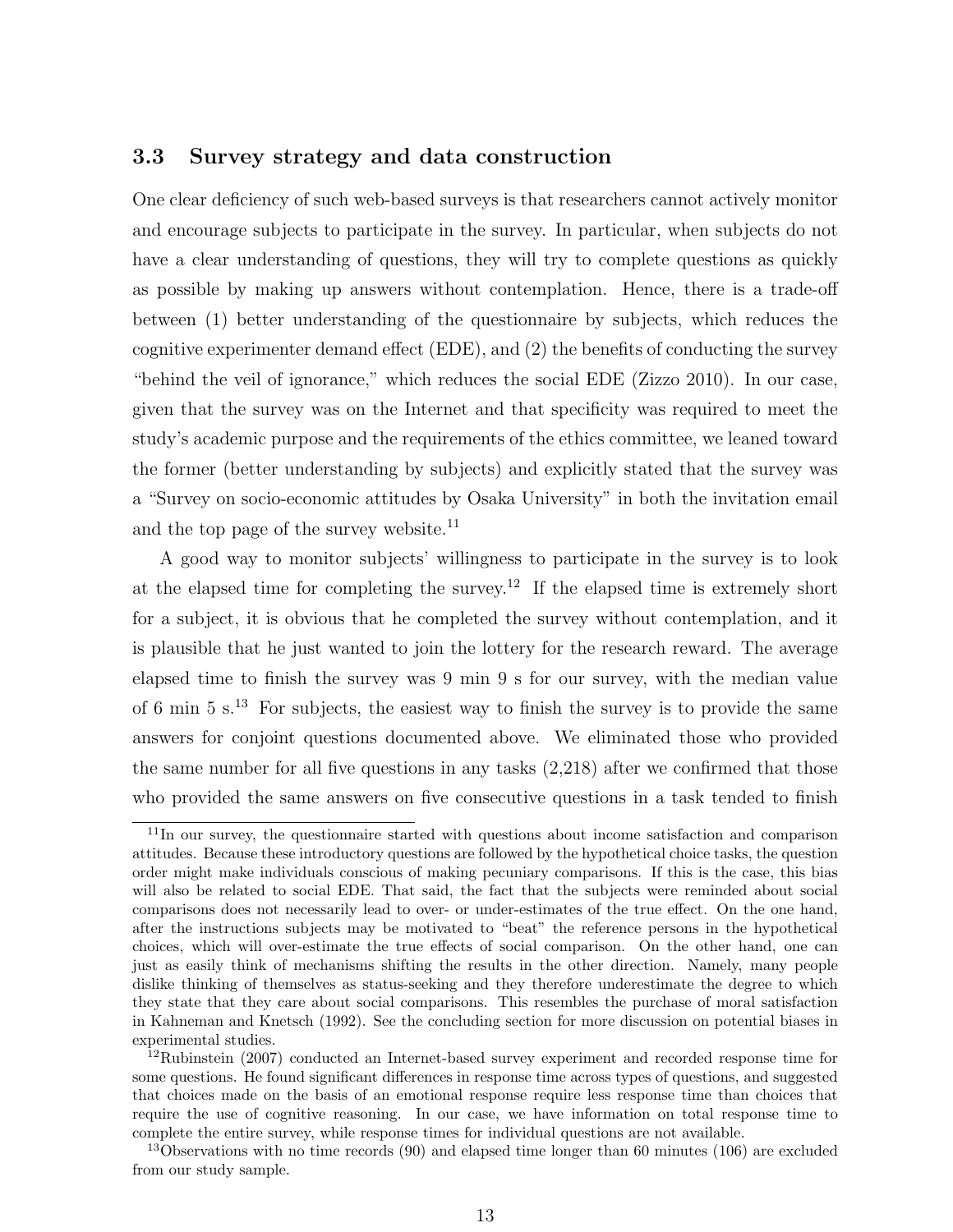### 3.3 Survey strategy and data construction

One clear deficiency of such web-based surveys is that researchers cannot actively monitor and encourage subjects to participate in the survey. In particular, when subjects do not have a clear understanding of questions, they will try to complete questions as quickly as possible by making up answers without contemplation. Hence, there is a trade-off between (1) better understanding of the questionnaire by subjects, which reduces the cognitive experimenter demand effect (EDE), and (2) the benefits of conducting the survey "behind the veil of ignorance," which reduces the social EDE (Zizzo 2010). In our case, given that the survey was on the Internet and that specificity was required to meet the study's academic purpose and the requirements of the ethics committee, we leaned toward the former (better understanding by subjects) and explicitly stated that the survey was a "Survey on socio-economic attitudes by Osaka University" in both the invitation email and the top page of the survey website.[11]

A good way to monitor subjects' willingness to participate in the survey is to look at the elapsed time for completing the survey.[12] If the elapsed time is extremely short for a subject, it is obvious that he completed the survey without contemplation, and it is plausible that he just wanted to join the lottery for the research reward. The average elapsed time to finish the survey was 9 min 9 s for our survey, with the median value of 6 min 5 s.[13] For subjects, the easiest way to finish the survey is to provide the same answers for conjoint questions documented above. We eliminated those who provided the same number for all five questions in any tasks (2,218) after we confirmed that those who provided the same answers on five consecutive questions in a task tended to finish

[11] In our survey, the questionnaire started with questions about income satisfaction and comparison attitudes. Because these introductory questions are followed by the hypothetical choice tasks, the question order might make individuals conscious of making pecuniary comparisons. If this is the case, this bias will also be related to social EDE. That said, the fact that the subjects were reminded about social comparisons does not necessarily lead to over- or under-estimates of the true effect. On the one hand, after the instructions subjects may be motivated to "beat" the reference persons in the hypothetical choices, which will over-estimate the true effects of social comparison. On the other hand, one can just as easily think of mechanisms shifting the results in the other direction. Namely, many people dislike thinking of themselves as status-seeking and they therefore underestimate the degree to which they state that they care about social comparisons. This resembles the purchase of moral satisfaction in Kahneman and Knetsch (1992). See the concluding section for more discussion on potential biases in experimental studies.

[12] Rubinstein (2007) conducted an Internet-based survey experiment and recorded response time for some questions. He found significant differences in response time across types of questions, and suggested that choices made on the basis of an emotional response require less response time than choices that require the use of cognitive reasoning. In our case, we have information on total response time to complete the entire survey, while response times for individual questions are not available.

[13] Observations with no time records (90) and elapsed time longer than 60 minutes (106) are excluded from our study sample.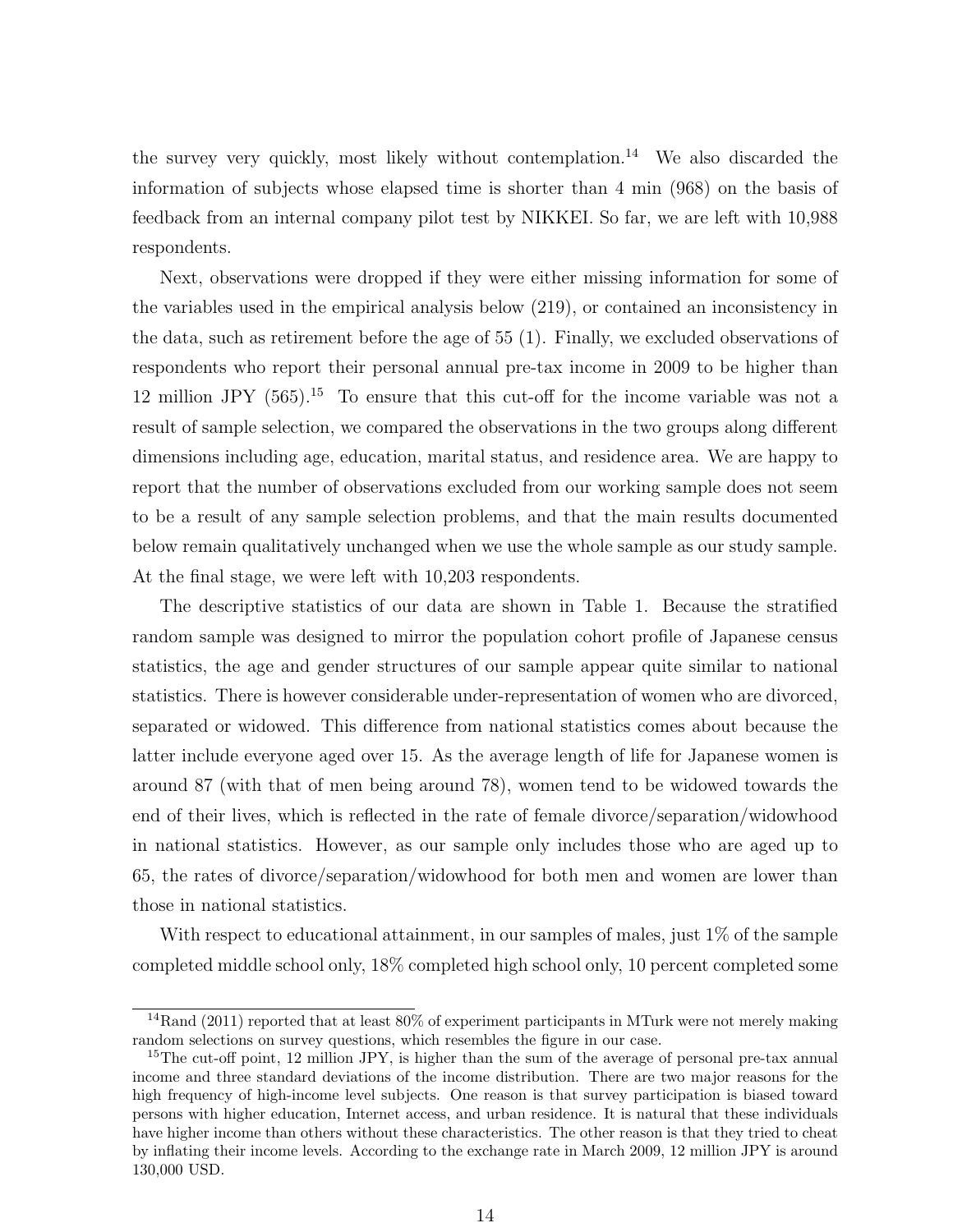the survey very quickly, most likely without contemplation.[14] We also discarded the information of subjects whose elapsed time is shorter than 4 min (968) on the basis of feedback from an internal company pilot test by NIKKEI. So far, we are left with 10,988 respondents.

Next, observations were dropped if they were either missing information for some of the variables used in the empirical analysis below (219), or contained an inconsistency in the data, such as retirement before the age of 55 (1). Finally, we excluded observations of respondents who report their personal annual pre-tax income in 2009 to be higher than 12 million JPY (565).[15] To ensure that this cut-off for the income variable was not a result of sample selection, we compared the observations in the two groups along different dimensions including age, education, marital status, and residence area. We are happy to report that the number of observations excluded from our working sample does not seem to be a result of any sample selection problems, and that the main results documented below remain qualitatively unchanged when we use the whole sample as our study sample. At the final stage, we were left with 10,203 respondents.

The descriptive statistics of our data are shown in Table 1. Because the stratified random sample was designed to mirror the population cohort profile of Japanese census statistics, the age and gender structures of our sample appear quite similar to national statistics. There is however considerable under-representation of women who are divorced, separated or widowed. This difference from national statistics comes about because the latter include everyone aged over 15. As the average length of life for Japanese women is around 87 (with that of men being around 78), women tend to be widowed towards the end of their lives, which is reflected in the rate of female divorce/separation/widowhood in national statistics. However, as our sample only includes those who are aged up to 65, the rates of divorce/separation/widowhood for both men and women are lower than those in national statistics.

With respect to educational attainment, in our samples of males, just 1% of the sample completed middle school only, 18% completed high school only, 10 percent completed some

---

[14] Rand (2011) reported that at least 80% of experiment participants in MTurk were not merely making random selections on survey questions, which resembles the figure in our case.

[15] The cut-off point, 12 million JPY, is higher than the sum of the average of personal pre-tax annual income and three standard deviations of the income distribution. There are two major reasons for the high frequency of high-income level subjects. One reason is that survey participation is biased toward persons with higher education, Internet access, and urban residence. It is natural that these individuals have higher income than others without these characteristics. The other reason is that they tried to cheat by inflating their income levels. According to the exchange rate in March 2009, 12 million JPY is around 130,000 USD.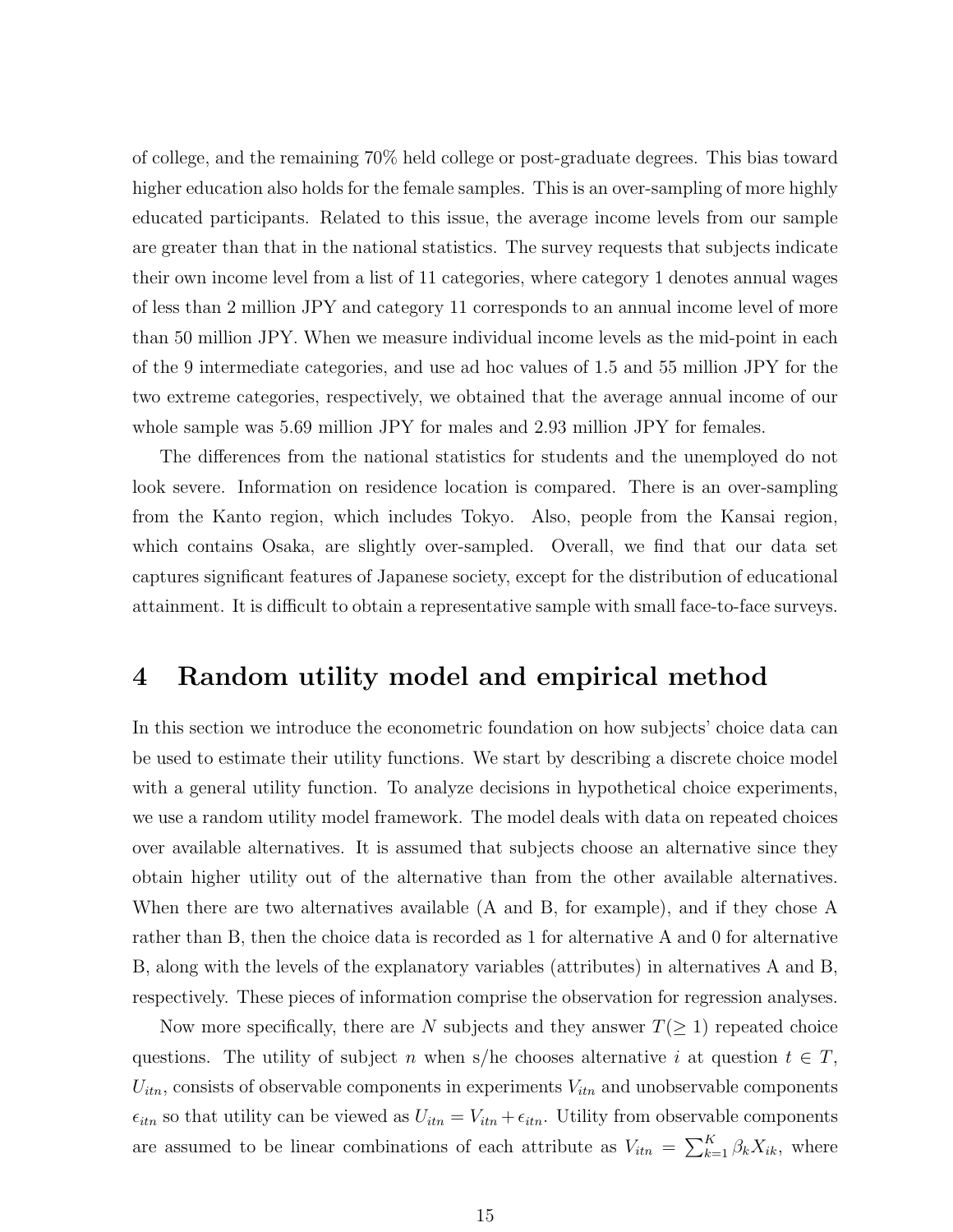of college, and the remaining 70% held college or post-graduate degrees. This bias toward higher education also holds for the female samples. This is an over-sampling of more highly educated participants. Related to this issue, the average income levels from our sample are greater than that in the national statistics. The survey requests that subjects indicate their own income level from a list of 11 categories, where category 1 denotes annual wages of less than 2 million JPY and category 11 corresponds to an annual income level of more than 50 million JPY. When we measure individual income levels as the mid-point in each of the 9 intermediate categories, and use ad hoc values of 1.5 and 55 million JPY for the two extreme categories, respectively, we obtained that the average annual income of our whole sample was 5.69 million JPY for males and 2.93 million JPY for females.

The differences from the national statistics for students and the unemployed do not look severe. Information on residence location is compared. There is an over-sampling from the Kanto region, which includes Tokyo. Also, people from the Kansai region, which contains Osaka, are slightly over-sampled. Overall, we find that our data set captures significant features of Japanese society, except for the distribution of educational attainment. It is difficult to obtain a representative sample with small face-to-face surveys.

# 4 Random utility model and empirical method

In this section we introduce the econometric foundation on how subjects' choice data can be used to estimate their utility functions. We start by describing a discrete choice model with a general utility function. To analyze decisions in hypothetical choice experiments, we use a random utility model framework. The model deals with data on repeated choices over available alternatives. It is assumed that subjects choose an alternative since they obtain higher utility out of the alternative than from the other available alternatives. When there are two alternatives available (A and B, for example), and if they chose A rather than B, then the choice data is recorded as 1 for alternative A and 0 for alternative B, along with the levels of the explanatory variables (attributes) in alternatives A and B, respectively. These pieces of information comprise the observation for regression analyses.

Now more specifically, there are $N$ subjects and they answer $T(\geq 1)$ repeated choice questions. The utility of subject $n$ when s/he chooses alternative $i$ at question $t \in T$, $U_{itn}$, consists of observable components in experiments $V_{itn}$ and unobservable components $\epsilon_{itn}$ so that utility can be viewed as $U_{itn} = V_{itn} + \epsilon_{itn}$. Utility from observable components are assumed to be linear combinations of each attribute as $V_{itn} = \sum_{k=1}^{K} \beta_k X_{ik}$, where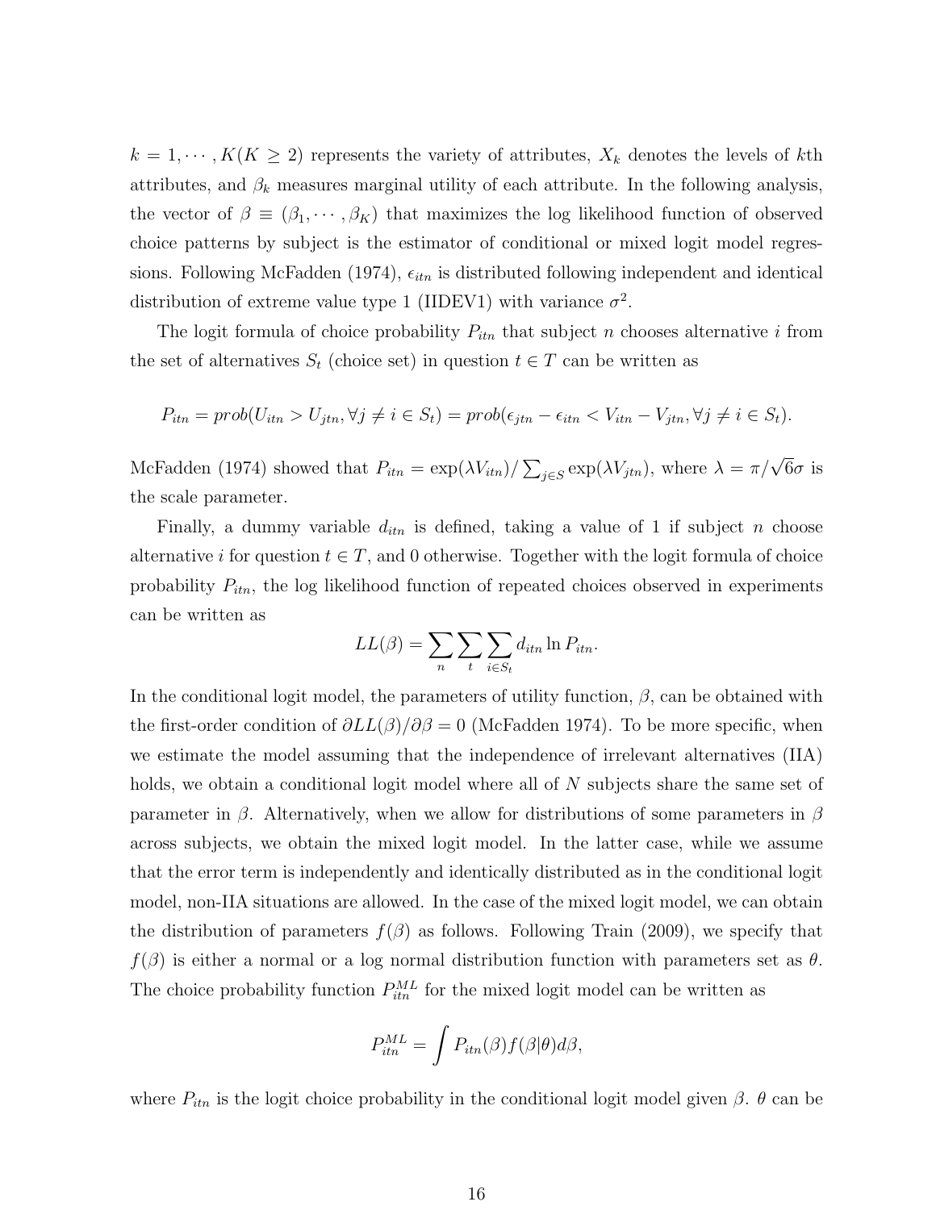$k = 1, \cdots, K (K \geq 2)$ represents the variety of attributes, $X_k$ denotes the levels of $k$th attributes, and $\beta_k$ measures marginal utility of each attribute. In the following analysis, the vector of $\beta \equiv (\beta_1, \cdots, \beta_K)$ that maximizes the log likelihood function of observed choice patterns by subject is the estimator of conditional or mixed logit model regressions. Following McFadden (1974), $\epsilon_{itn}$ is distributed following independent and identical distribution of extreme value type 1 (IIDEV1) with variance $\sigma^2$.

The logit formula of choice probability $P_{itn}$ that subject $n$ chooses alternative $i$ from the set of alternatives $S_t$ (choice set) in question $t \in T$ can be written as

$$P_{itn} = prob(U_{itn} > U_{jtn}, \forall j \neq i \in S_t) = prob(\epsilon_{jtn} - \epsilon_{itn} < V_{itn} - V_{jtn}, \forall j \neq i \in S_t).$$

McFadden (1974) showed that $P_{itn} = \exp(\lambda V_{itn}) / \sum_{j \in S} \exp(\lambda V_{jtn})$, where $\lambda = \pi / \sqrt{6}\sigma$ is the scale parameter.

Finally, a dummy variable $d_{itn}$ is defined, taking a value of 1 if subject $n$ choose alternative $i$ for question $t \in T$, and 0 otherwise. Together with the logit formula of choice probability $P_{itn}$, the log likelihood function of repeated choices observed in experiments can be written as

$$LL(\beta) = \sum_n \sum_t \sum_{i \in S_t} d_{itn} \ln P_{itn}.$$

In the conditional logit model, the parameters of utility function, $\beta$, can be obtained with the first-order condition of $\partial LL(\beta)/\partial \beta = 0$ (McFadden 1974). To be more specific, when we estimate the model assuming that the independence of irrelevant alternatives (IIA) holds, we obtain a conditional logit model where all of $N$ subjects share the same set of parameter in $\beta$. Alternatively, when we allow for distributions of some parameters in $\beta$ across subjects, we obtain the mixed logit model. In the latter case, while we assume that the error term is independently and identically distributed as in the conditional logit model, non-IIA situations are allowed. In the case of the mixed logit model, we can obtain the distribution of parameters $f(\beta)$ as follows. Following Train (2009), we specify that $f(\beta)$ is either a normal or a log normal distribution function with parameters set as $\theta$. The choice probability function $P_{itn}^{ML}$ for the mixed logit model can be written as

$$P_{itn}^{ML} = \int P_{itn}(\beta) f(\beta|\theta) d\beta,$$

where $P_{itn}$ is the logit choice probability in the conditional logit model given $\beta$. $\theta$ can be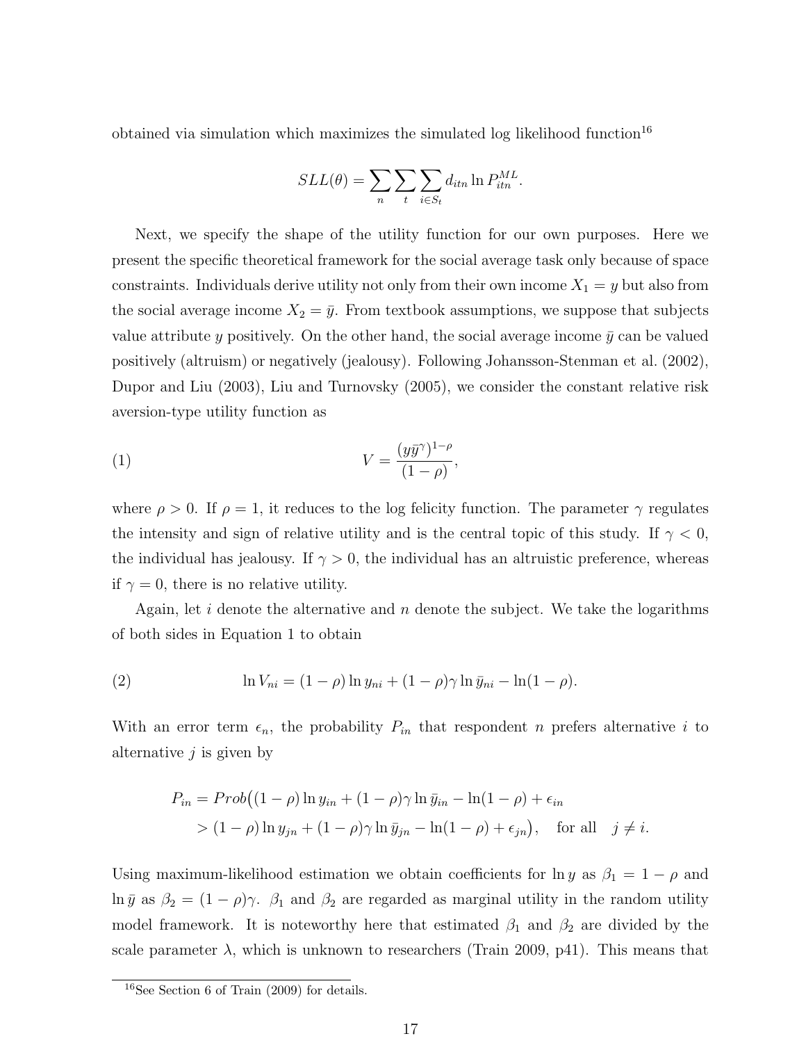obtained via simulation which maximizes the simulated log likelihood function[16]

$$SLL(\theta) = \sum_n \sum_t \sum_{i \in S_t} d_{itn} \ln P_{itn}^{ML}.$$

Next, we specify the shape of the utility function for our own purposes. Here we present the specific theoretical framework for the social average task only because of space constraints. Individuals derive utility not only from their own income $X_1 = y$ but also from the social average income $X_2 = \bar{y}$. From textbook assumptions, we suppose that subjects value attribute $y$ positively. On the other hand, the social average income $\bar{y}$ can be valued positively (altruism) or negatively (jealousy). Following Johansson-Stenman et al. (2002), Dupor and Liu (2003), Liu and Turnovsky (2005), we consider the constant relative risk aversion-type utility function as

$$V = \frac{(y\bar{y}^{\gamma})^{1-\rho}}{(1-\rho)}, \tag{1}$$

where $\rho > 0$. If $\rho = 1$, it reduces to the log felicity function. The parameter $\gamma$ regulates the intensity and sign of relative utility and is the central topic of this study. If $\gamma < 0$, the individual has jealousy. If $\gamma > 0$, the individual has an altruistic preference, whereas if $\gamma = 0$, there is no relative utility.

Again, let $i$ denote the alternative and $n$ denote the subject. We take the logarithms of both sides in Equation 1 to obtain

$$\ln V_{ni} = (1-\rho) \ln y_{ni} + (1-\rho)\gamma \ln \bar{y}_{ni} - \ln(1-\rho). \tag{2}$$

With an error term $\epsilon_n$, the probability $P_{in}$ that respondent $n$ prefers alternative $i$ to alternative $j$ is given by

$$\begin{aligned} P_{in} = Prob\big(&(1-\rho) \ln y_{in} + (1-\rho)\gamma \ln \bar{y}_{in} - \ln(1-\rho) + \epsilon_{in} \\ &> (1-\rho) \ln y_{jn} + (1-\rho)\gamma \ln \bar{y}_{jn} - \ln(1-\rho) + \epsilon_{jn}\big), \quad \text{for all} \quad j \neq i. \end{aligned}$$

Using maximum-likelihood estimation we obtain coefficients for $\ln y$ as $\beta_1 = 1 - \rho$ and $\ln \bar{y}$ as $\beta_2 = (1-\rho)\gamma$. $\beta_1$ and $\beta_2$ are regarded as marginal utility in the random utility model framework. It is noteworthy here that estimated $\beta_1$ and $\beta_2$ are divided by the scale parameter $\lambda$, which is unknown to researchers (Train 2009, p41). This means that

[16] See Section 6 of Train (2009) for details.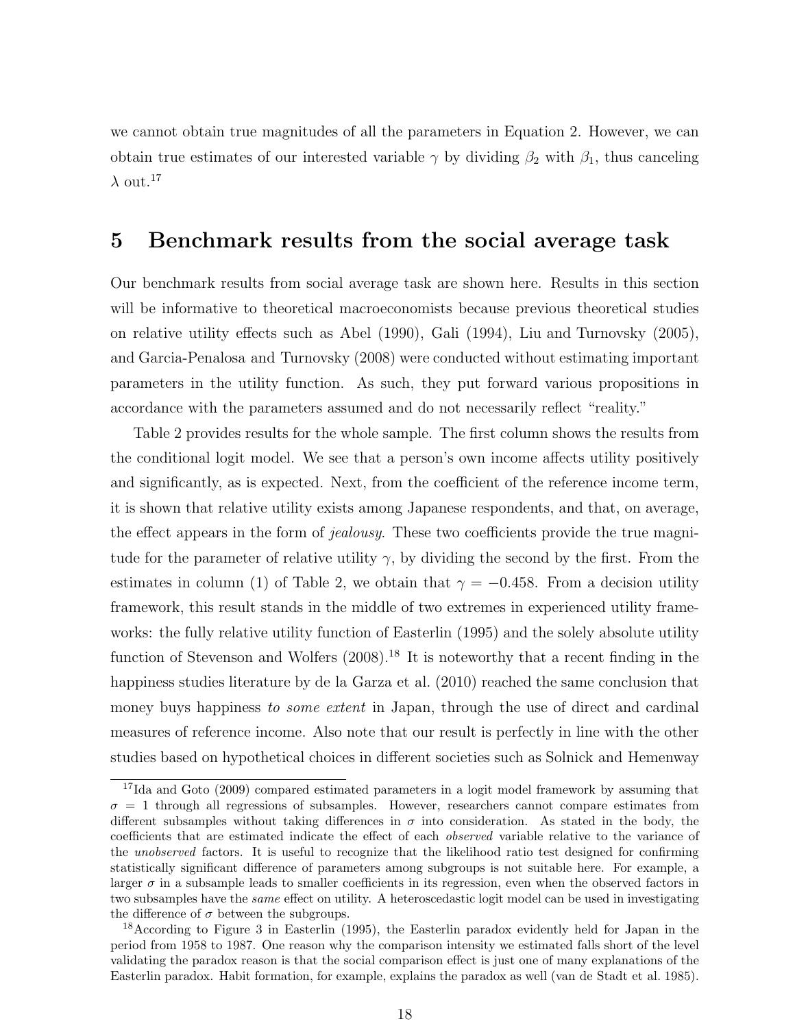we cannot obtain true magnitudes of all the parameters in Equation 2. However, we can obtain true estimates of our interested variable $\gamma$ by dividing $\beta_2$ with $\beta_1$, thus canceling $\lambda$ out.[17]

# 5 Benchmark results from the social average task

Our benchmark results from social average task are shown here. Results in this section will be informative to theoretical macroeconomists because previous theoretical studies on relative utility effects such as Abel (1990), Gali (1994), Liu and Turnovsky (2005), and Garcia-Penalosa and Turnovsky (2008) were conducted without estimating important parameters in the utility function. As such, they put forward various propositions in accordance with the parameters assumed and do not necessarily reflect "reality."

Table 2 provides results for the whole sample. The first column shows the results from the conditional logit model. We see that a person's own income affects utility positively and significantly, as is expected. Next, from the coefficient of the reference income term, it is shown that relative utility exists among Japanese respondents, and that, on average, the effect appears in the form of *jealousy*. These two coefficients provide the true magnitude for the parameter of relative utility $\gamma$, by dividing the second by the first. From the estimates in column (1) of Table 2, we obtain that $\gamma = -0.458$. From a decision utility framework, this result stands in the middle of two extremes in experienced utility frameworks: the fully relative utility function of Easterlin (1995) and the solely absolute utility function of Stevenson and Wolfers (2008).[18] It is noteworthy that a recent finding in the happiness studies literature by de la Garza et al. (2010) reached the same conclusion that money buys happiness *to some extent* in Japan, through the use of direct and cardinal measures of reference income. Also note that our result is perfectly in line with the other studies based on hypothetical choices in different societies such as Solnick and Hemenway

[17] Ida and Goto (2009) compared estimated parameters in a logit model framework by assuming that $\sigma = 1$ through all regressions of subsamples. However, researchers cannot compare estimates from different subsamples without taking differences in $\sigma$ into consideration. As stated in the body, the coefficients that are estimated indicate the effect of each *observed* variable relative to the variance of the *unobserved* factors. It is useful to recognize that the likelihood ratio test designed for confirming statistically significant difference of parameters among subgroups is not suitable here. For example, a larger $\sigma$ in a subsample leads to smaller coefficients in its regression, even when the observed factors in two subsamples have the *same* effect on utility. A heteroscedastic logit model can be used in investigating the difference of $\sigma$ between the subgroups.

[18] According to Figure 3 in Easterlin (1995), the Easterlin paradox evidently held for Japan in the period from 1958 to 1987. One reason why the comparison intensity we estimated falls short of the level validating the paradox reason is that the social comparison effect is just one of many explanations of the Easterlin paradox. Habit formation, for example, explains the paradox as well (van de Stadt et al. 1985).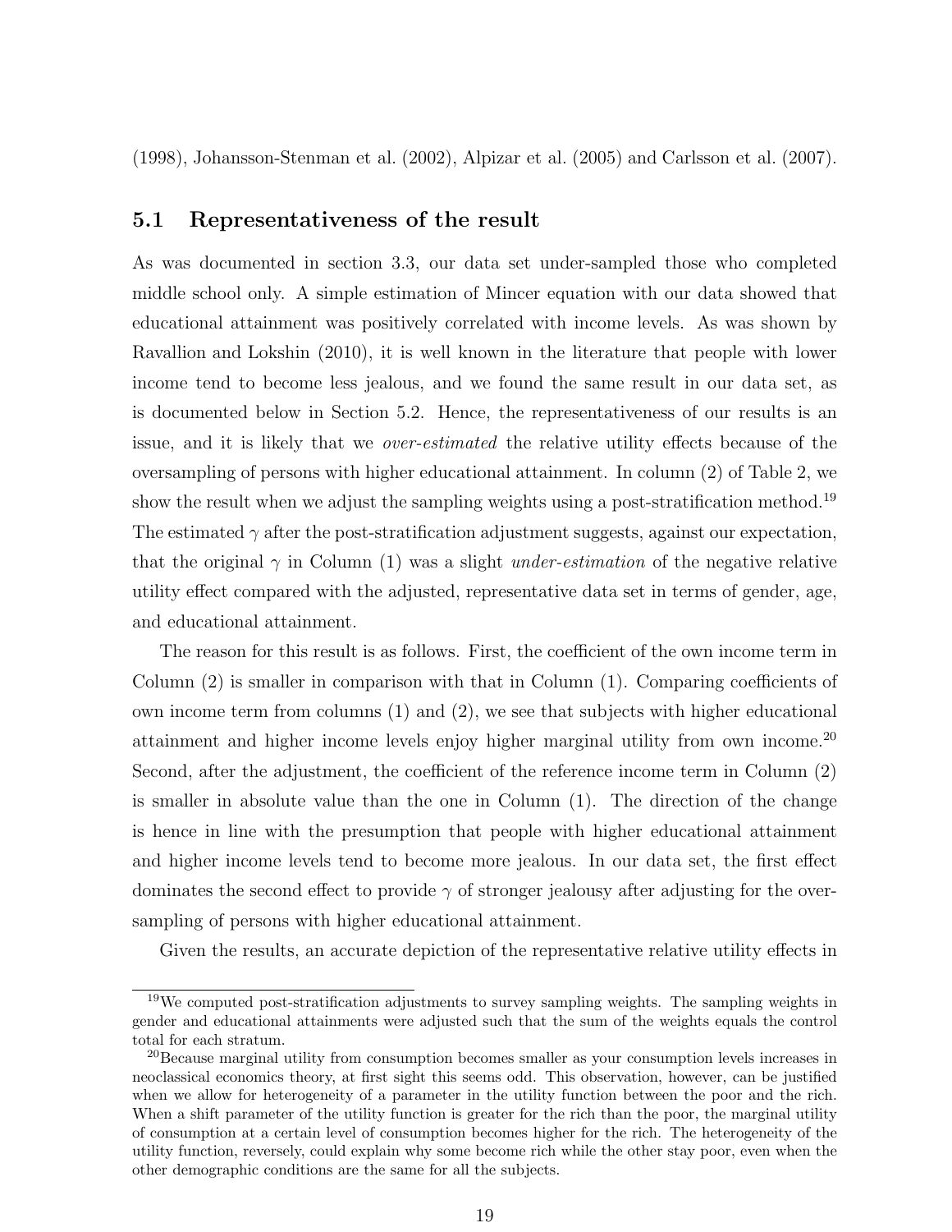(1998), Johansson-Stenman et al. (2002), Alpizar et al. (2005) and Carlsson et al. (2007).

## 5.1 Representativeness of the result

As was documented in section 3.3, our data set under-sampled those who completed middle school only. A simple estimation of Mincer equation with our data showed that educational attainment was positively correlated with income levels. As was shown by Ravallion and Lokshin (2010), it is well known in the literature that people with lower income tend to become less jealous, and we found the same result in our data set, as is documented below in Section 5.2. Hence, the representativeness of our results is an issue, and it is likely that we *over-estimated* the relative utility effects because of the oversampling of persons with higher educational attainment. In column (2) of Table 2, we show the result when we adjust the sampling weights using a post-stratification method.[19] The estimated $\gamma$ after the post-stratification adjustment suggests, against our expectation, that the original $\gamma$ in Column (1) was a slight *under-estimation* of the negative relative utility effect compared with the adjusted, representative data set in terms of gender, age, and educational attainment.

The reason for this result is as follows. First, the coefficient of the own income term in Column (2) is smaller in comparison with that in Column (1). Comparing coefficients of own income term from columns (1) and (2), we see that subjects with higher educational attainment and higher income levels enjoy higher marginal utility from own income.[20] Second, after the adjustment, the coefficient of the reference income term in Column (2) is smaller in absolute value than the one in Column (1). The direction of the change is hence in line with the presumption that people with higher educational attainment and higher income levels tend to become more jealous. In our data set, the first effect dominates the second effect to provide $\gamma$ of stronger jealousy after adjusting for the over-sampling of persons with higher educational attainment.

Given the results, an accurate depiction of the representative relative utility effects in

[19] We computed post-stratification adjustments to survey sampling weights. The sampling weights in gender and educational attainments were adjusted such that the sum of the weights equals the control total for each stratum.

[20] Because marginal utility from consumption becomes smaller as your consumption levels increases in neoclassical economics theory, at first sight this seems odd. This observation, however, can be justified when we allow for heterogeneity of a parameter in the utility function between the poor and the rich. When a shift parameter of the utility function is greater for the rich than the poor, the marginal utility of consumption at a certain level of consumption becomes higher for the rich. The heterogeneity of the utility function, reversely, could explain why some become rich while the other stay poor, even when the other demographic conditions are the same for all the subjects.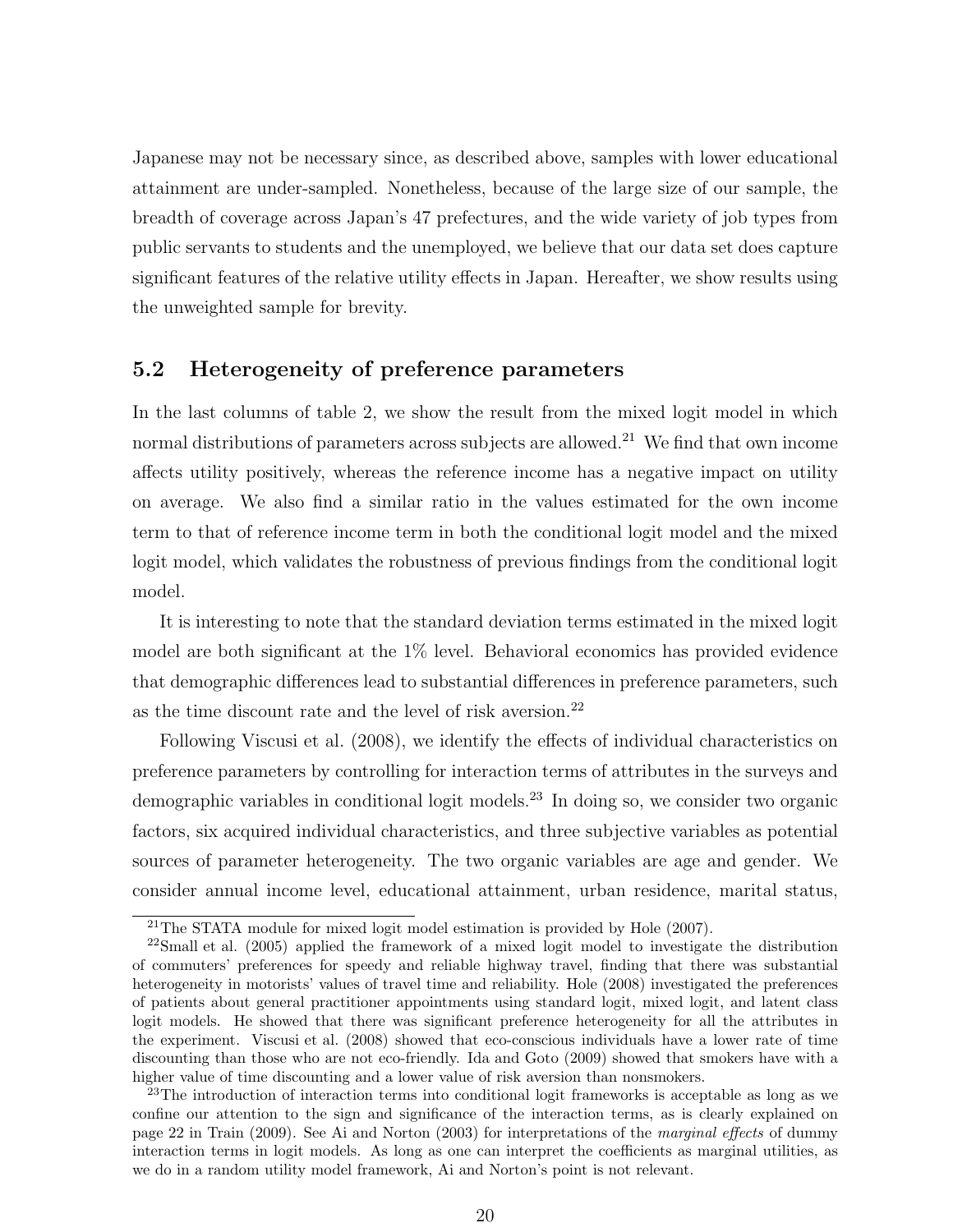Japanese may not be necessary since, as described above, samples with lower educational attainment are under-sampled. Nonetheless, because of the large size of our sample, the breadth of coverage across Japan's 47 prefectures, and the wide variety of job types from public servants to students and the unemployed, we believe that our data set does capture significant features of the relative utility effects in Japan. Hereafter, we show results using the unweighted sample for brevity.

## 5.2 Heterogeneity of preference parameters

In the last columns of table 2, we show the result from the mixed logit model in which normal distributions of parameters across subjects are allowed.[21] We find that own income affects utility positively, whereas the reference income has a negative impact on utility on average. We also find a similar ratio in the values estimated for the own income term to that of reference income term in both the conditional logit model and the mixed logit model, which validates the robustness of previous findings from the conditional logit model.

It is interesting to note that the standard deviation terms estimated in the mixed logit model are both significant at the 1% level. Behavioral economics has provided evidence that demographic differences lead to substantial differences in preference parameters, such as the time discount rate and the level of risk aversion.[22]

Following Viscusi et al. (2008), we identify the effects of individual characteristics on preference parameters by controlling for interaction terms of attributes in the surveys and demographic variables in conditional logit models.[23] In doing so, we consider two organic factors, six acquired individual characteristics, and three subjective variables as potential sources of parameter heterogeneity. The two organic variables are age and gender. We consider annual income level, educational attainment, urban residence, marital status,

[21] The STATA module for mixed logit model estimation is provided by Hole (2007).

[22] Small et al. (2005) applied the framework of a mixed logit model to investigate the distribution of commuters' preferences for speedy and reliable highway travel, finding that there was substantial heterogeneity in motorists' values of travel time and reliability. Hole (2008) investigated the preferences of patients about general practitioner appointments using standard logit, mixed logit, and latent class logit models. He showed that there was significant preference heterogeneity for all the attributes in the experiment. Viscusi et al. (2008) showed that eco-conscious individuals have a lower rate of time discounting than those who are not eco-friendly. Ida and Goto (2009) showed that smokers have with a higher value of time discounting and a lower value of risk aversion than nonsmokers.

[23] The introduction of interaction terms into conditional logit frameworks is acceptable as long as we confine our attention to the sign and significance of the interaction terms, as is clearly explained on page 22 in Train (2009). See Ai and Norton (2003) for interpretations of the *marginal effects* of dummy interaction terms in logit models. As long as one can interpret the coefficients as marginal utilities, as we do in a random utility model framework, Ai and Norton's point is not relevant.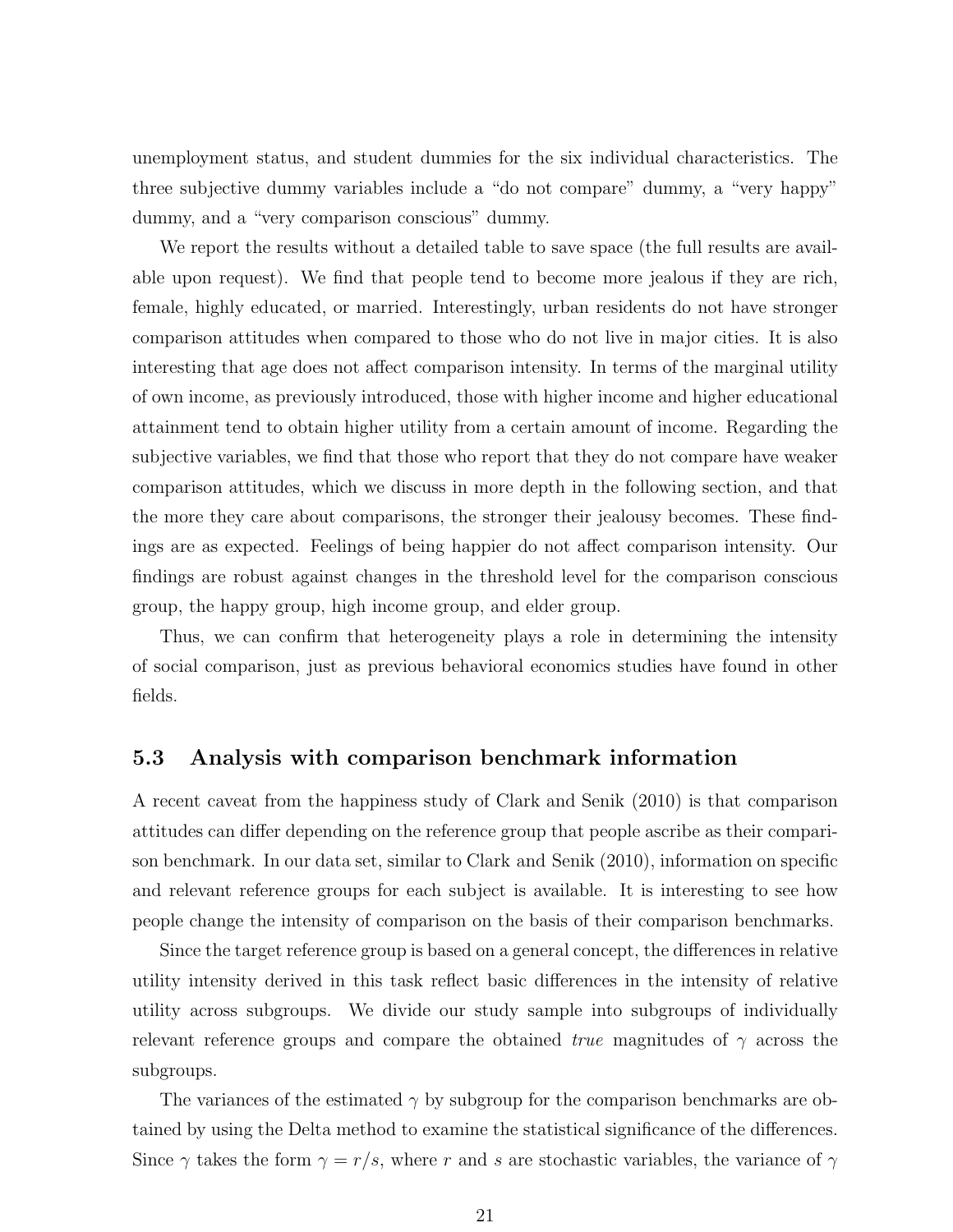unemployment status, and student dummies for the six individual characteristics. The three subjective dummy variables include a "do not compare" dummy, a "very happy" dummy, and a "very comparison conscious" dummy.

We report the results without a detailed table to save space (the full results are available upon request). We find that people tend to become more jealous if they are rich, female, highly educated, or married. Interestingly, urban residents do not have stronger comparison attitudes when compared to those who do not live in major cities. It is also interesting that age does not affect comparison intensity. In terms of the marginal utility of own income, as previously introduced, those with higher income and higher educational attainment tend to obtain higher utility from a certain amount of income. Regarding the subjective variables, we find that those who report that they do not compare have weaker comparison attitudes, which we discuss in more depth in the following section, and that the more they care about comparisons, the stronger their jealousy becomes. These findings are as expected. Feelings of being happier do not affect comparison intensity. Our findings are robust against changes in the threshold level for the comparison conscious group, the happy group, high income group, and elder group.

Thus, we can confirm that heterogeneity plays a role in determining the intensity of social comparison, just as previous behavioral economics studies have found in other fields.

### 5.3 Analysis with comparison benchmark information

A recent caveat from the happiness study of Clark and Senik (2010) is that comparison attitudes can differ depending on the reference group that people ascribe as their comparison benchmark. In our data set, similar to Clark and Senik (2010), information on specific and relevant reference groups for each subject is available. It is interesting to see how people change the intensity of comparison on the basis of their comparison benchmarks.

Since the target reference group is based on a general concept, the differences in relative utility intensity derived in this task reflect basic differences in the intensity of relative utility across subgroups. We divide our study sample into subgroups of individually relevant reference groups and compare the obtained *true* magnitudes of $\gamma$ across the subgroups.

The variances of the estimated $\gamma$ by subgroup for the comparison benchmarks are obtained by using the Delta method to examine the statistical significance of the differences. Since $\gamma$ takes the form $\gamma = r/s$, where $r$ and $s$ are stochastic variables, the variance of $\gamma$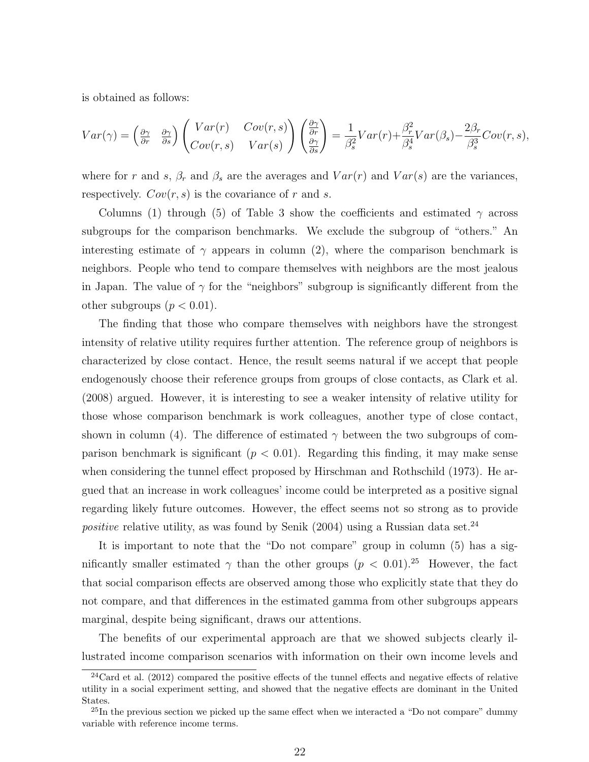is obtained as follows:

$$Var(\gamma) = \begin{pmatrix} \frac{\partial \gamma}{\partial r} & \frac{\partial \gamma}{\partial s} \end{pmatrix} \begin{pmatrix} Var(r) & Cov(r,s) \\ Cov(r,s) & Var(s) \end{pmatrix} \begin{pmatrix} \frac{\partial \gamma}{\partial r} \\ \frac{\partial \gamma}{\partial s} \end{pmatrix} = \frac{1}{\beta_s^2} Var(r) + \frac{\beta_r^2}{\beta_s^4} Var(\beta_s) - \frac{2\beta_r}{\beta_s^3} Cov(r,s),$$

where for $r$ and $s$, $\beta_r$ and $\beta_s$ are the averages and $Var(r)$ and $Var(s)$ are the variances, respectively. $Cov(r, s)$ is the covariance of $r$ and $s$.

Columns (1) through (5) of Table 3 show the coefficients and estimated $\gamma$ across subgroups for the comparison benchmarks. We exclude the subgroup of "others." An interesting estimate of $\gamma$ appears in column (2), where the comparison benchmark is neighbors. People who tend to compare themselves with neighbors are the most jealous in Japan. The value of $\gamma$ for the "neighbors" subgroup is significantly different from the other subgroups ($p < 0.01$).

The finding that those who compare themselves with neighbors have the strongest intensity of relative utility requires further attention. The reference group of neighbors is characterized by close contact. Hence, the result seems natural if we accept that people endogenously choose their reference groups from groups of close contacts, as Clark et al. (2008) argued. However, it is interesting to see a weaker intensity of relative utility for those whose comparison benchmark is work colleagues, another type of close contact, shown in column (4). The difference of estimated $\gamma$ between the two subgroups of comparison benchmark is significant ($p < 0.01$). Regarding this finding, it may make sense when considering the tunnel effect proposed by Hirschman and Rothschild (1973). He argued that an increase in work colleagues' income could be interpreted as a positive signal regarding likely future outcomes. However, the effect seems not so strong as to provide *positive* relative utility, as was found by Senik (2004) using a Russian data set.[24]

It is important to note that the "Do not compare" group in column (5) has a significantly smaller estimated $\gamma$ than the other groups ($p < 0.01$).[25] However, the fact that social comparison effects are observed among those who explicitly state that they do not compare, and that differences in the estimated gamma from other subgroups appears marginal, despite being significant, draws our attentions.

The benefits of our experimental approach are that we showed subjects clearly illustrated income comparison scenarios with information on their own income levels and

[24] Card et al. (2012) compared the positive effects of the tunnel effects and negative effects of relative utility in a social experiment setting, and showed that the negative effects are dominant in the United States.

[25] In the previous section we picked up the same effect when we interacted a "Do not compare" dummy variable with reference income terms.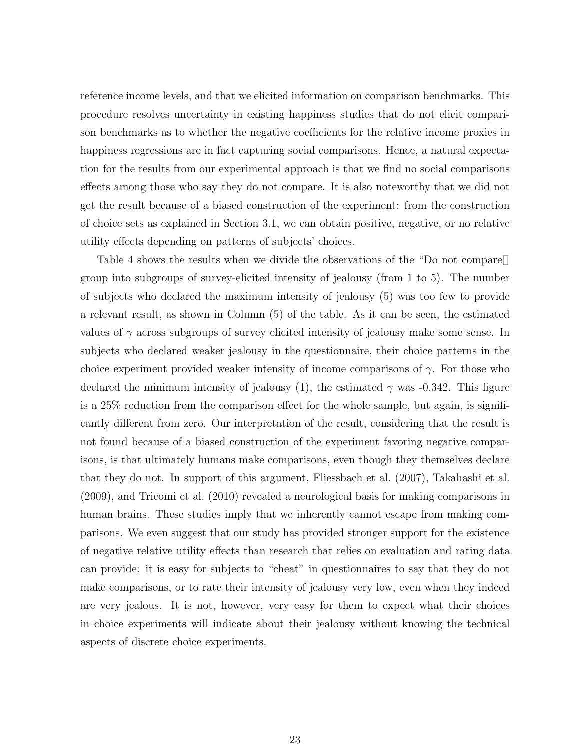reference income levels, and that we elicited information on comparison benchmarks. This procedure resolves uncertainty in existing happiness studies that do not elicit comparison benchmarks as to whether the negative coefficients for the relative income proxies in happiness regressions are in fact capturing social comparisons. Hence, a natural expectation for the results from our experimental approach is that we find no social comparisons effects among those who say they do not compare. It is also noteworthy that we did not get the result because of a biased construction of the experiment: from the construction of choice sets as explained in Section 3.1, we can obtain positive, negative, or no relative utility effects depending on patterns of subjects' choices.

Table 4 shows the results when we divide the observations of the "Do not compare" group into subgroups of survey-elicited intensity of jealousy (from 1 to 5). The number of subjects who declared the maximum intensity of jealousy (5) was too few to provide a relevant result, as shown in Column (5) of the table. As it can be seen, the estimated values of $\gamma$ across subgroups of survey elicited intensity of jealousy make some sense. In subjects who declared weaker jealousy in the questionnaire, their choice patterns in the choice experiment provided weaker intensity of income comparisons of $\gamma$. For those who declared the minimum intensity of jealousy (1), the estimated $\gamma$ was -0.342. This figure is a 25% reduction from the comparison effect for the whole sample, but again, is significantly different from zero. Our interpretation of the result, considering that the result is not found because of a biased construction of the experiment favoring negative comparisons, is that ultimately humans make comparisons, even though they themselves declare that they do not. In support of this argument, Fliessbach et al. (2007), Takahashi et al. (2009), and Tricomi et al. (2010) revealed a neurological basis for making comparisons in human brains. These studies imply that we inherently cannot escape from making comparisons. We even suggest that our study has provided stronger support for the existence of negative relative utility effects than research that relies on evaluation and rating data can provide: it is easy for subjects to "cheat" in questionnaires to say that they do not make comparisons, or to rate their intensity of jealousy very low, even when they indeed are very jealous. It is not, however, very easy for them to expect what their choices in choice experiments will indicate about their jealousy without knowing the technical aspects of discrete choice experiments.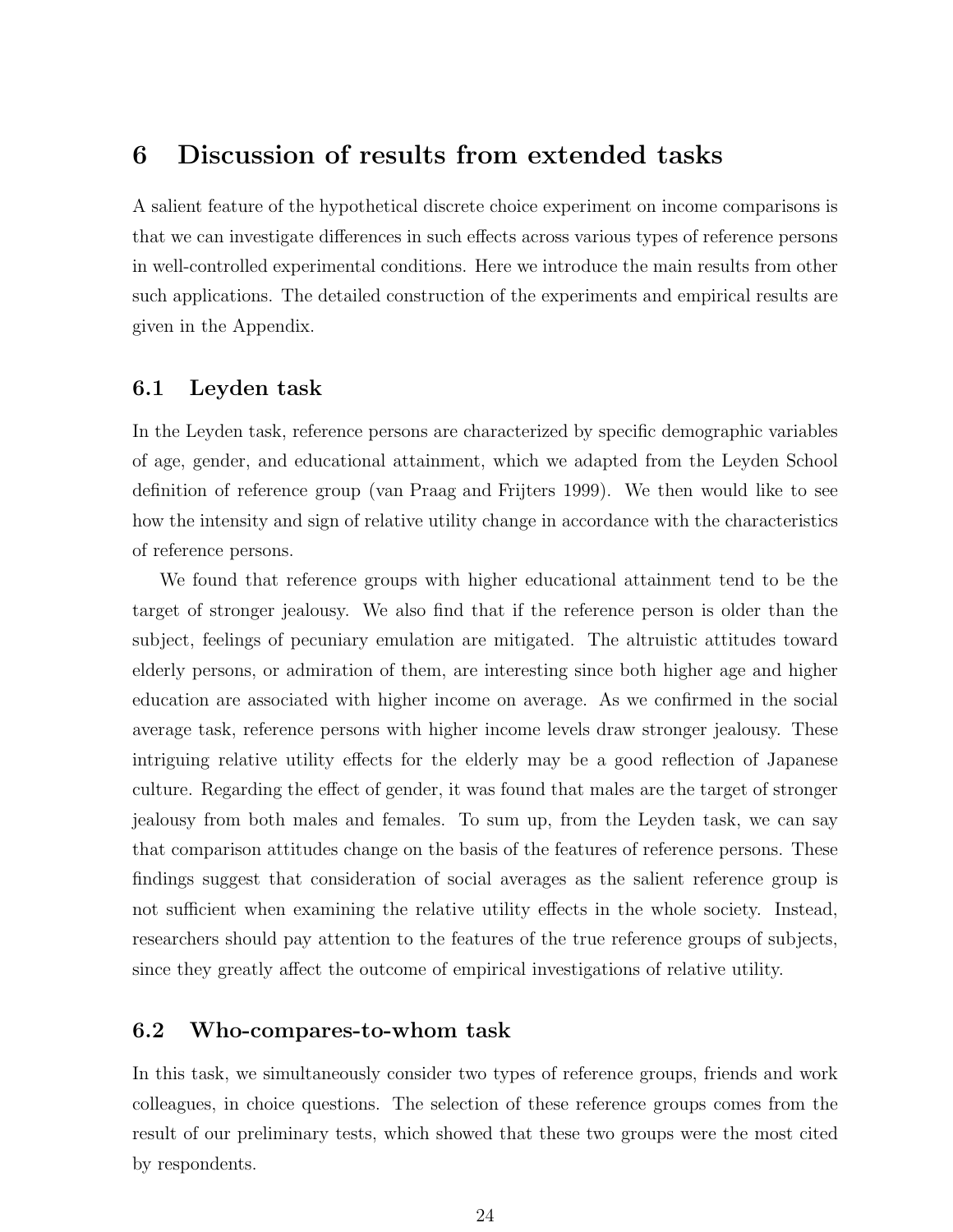# 6 Discussion of results from extended tasks

A salient feature of the hypothetical discrete choice experiment on income comparisons is that we can investigate differences in such effects across various types of reference persons in well-controlled experimental conditions. Here we introduce the main results from other such applications. The detailed construction of the experiments and empirical results are given in the Appendix.

## 6.1 Leyden task

In the Leyden task, reference persons are characterized by specific demographic variables of age, gender, and educational attainment, which we adapted from the Leyden School definition of reference group (van Praag and Frijters 1999). We then would like to see how the intensity and sign of relative utility change in accordance with the characteristics of reference persons.

We found that reference groups with higher educational attainment tend to be the target of stronger jealousy. We also find that if the reference person is older than the subject, feelings of pecuniary emulation are mitigated. The altruistic attitudes toward elderly persons, or admiration of them, are interesting since both higher age and higher education are associated with higher income on average. As we confirmed in the social average task, reference persons with higher income levels draw stronger jealousy. These intriguing relative utility effects for the elderly may be a good reflection of Japanese culture. Regarding the effect of gender, it was found that males are the target of stronger jealousy from both males and females. To sum up, from the Leyden task, we can say that comparison attitudes change on the basis of the features of reference persons. These findings suggest that consideration of social averages as the salient reference group is not sufficient when examining the relative utility effects in the whole society. Instead, researchers should pay attention to the features of the true reference groups of subjects, since they greatly affect the outcome of empirical investigations of relative utility.

## 6.2 Who-compares-to-whom task

In this task, we simultaneously consider two types of reference groups, friends and work colleagues, in choice questions. The selection of these reference groups comes from the result of our preliminary tests, which showed that these two groups were the most cited by respondents.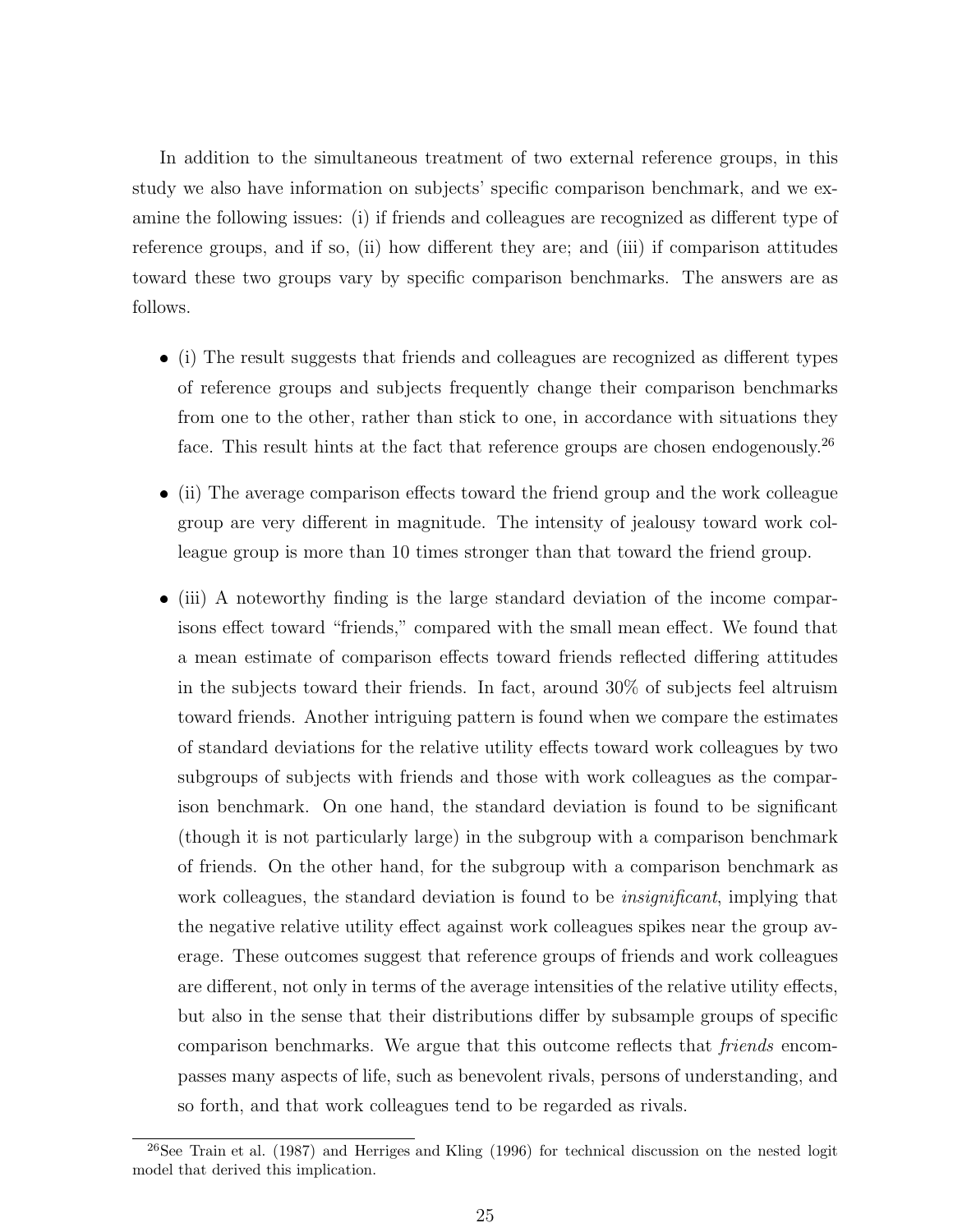In addition to the simultaneous treatment of two external reference groups, in this study we also have information on subjects' specific comparison benchmark, and we examine the following issues: (i) if friends and colleagues are recognized as different type of reference groups, and if so, (ii) how different they are; and (iii) if comparison attitudes toward these two groups vary by specific comparison benchmarks. The answers are as follows.

- (i) The result suggests that friends and colleagues are recognized as different types of reference groups and subjects frequently change their comparison benchmarks from one to the other, rather than stick to one, in accordance with situations they face. This result hints at the fact that reference groups are chosen endogenously.[26]

- (ii) The average comparison effects toward the friend group and the work colleague group are very different in magnitude. The intensity of jealousy toward work colleague group is more than 10 times stronger than that toward the friend group.

- (iii) A noteworthy finding is the large standard deviation of the income comparisons effect toward "friends," compared with the small mean effect. We found that a mean estimate of comparison effects toward friends reflected differing attitudes in the subjects toward their friends. In fact, around 30% of subjects feel altruism toward friends. Another intriguing pattern is found when we compare the estimates of standard deviations for the relative utility effects toward work colleagues by two subgroups of subjects with friends and those with work colleagues as the comparison benchmark. On one hand, the standard deviation is found to be significant (though it is not particularly large) in the subgroup with a comparison benchmark of friends. On the other hand, for the subgroup with a comparison benchmark as work colleagues, the standard deviation is found to be *insignificant*, implying that the negative relative utility effect against work colleagues spikes near the group average. These outcomes suggest that reference groups of friends and work colleagues are different, not only in terms of the average intensities of the relative utility effects, but also in the sense that their distributions differ by subsample groups of specific comparison benchmarks. We argue that this outcome reflects that *friends* encompasses many aspects of life, such as benevolent rivals, persons of understanding, and so forth, and that work colleagues tend to be regarded as rivals.

[26]See Train et al. (1987) and Herriges and Kling (1996) for technical discussion on the nested logit model that derived this implication.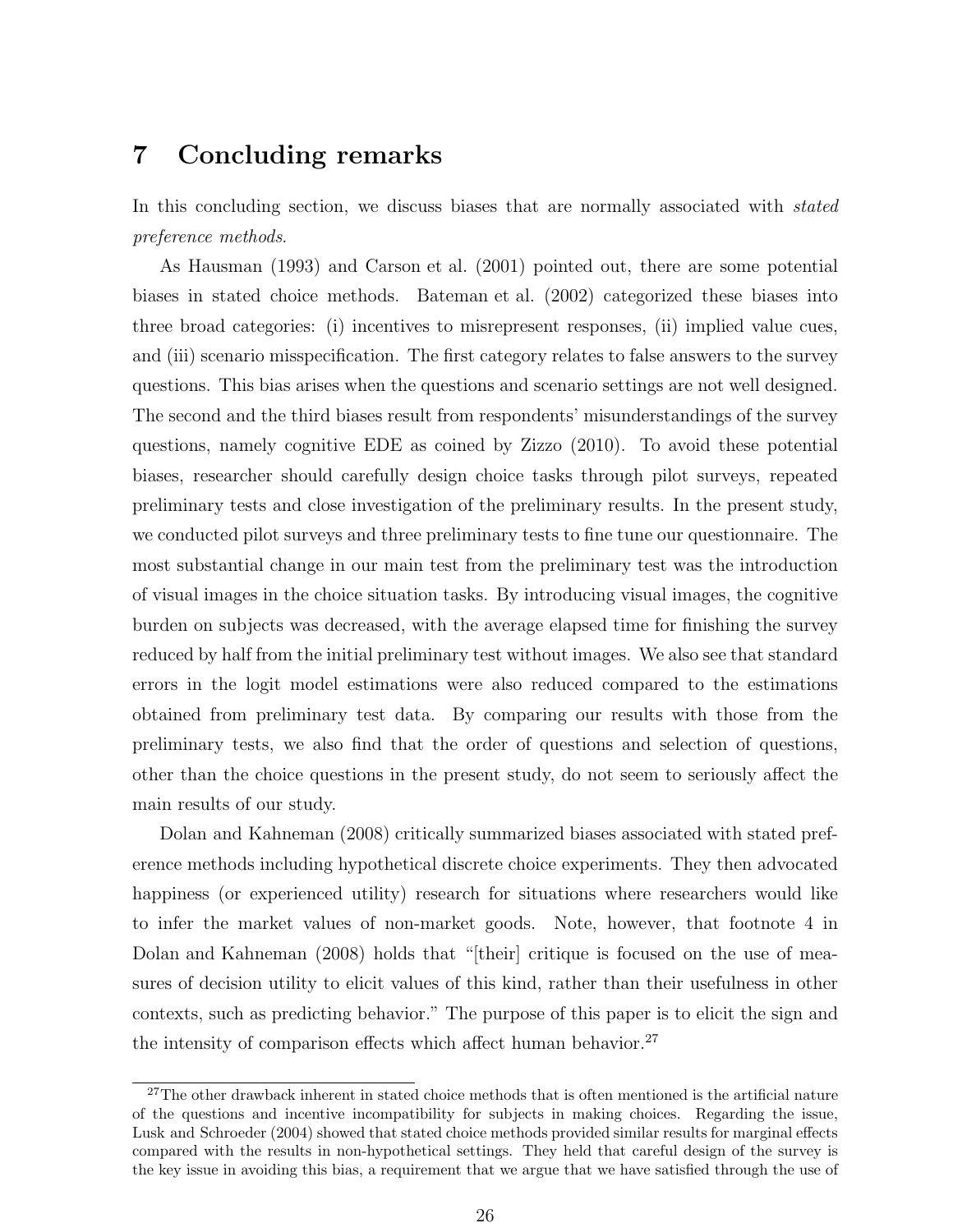## 7 Concluding remarks

In this concluding section, we discuss biases that are normally associated with *stated preference methods*.

As Hausman (1993) and Carson et al. (2001) pointed out, there are some potential biases in stated choice methods. Bateman et al. (2002) categorized these biases into three broad categories: (i) incentives to misrepresent responses, (ii) implied value cues, and (iii) scenario misspecification. The first category relates to false answers to the survey questions. This bias arises when the questions and scenario settings are not well designed. The second and the third biases result from respondents' misunderstandings of the survey questions, namely cognitive EDE as coined by Zizzo (2010). To avoid these potential biases, researcher should carefully design choice tasks through pilot surveys, repeated preliminary tests and close investigation of the preliminary results. In the present study, we conducted pilot surveys and three preliminary tests to fine tune our questionnaire. The most substantial change in our main test from the preliminary test was the introduction of visual images in the choice situation tasks. By introducing visual images, the cognitive burden on subjects was decreased, with the average elapsed time for finishing the survey reduced by half from the initial preliminary test without images. We also see that standard errors in the logit model estimations were also reduced compared to the estimations obtained from preliminary test data. By comparing our results with those from the preliminary tests, we also find that the order of questions and selection of questions, other than the choice questions in the present study, do not seem to seriously affect the main results of our study.

Dolan and Kahneman (2008) critically summarized biases associated with stated preference methods including hypothetical discrete choice experiments. They then advocated happiness (or experienced utility) research for situations where researchers would like to infer the market values of non-market goods. Note, however, that footnote 4 in Dolan and Kahneman (2008) holds that "[their] critique is focused on the use of measures of decision utility to elicit values of this kind, rather than their usefulness in other contexts, such as predicting behavior." The purpose of this paper is to elicit the sign and the intensity of comparison effects which affect human behavior.[27]

[27] The other drawback inherent in stated choice methods that is often mentioned is the artificial nature of the questions and incentive incompatibility for subjects in making choices. Regarding the issue, Lusk and Schroeder (2004) showed that stated choice methods provided similar results for marginal effects compared with the results in non-hypothetical settings. They held that careful design of the survey is the key issue in avoiding this bias, a requirement that we argue that we have satisfied through the use of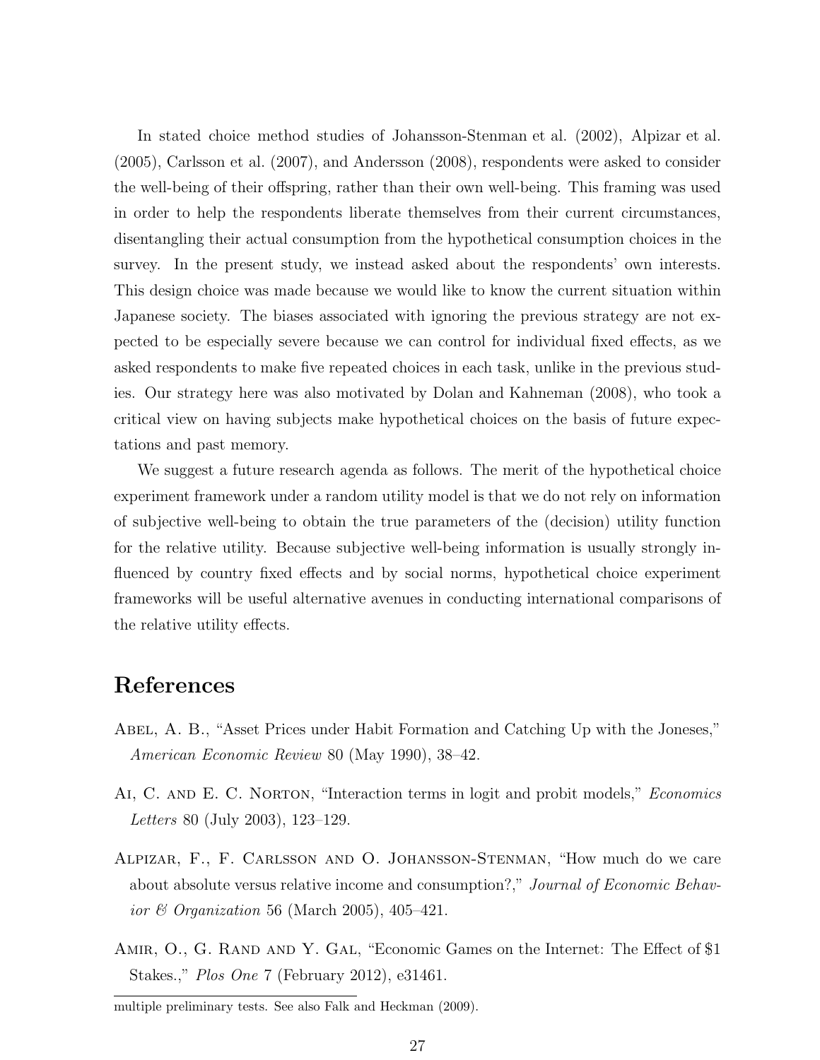In stated choice method studies of Johansson-Stenman et al. (2002), Alpizar et al. (2005), Carlsson et al. (2007), and Andersson (2008), respondents were asked to consider the well-being of their offspring, rather than their own well-being. This framing was used in order to help the respondents liberate themselves from their current circumstances, disentangling their actual consumption from the hypothetical consumption choices in the survey. In the present study, we instead asked about the respondents' own interests. This design choice was made because we would like to know the current situation within Japanese society. The biases associated with ignoring the previous strategy are not expected to be especially severe because we can control for individual fixed effects, as we asked respondents to make five repeated choices in each task, unlike in the previous studies. Our strategy here was also motivated by Dolan and Kahneman (2008), who took a critical view on having subjects make hypothetical choices on the basis of future expectations and past memory.

We suggest a future research agenda as follows. The merit of the hypothetical choice experiment framework under a random utility model is that we do not rely on information of subjective well-being to obtain the true parameters of the (decision) utility function for the relative utility. Because subjective well-being information is usually strongly influenced by country fixed effects and by social norms, hypothetical choice experiment frameworks will be useful alternative avenues in conducting international comparisons of the relative utility effects.

# References

Abel, A. B., "Asset Prices under Habit Formation and Catching Up with the Joneses," *American Economic Review* 80 (May 1990), 38–42.

Ai, C. and E. C. Norton, "Interaction terms in logit and probit models," *Economics Letters* 80 (July 2003), 123–129.

Alpizar, F., F. Carlsson and O. Johansson-Stenman, "How much do we care about absolute versus relative income and consumption?," *Journal of Economic Behavior & Organization* 56 (March 2005), 405–421.

Amir, O., G. Rand and Y. Gal, "Economic Games on the Internet: The Effect of $1 Stakes.," *Plos One* 7 (February 2012), e31461.

---

multiple preliminary tests. See also Falk and Heckman (2009).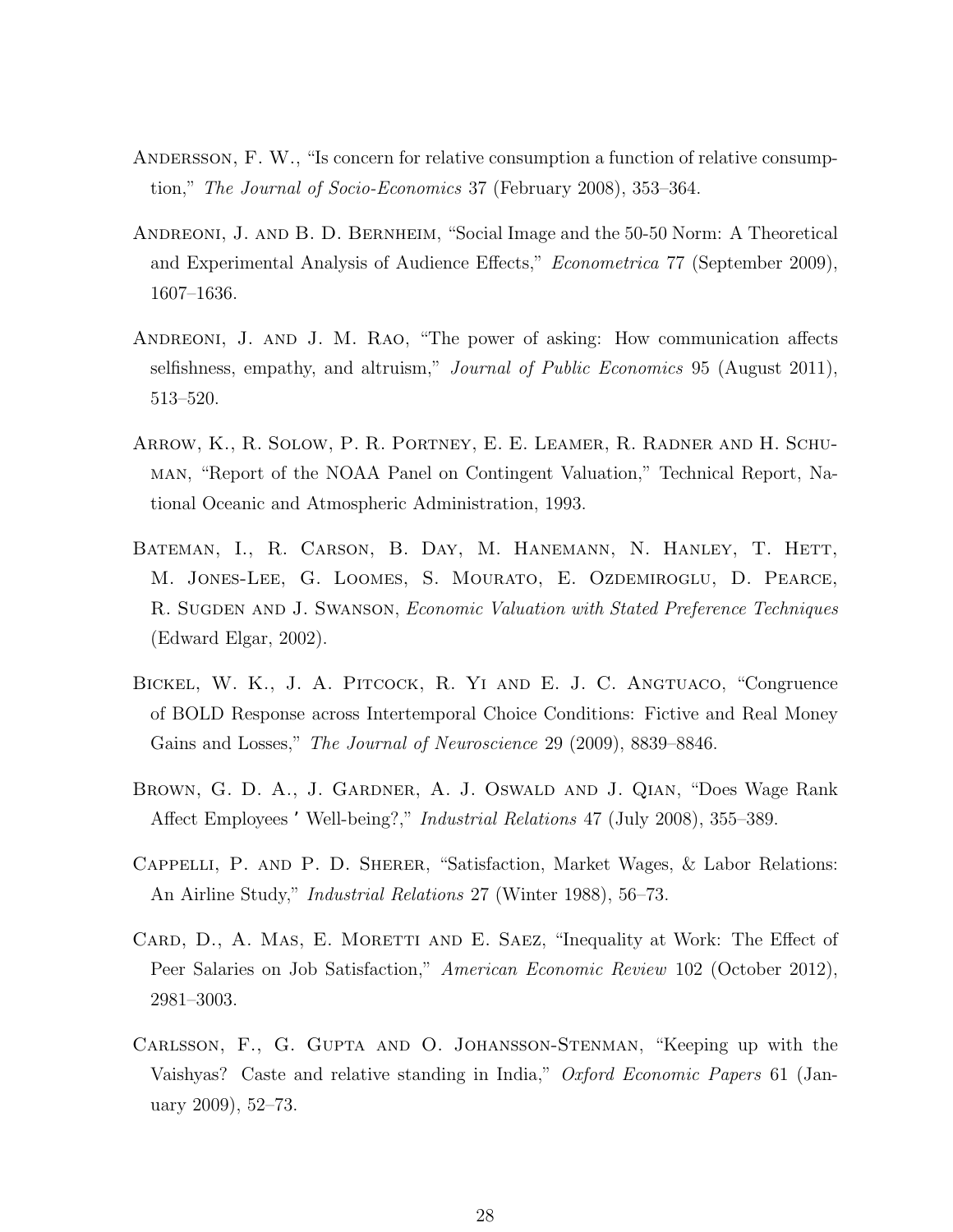Andersson, F. W., "Is concern for relative consumption a function of relative consumption," *The Journal of Socio-Economics* 37 (February 2008), 353–364.

Andreoni, J. and B. D. Bernheim, "Social Image and the 50-50 Norm: A Theoretical and Experimental Analysis of Audience Effects," *Econometrica* 77 (September 2009), 1607–1636.

Andreoni, J. and J. M. Rao, "The power of asking: How communication affects selfishness, empathy, and altruism," *Journal of Public Economics* 95 (August 2011), 513–520.

Arrow, K., R. Solow, P. R. Portney, E. E. Leamer, R. Radner and H. Schuman, "Report of the NOAA Panel on Contingent Valuation," Technical Report, National Oceanic and Atmospheric Administration, 1993.

Bateman, I., R. Carson, B. Day, M. Hanemann, N. Hanley, T. Hett, M. Jones-Lee, G. Loomes, S. Mourato, E. Ozdemiroglu, D. Pearce, R. Sugden and J. Swanson, *Economic Valuation with Stated Preference Techniques* (Edward Elgar, 2002).

Bickel, W. K., J. A. Pitcock, R. Yi and E. J. C. Angtuaco, "Congruence of BOLD Response across Intertemporal Choice Conditions: Fictive and Real Money Gains and Losses," *The Journal of Neuroscience* 29 (2009), 8839–8846.

Brown, G. D. A., J. Gardner, A. J. Oswald and J. Qian, "Does Wage Rank Affect Employees ' Well-being?," *Industrial Relations* 47 (July 2008), 355–389.

Cappelli, P. and P. D. Sherer, "Satisfaction, Market Wages, & Labor Relations: An Airline Study," *Industrial Relations* 27 (Winter 1988), 56–73.

Card, D., A. Mas, E. Moretti and E. Saez, "Inequality at Work: The Effect of Peer Salaries on Job Satisfaction," *American Economic Review* 102 (October 2012), 2981–3003.

Carlsson, F., G. Gupta and O. Johansson-Stenman, "Keeping up with the Vaishyas? Caste and relative standing in India," *Oxford Economic Papers* 61 (January 2009), 52–73.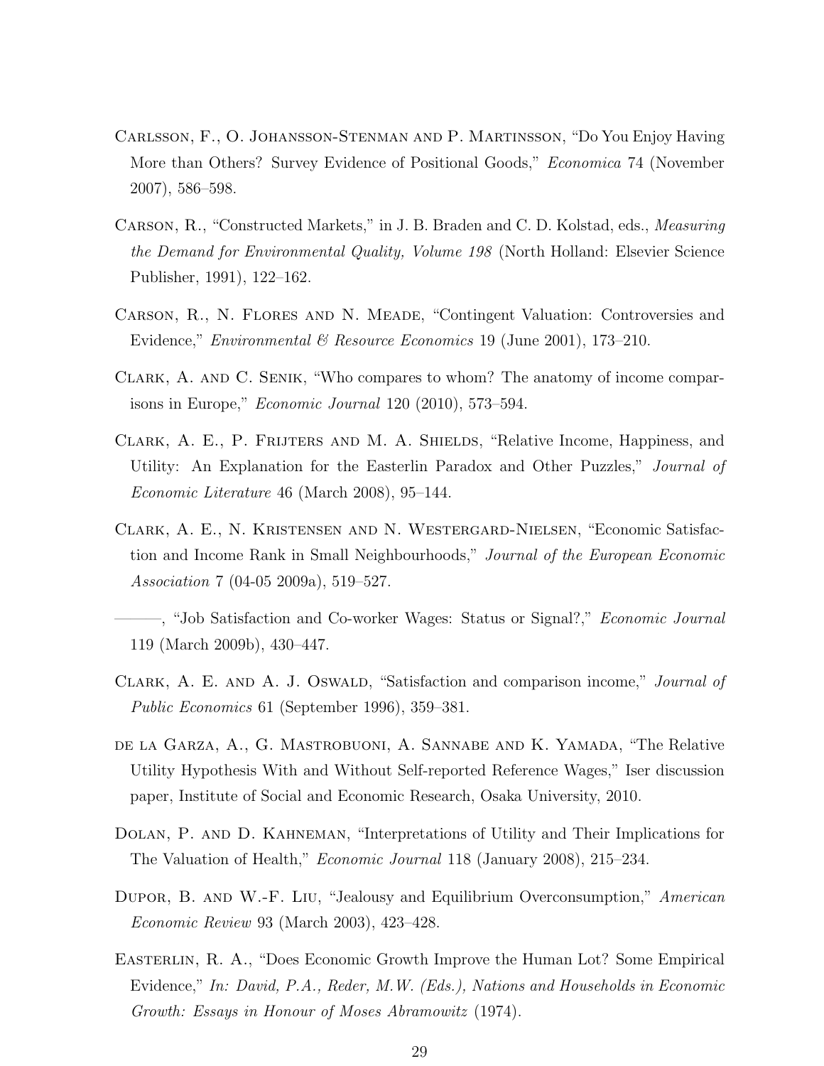Carlsson, F., O. Johansson-Stenman and P. Martinsson, "Do You Enjoy Having More than Others? Survey Evidence of Positional Goods," *Economica* 74 (November 2007), 586–598.

Carson, R., "Constructed Markets," in J. B. Braden and C. D. Kolstad, eds., *Measuring the Demand for Environmental Quality, Volume 198* (North Holland: Elsevier Science Publisher, 1991), 122–162.

Carson, R., N. Flores and N. Meade, "Contingent Valuation: Controversies and Evidence," *Environmental & Resource Economics* 19 (June 2001), 173–210.

Clark, A. and C. Senik, "Who compares to whom? The anatomy of income comparisons in Europe," *Economic Journal* 120 (2010), 573–594.

Clark, A. E., P. Frijters and M. A. Shields, "Relative Income, Happiness, and Utility: An Explanation for the Easterlin Paradox and Other Puzzles," *Journal of Economic Literature* 46 (March 2008), 95–144.

Clark, A. E., N. Kristensen and N. Westergard-Nielsen, "Economic Satisfaction and Income Rank in Small Neighbourhoods," *Journal of the European Economic Association* 7 (04-05 2009a), 519–527.

———, "Job Satisfaction and Co-worker Wages: Status or Signal?," *Economic Journal* 119 (March 2009b), 430–447.

Clark, A. E. and A. J. Oswald, "Satisfaction and comparison income," *Journal of Public Economics* 61 (September 1996), 359–381.

de la Garza, A., G. Mastrobuoni, A. Sannabe and K. Yamada, "The Relative Utility Hypothesis With and Without Self-reported Reference Wages," Iser discussion paper, Institute of Social and Economic Research, Osaka University, 2010.

Dolan, P. and D. Kahneman, "Interpretations of Utility and Their Implications for The Valuation of Health," *Economic Journal* 118 (January 2008), 215–234.

Dupor, B. and W.-F. Liu, "Jealousy and Equilibrium Overconsumption," *American Economic Review* 93 (March 2003), 423–428.

Easterlin, R. A., "Does Economic Growth Improve the Human Lot? Some Empirical Evidence," *In: David, P.A., Reder, M.W. (Eds.), Nations and Households in Economic Growth: Essays in Honour of Moses Abramowitz* (1974).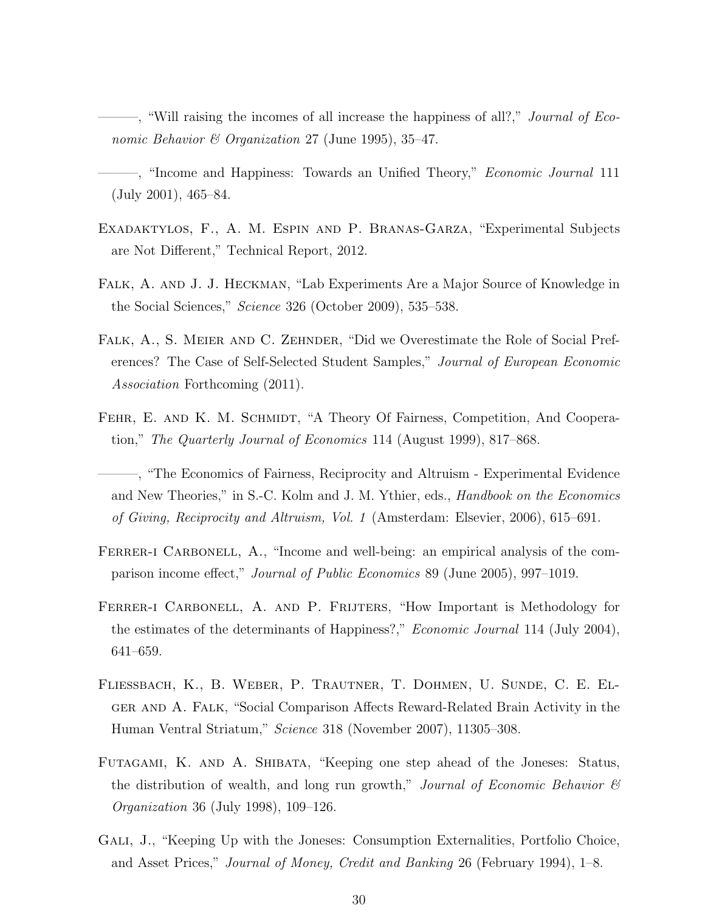———, "Will raising the incomes of all increase the happiness of all?," *Journal of Economic Behavior & Organization* 27 (June 1995), 35–47.

———, "Income and Happiness: Towards an Unified Theory," *Economic Journal* 111 (July 2001), 465–84.

Exadaktylos, F., A. M. Espin and P. Branas-Garza, "Experimental Subjects are Not Different," Technical Report, 2012.

Falk, A. and J. J. Heckman, "Lab Experiments Are a Major Source of Knowledge in the Social Sciences," *Science* 326 (October 2009), 535–538.

Falk, A., S. Meier and C. Zehnder, "Did we Overestimate the Role of Social Preferences? The Case of Self-Selected Student Samples," *Journal of European Economic Association* Forthcoming (2011).

Fehr, E. and K. M. Schmidt, "A Theory Of Fairness, Competition, And Cooperation," *The Quarterly Journal of Economics* 114 (August 1999), 817–868.

———, "The Economics of Fairness, Reciprocity and Altruism - Experimental Evidence and New Theories," in S.-C. Kolm and J. M. Ythier, eds., *Handbook on the Economics of Giving, Reciprocity and Altruism, Vol. 1* (Amsterdam: Elsevier, 2006), 615–691.

Ferrer-i Carbonell, A., "Income and well-being: an empirical analysis of the comparison income effect," *Journal of Public Economics* 89 (June 2005), 997–1019.

Ferrer-i Carbonell, A. and P. Frijters, "How Important is Methodology for the estimates of the determinants of Happiness?," *Economic Journal* 114 (July 2004), 641–659.

Fliessbach, K., B. Weber, P. Trautner, T. Dohmen, U. Sunde, C. E. Elger and A. Falk, "Social Comparison Affects Reward-Related Brain Activity in the Human Ventral Striatum," *Science* 318 (November 2007), 11305–308.

Futagami, K. and A. Shibata, "Keeping one step ahead of the Joneses: Status, the distribution of wealth, and long run growth," *Journal of Economic Behavior & Organization* 36 (July 1998), 109–126.

Gali, J., "Keeping Up with the Joneses: Consumption Externalities, Portfolio Choice, and Asset Prices," *Journal of Money, Credit and Banking* 26 (February 1994), 1–8.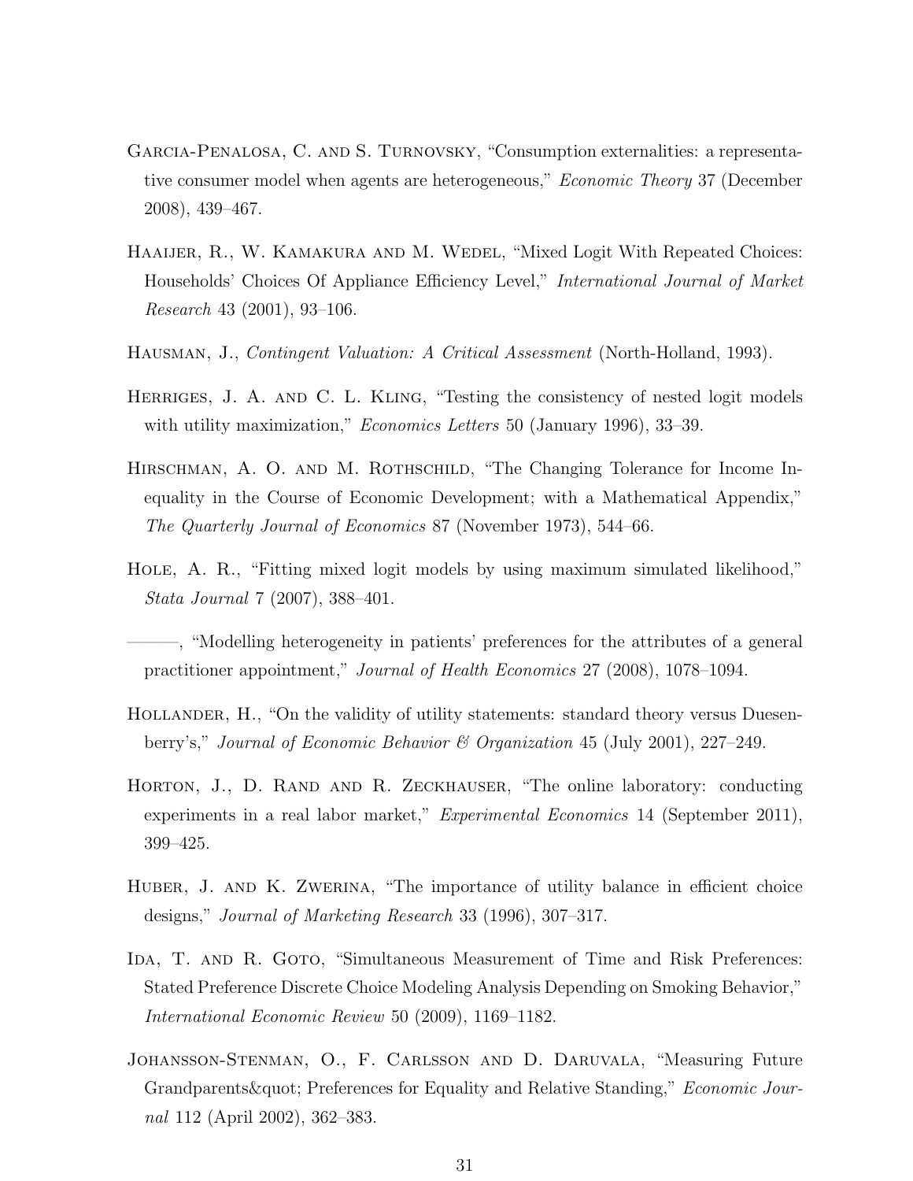Garcia-Penalosa, C. and S. Turnovsky, "Consumption externalities: a representative consumer model when agents are heterogeneous," *Economic Theory* 37 (December 2008), 439–467.

Haaijer, R., W. Kamakura and M. Wedel, "Mixed Logit With Repeated Choices: Households' Choices Of Appliance Efficiency Level," *International Journal of Market Research* 43 (2001), 93–106.

Hausman, J., *Contingent Valuation: A Critical Assessment* (North-Holland, 1993).

Herriges, J. A. and C. L. Kling, "Testing the consistency of nested logit models with utility maximization," *Economics Letters* 50 (January 1996), 33–39.

Hirschman, A. O. and M. Rothschild, "The Changing Tolerance for Income Inequality in the Course of Economic Development; with a Mathematical Appendix," *The Quarterly Journal of Economics* 87 (November 1973), 544–66.

Hole, A. R., "Fitting mixed logit models by using maximum simulated likelihood," *Stata Journal* 7 (2007), 388–401.

———, "Modelling heterogeneity in patients' preferences for the attributes of a general practitioner appointment," *Journal of Health Economics* 27 (2008), 1078–1094.

Hollander, H., "On the validity of utility statements: standard theory versus Duesenberry's," *Journal of Economic Behavior & Organization* 45 (July 2001), 227–249.

Horton, J., D. Rand and R. Zeckhauser, "The online laboratory: conducting experiments in a real labor market," *Experimental Economics* 14 (September 2011), 399–425.

Huber, J. and K. Zwerina, "The importance of utility balance in efficient choice designs," *Journal of Marketing Research* 33 (1996), 307–317.

Ida, T. and R. Goto, "Simultaneous Measurement of Time and Risk Preferences: Stated Preference Discrete Choice Modeling Analysis Depending on Smoking Behavior," *International Economic Review* 50 (2009), 1169–1182.

Johansson-Stenman, O., F. Carlsson and D. Daruvala, "Measuring Future Grandparents&quot; Preferences for Equality and Relative Standing," *Economic Journal* 112 (April 2002), 362–383.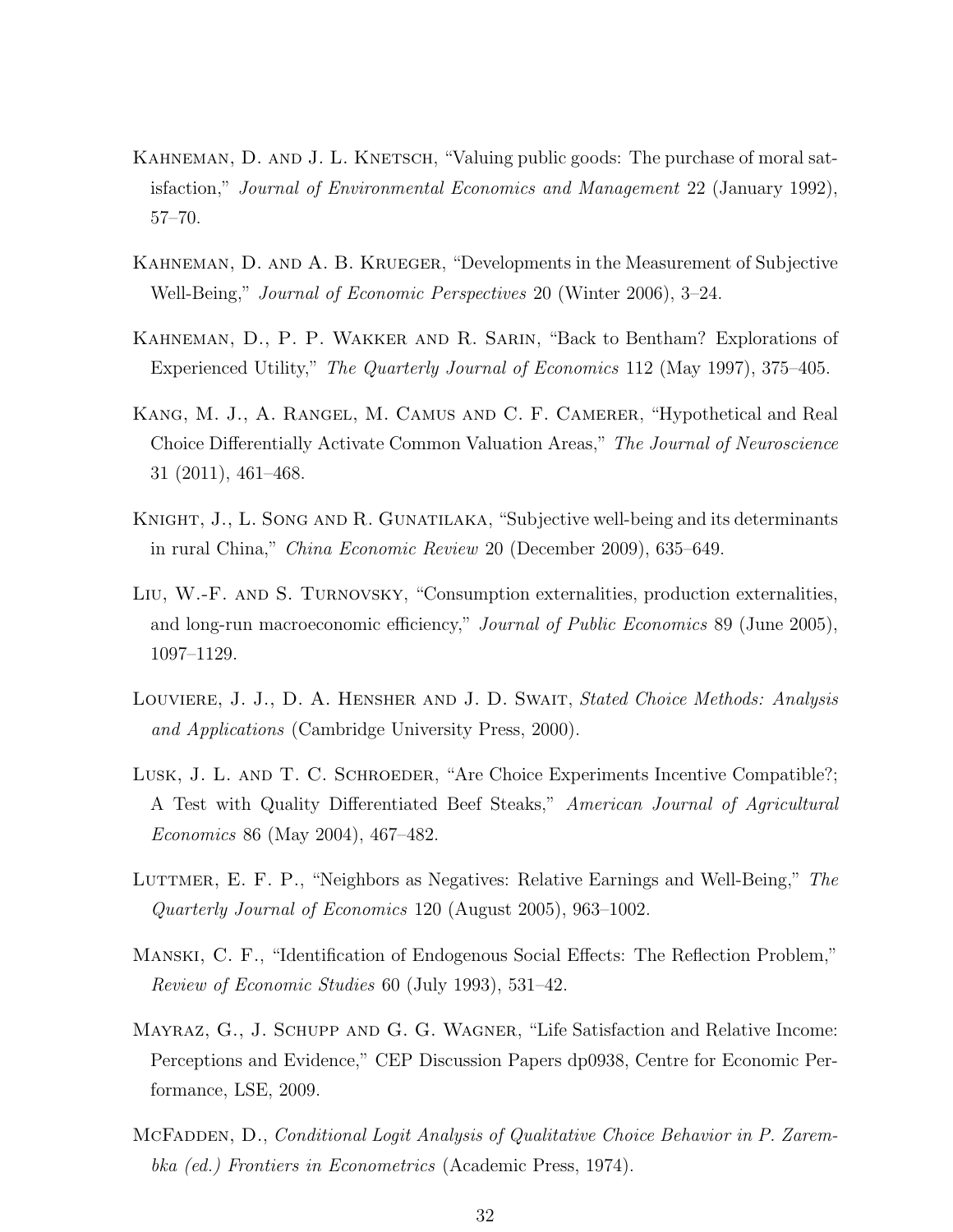Kahneman, D. and J. L. Knetsch, "Valuing public goods: The purchase of moral satisfaction," *Journal of Environmental Economics and Management* 22 (January 1992), 57–70.

Kahneman, D. and A. B. Krueger, "Developments in the Measurement of Subjective Well-Being," *Journal of Economic Perspectives* 20 (Winter 2006), 3–24.

Kahneman, D., P. P. Wakker and R. Sarin, "Back to Bentham? Explorations of Experienced Utility," *The Quarterly Journal of Economics* 112 (May 1997), 375–405.

Kang, M. J., A. Rangel, M. Camus and C. F. Camerer, "Hypothetical and Real Choice Differentially Activate Common Valuation Areas," *The Journal of Neuroscience* 31 (2011), 461–468.

Knight, J., L. Song and R. Gunatilaka, "Subjective well-being and its determinants in rural China," *China Economic Review* 20 (December 2009), 635–649.

Liu, W.-F. and S. Turnovsky, "Consumption externalities, production externalities, and long-run macroeconomic efficiency," *Journal of Public Economics* 89 (June 2005), 1097–1129.

Louviere, J. J., D. A. Hensher and J. D. Swait, *Stated Choice Methods: Analysis and Applications* (Cambridge University Press, 2000).

Lusk, J. L. and T. C. Schroeder, "Are Choice Experiments Incentive Compatible?; A Test with Quality Differentiated Beef Steaks," *American Journal of Agricultural Economics* 86 (May 2004), 467–482.

Luttmer, E. F. P., "Neighbors as Negatives: Relative Earnings and Well-Being," *The Quarterly Journal of Economics* 120 (August 2005), 963–1002.

Manski, C. F., "Identification of Endogenous Social Effects: The Reflection Problem," *Review of Economic Studies* 60 (July 1993), 531–42.

Mayraz, G., J. Schupp and G. G. Wagner, "Life Satisfaction and Relative Income: Perceptions and Evidence," CEP Discussion Papers dp0938, Centre for Economic Performance, LSE, 2009.

McFadden, D., *Conditional Logit Analysis of Qualitative Choice Behavior in P. Zarembka (ed.) Frontiers in Econometrics* (Academic Press, 1974).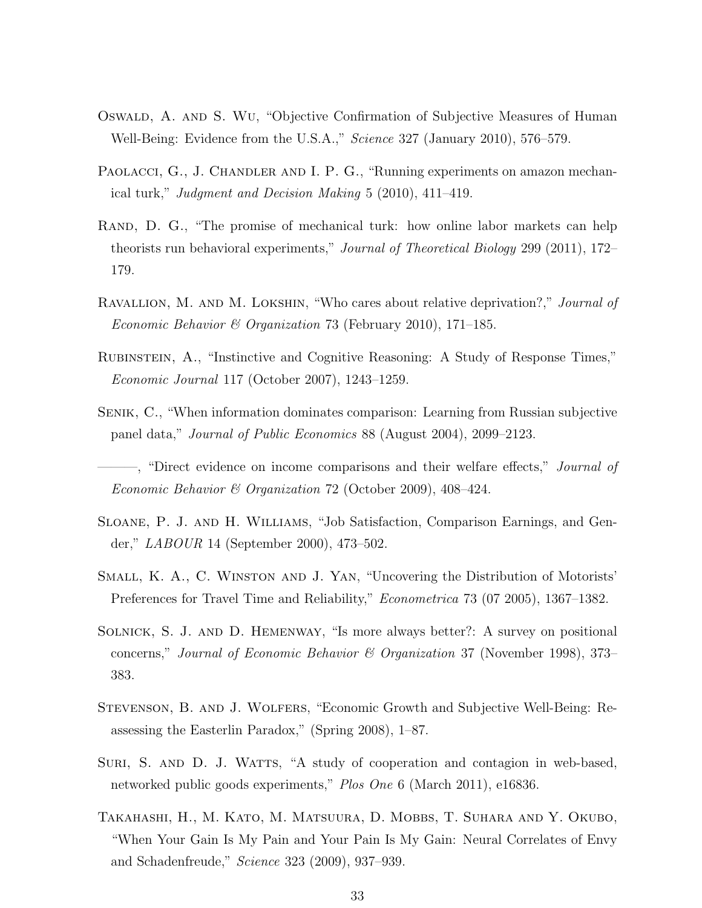Oswald, A. and S. Wu, "Objective Confirmation of Subjective Measures of Human Well-Being: Evidence from the U.S.A.," *Science* 327 (January 2010), 576–579.

Paolacci, G., J. Chandler and I. P. G., "Running experiments on amazon mechanical turk," *Judgment and Decision Making* 5 (2010), 411–419.

Rand, D. G., "The promise of mechanical turk: how online labor markets can help theorists run behavioral experiments," *Journal of Theoretical Biology* 299 (2011), 172–179.

Ravallion, M. and M. Lokshin, "Who cares about relative deprivation?," *Journal of Economic Behavior & Organization* 73 (February 2010), 171–185.

Rubinstein, A., "Instinctive and Cognitive Reasoning: A Study of Response Times," *Economic Journal* 117 (October 2007), 1243–1259.

Senik, C., "When information dominates comparison: Learning from Russian subjective panel data," *Journal of Public Economics* 88 (August 2004), 2099–2123.

———, "Direct evidence on income comparisons and their welfare effects," *Journal of Economic Behavior & Organization* 72 (October 2009), 408–424.

Sloane, P. J. and H. Williams, "Job Satisfaction, Comparison Earnings, and Gender," *LABOUR* 14 (September 2000), 473–502.

Small, K. A., C. Winston and J. Yan, "Uncovering the Distribution of Motorists' Preferences for Travel Time and Reliability," *Econometrica* 73 (07 2005), 1367–1382.

Solnick, S. J. and D. Hemenway, "Is more always better?: A survey on positional concerns," *Journal of Economic Behavior & Organization* 37 (November 1998), 373–383.

Stevenson, B. and J. Wolfers, "Economic Growth and Subjective Well-Being: Reassessing the Easterlin Paradox," (Spring 2008), 1–87.

Suri, S. and D. J. Watts, "A study of cooperation and contagion in web-based, networked public goods experiments," *Plos One* 6 (March 2011), e16836.

Takahashi, H., M. Kato, M. Matsuura, D. Mobbs, T. Suhara and Y. Okubo, "When Your Gain Is My Pain and Your Pain Is My Gain: Neural Correlates of Envy and Schadenfreude," *Science* 323 (2009), 937–939.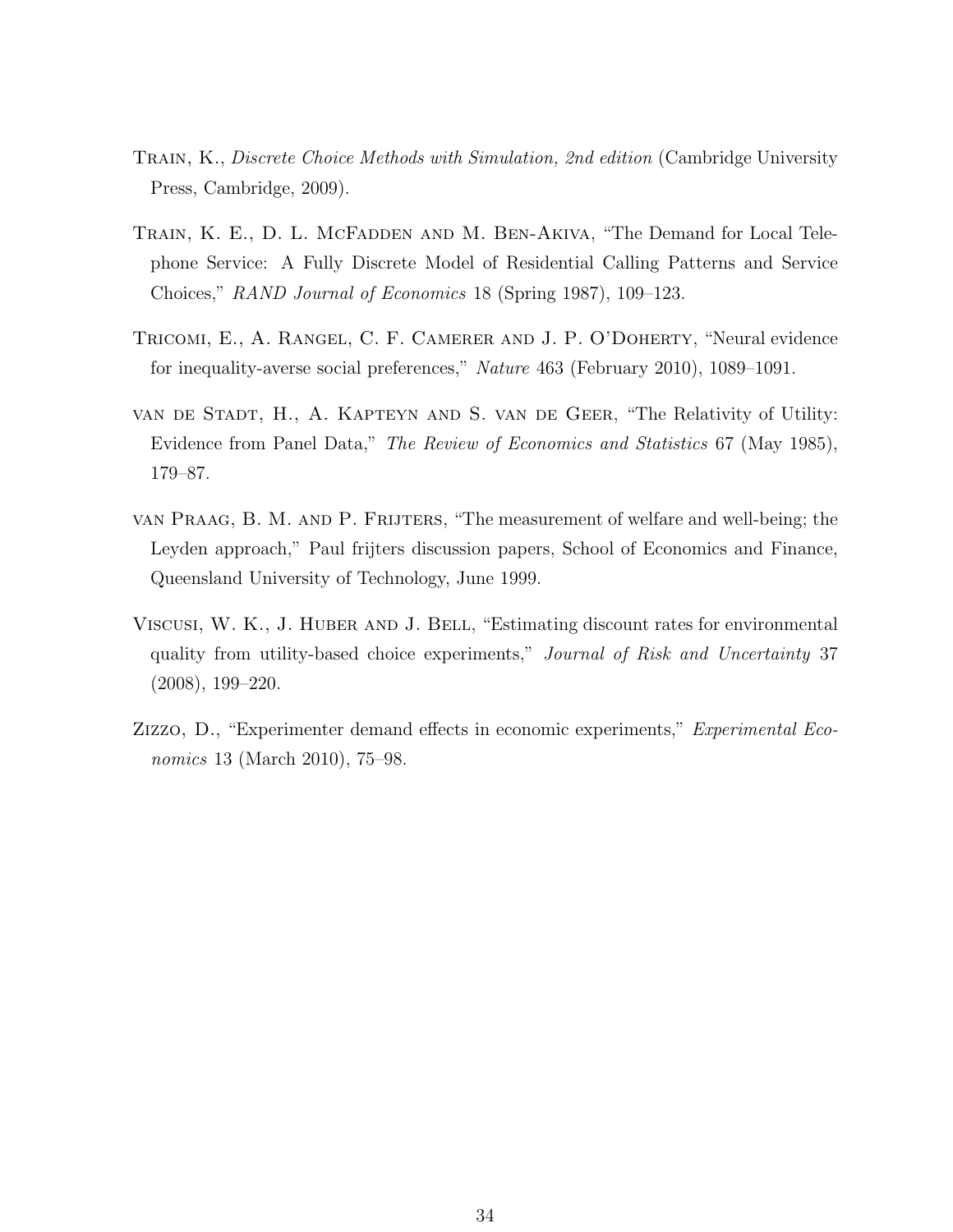Train, K., *Discrete Choice Methods with Simulation, 2nd edition* (Cambridge University Press, Cambridge, 2009).

Train, K. E., D. L. McFadden and M. Ben-Akiva, "The Demand for Local Telephone Service: A Fully Discrete Model of Residential Calling Patterns and Service Choices," *RAND Journal of Economics* 18 (Spring 1987), 109–123.

Tricomi, E., A. Rangel, C. F. Camerer and J. P. O'Doherty, "Neural evidence for inequality-averse social preferences," *Nature* 463 (February 2010), 1089–1091.

van de Stadt, H., A. Kapteyn and S. van de Geer, "The Relativity of Utility: Evidence from Panel Data," *The Review of Economics and Statistics* 67 (May 1985), 179–87.

van Praag, B. M. and P. Frijters, "The measurement of welfare and well-being; the Leyden approach," Paul frijters discussion papers, School of Economics and Finance, Queensland University of Technology, June 1999.

Viscusi, W. K., J. Huber and J. Bell, "Estimating discount rates for environmental quality from utility-based choice experiments," *Journal of Risk and Uncertainty* 37 (2008), 199–220.

Zizzo, D., "Experimenter demand effects in economic experiments," *Experimental Economics* 13 (March 2010), 75–98.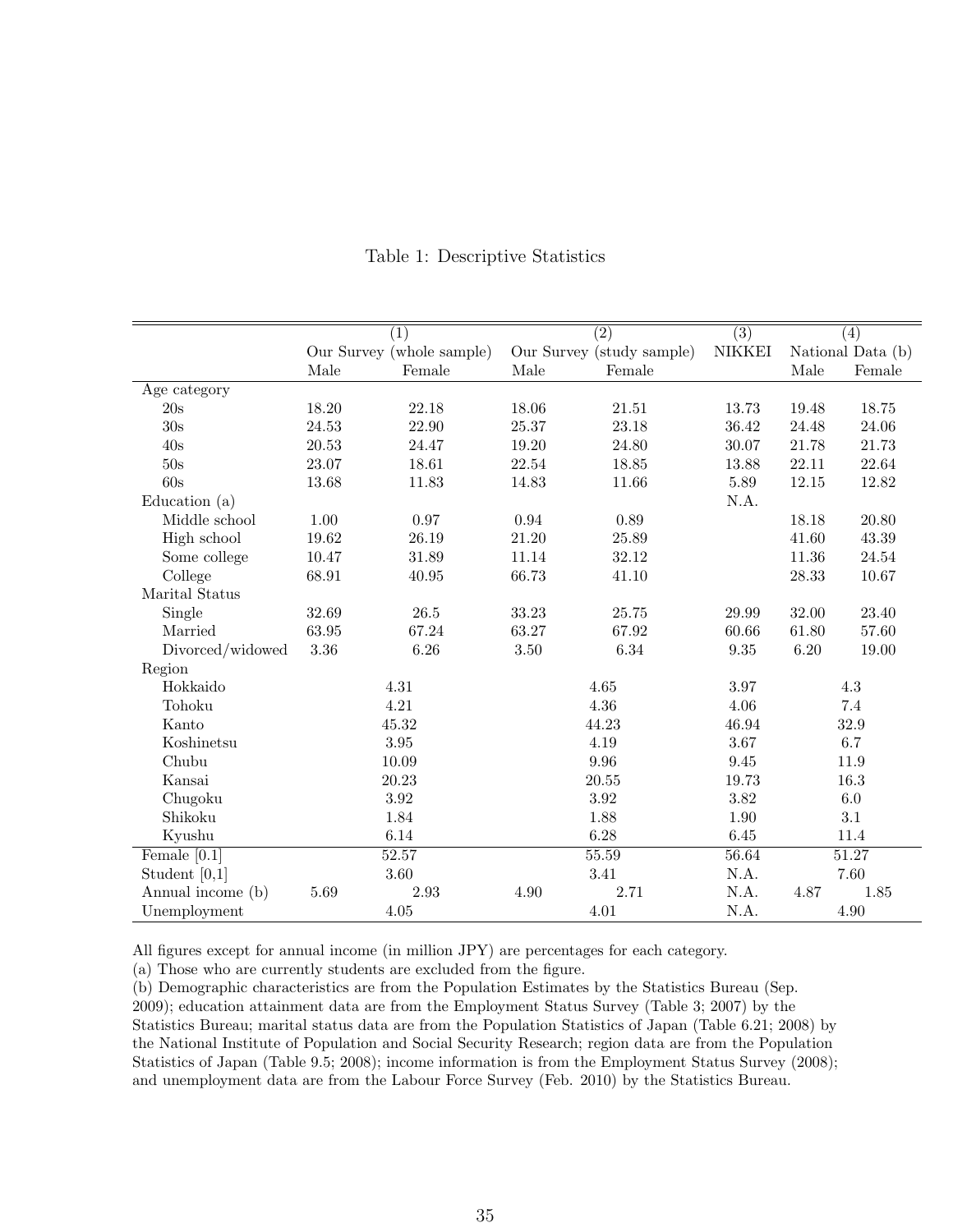Table 1: Descriptive Statistics

| | (1) | | (2) | | (3) | (4) | |
|---|---|---|---|---|---|---|---|
| | Our Survey (whole sample) | | Our Survey (study sample) | | NIKKEI | National Data (b) | |
| | Male | Female | Male | Female | | Male | Female |
| Age category | | | | | | | |
| 20s | 18.20 | 22.18 | 18.06 | 21.51 | 13.73 | 19.48 | 18.75 |
| 30s | 24.53 | 22.90 | 25.37 | 23.18 | 36.42 | 24.48 | 24.06 |
| 40s | 20.53 | 24.47 | 19.20 | 24.80 | 30.07 | 21.78 | 21.73 |
| 50s | 23.07 | 18.61 | 22.54 | 18.85 | 13.88 | 22.11 | 22.64 |
| 60s | 13.68 | 11.83 | 14.83 | 11.66 | 5.89 | 12.15 | 12.82 |
| Education (a) | | | | | N.A. | | |
| Middle school | 1.00 | 0.97 | 0.94 | 0.89 | | 18.18 | 20.80 |
| High school | 19.62 | 26.19 | 21.20 | 25.89 | | 41.60 | 43.39 |
| Some college | 10.47 | 31.89 | 11.14 | 32.12 | | 11.36 | 24.54 |
| College | 68.91 | 40.95 | 66.73 | 41.10 | | 28.33 | 10.67 |
| Marital Status | | | | | | | |
| Single | 32.69 | 26.5 | 33.23 | 25.75 | 29.99 | 32.00 | 23.40 |
| Married | 63.95 | 67.24 | 63.27 | 67.92 | 60.66 | 61.80 | 57.60 |
| Divorced/widowed | 3.36 | 6.26 | 3.50 | 6.34 | 9.35 | 6.20 | 19.00 |
| Region | | | | | | | |
| Hokkaido | 4.31 | | 4.65 | | 3.97 | 4.3 | |
| Tohoku | 4.21 | | 4.36 | | 4.06 | 7.4 | |
| Kanto | 45.32 | | 44.23 | | 46.94 | 32.9 | |
| Koshinetsu | 3.95 | | 4.19 | | 3.67 | 6.7 | |
| Chubu | 10.09 | | 9.96 | | 9.45 | 11.9 | |
| Kansai | 20.23 | | 20.55 | | 19.73 | 16.3 | |
| Chugoku | 3.92 | | 3.92 | | 3.82 | 6.0 | |
| Shikoku | 1.84 | | 1.88 | | 1.90 | 3.1 | |
| Kyushu | 6.14 | | 6.28 | | 6.45 | 11.4 | |
| Female [0.1] | 52.57 | | 55.59 | | 56.64 | 51.27 | |
| Student [0,1] | 3.60 | | 3.41 | | N.A. | 7.60 | |
| Annual income (b) | 5.69 | 2.93 | 4.90 | 2.71 | N.A. | 4.87 | 1.85 |
| Unemployment | 4.05 | | 4.01 | | N.A. | 4.90 | |

All figures except for annual income (in million JPY) are percentages for each category.
(a) Those who are currently students are excluded from the figure.
(b) Demographic characteristics are from the Population Estimates by the Statistics Bureau (Sep. 2009); education attainment data are from the Employment Status Survey (Table 3; 2007) by the Statistics Bureau; marital status data are from the Population Statistics of Japan (Table 6.21; 2008) by the National Institute of Population and Social Security Research; region data are from the Population Statistics of Japan (Table 9.5; 2008); income information is from the Employment Status Survey (2008); and unemployment data are from the Labour Force Survey (Feb. 2010) by the Statistics Bureau.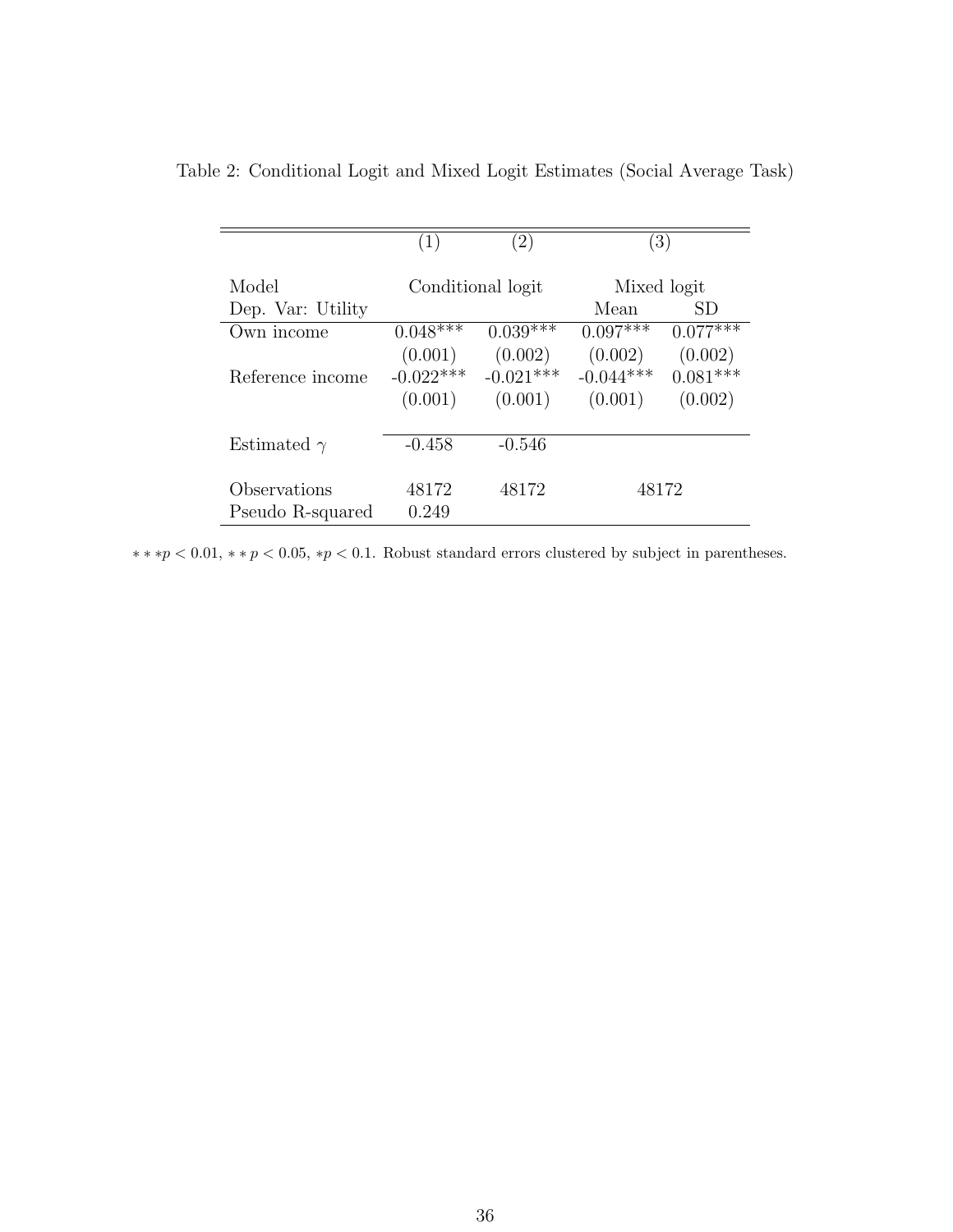Table 2: Conditional Logit and Mixed Logit Estimates (Social Average Task)

| | (1) | (2) | (3) | |
|---|---|---|---|---|
| Model | Conditional logit | | Mixed logit | |
| Dep. Var: Utility | | | Mean | SD |
| Own income | 0.048*** | 0.039*** | 0.097*** | 0.077*** |
| | (0.001) | (0.002) | (0.002) | (0.002) |
| Reference income | -0.022*** | -0.021*** | -0.044*** | 0.081*** |
| | (0.001) | (0.001) | (0.001) | (0.002) |
| Estimated $\gamma$ | -0.458 | -0.546 | | |
| Observations | 48172 | 48172 | 48172 | |
| Pseudo R-squared | 0.249 | | | |

$***p < 0.01$, $**p < 0.05$, $*p < 0.1$. Robust standard errors clustered by subject in parentheses.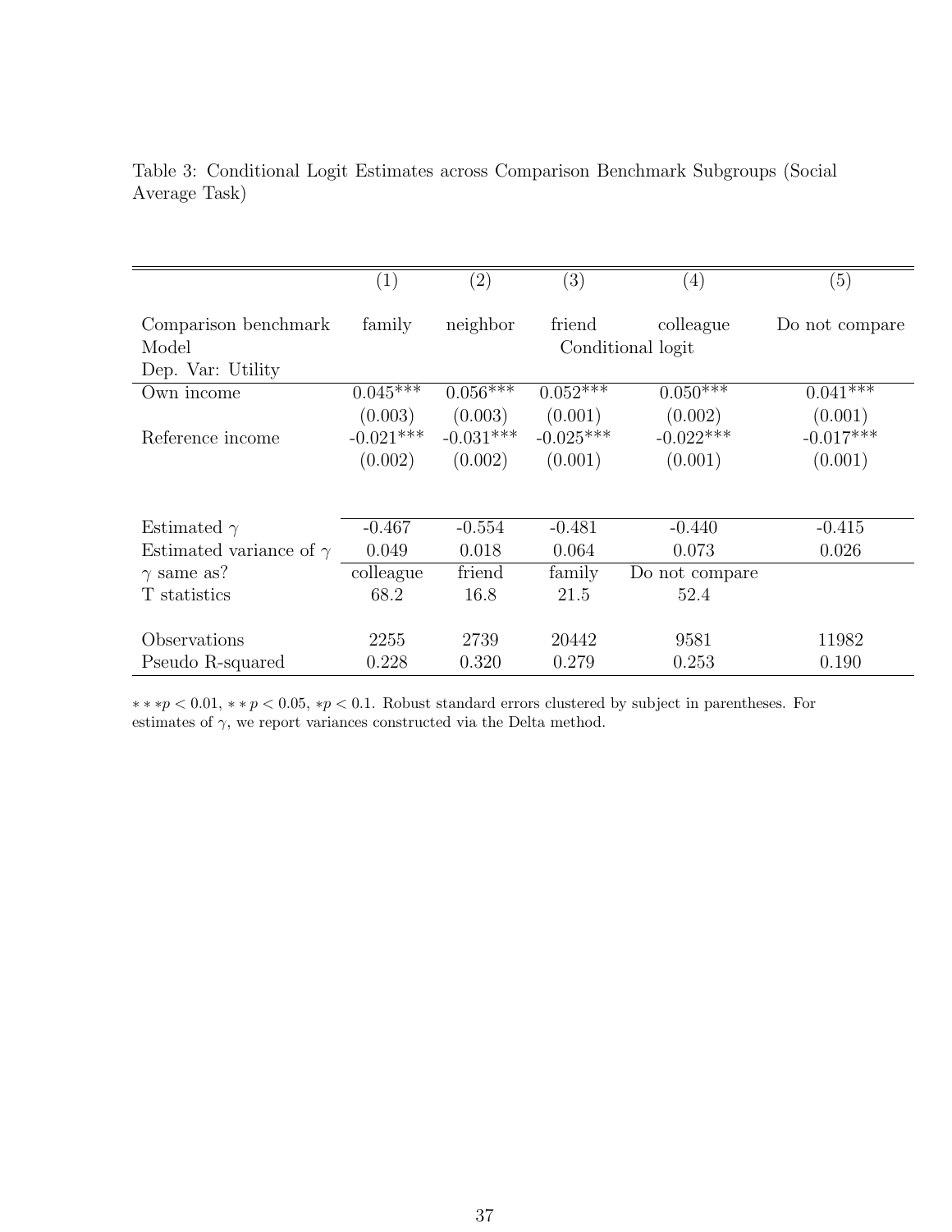Table 3: Conditional Logit Estimates across Comparison Benchmark Subgroups (Social Average Task)

| | (1) | (2) | (3) | (4) | (5) |
|---|---|---|---|---|---|
| Comparison benchmark | family | neighbor | friend | colleague | Do not compare |
| Model | | | Conditional logit | | |
| Dep. Var: Utility | | | | | |
| Own income | 0.045*** | 0.056*** | 0.052*** | 0.050*** | 0.041*** |
| | (0.003) | (0.003) | (0.001) | (0.002) | (0.001) |
| Reference income | -0.021*** | -0.031*** | -0.025*** | -0.022*** | -0.017*** |
| | (0.002) | (0.002) | (0.001) | (0.001) | (0.001) |
| Estimated $\gamma$ | -0.467 | -0.554 | -0.481 | -0.440 | -0.415 |
| Estimated variance of $\gamma$ | 0.049 | 0.018 | 0.064 | 0.073 | 0.026 |
| $\gamma$ same as? | colleague | friend | family | Do not compare | |
| T statistics | 68.2 | 16.8 | 21.5 | 52.4 | |
| Observations | 2255 | 2739 | 20442 | 9581 | 11982 |
| Pseudo R-squared | 0.228 | 0.320 | 0.279 | 0.253 | 0.190 |

$***p < 0.01$, $**p < 0.05$, $*p < 0.1$. Robust standard errors clustered by subject in parentheses. For estimates of $\gamma$, we report variances constructed via the Delta method.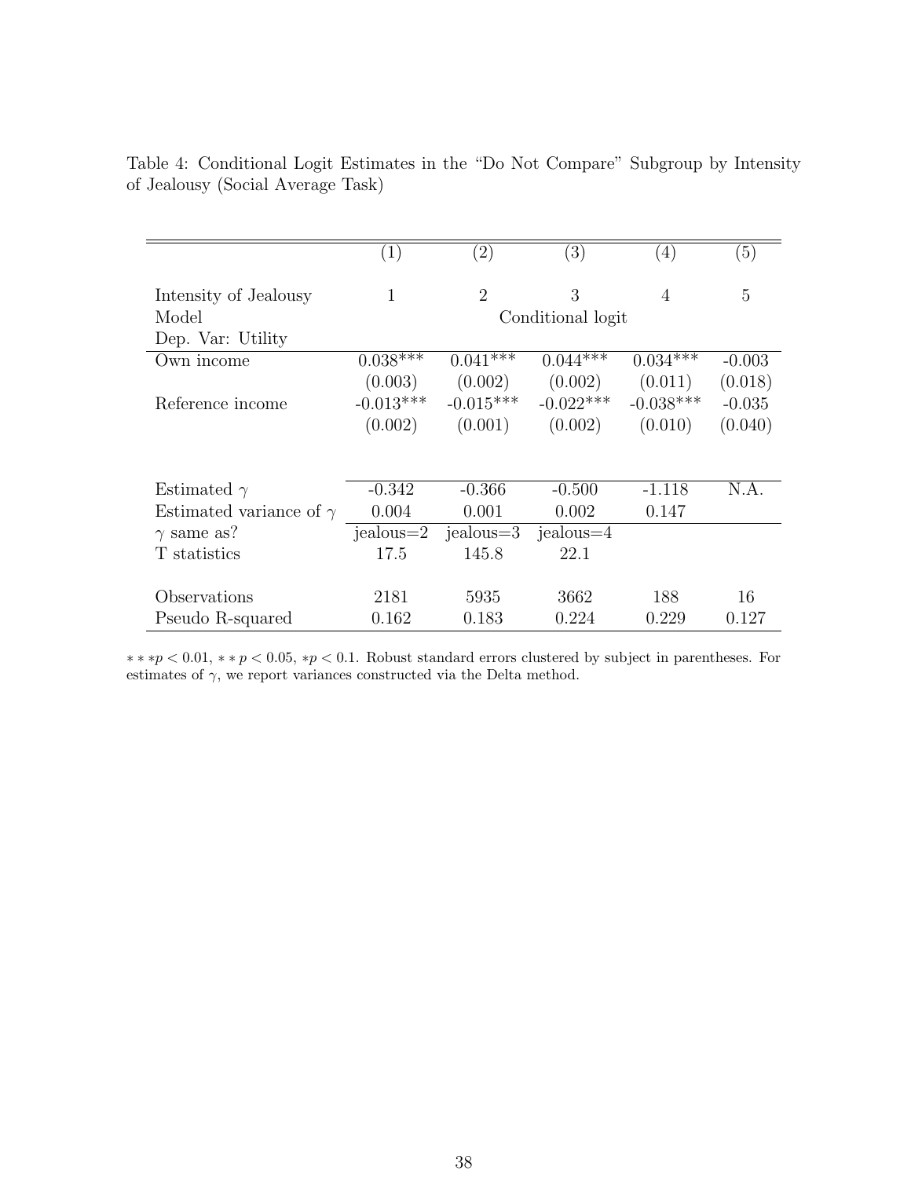Table 4: Conditional Logit Estimates in the "Do Not Compare" Subgroup by Intensity of Jealousy (Social Average Task)

| | (1) | (2) | (3) | (4) | (5) |
|---|---|---|---|---|---|
| Intensity of Jealousy | 1 | 2 | 3 | 4 | 5 |
| Model | | | Conditional logit | | |
| Dep. Var: Utility | | | | | |
| Own income | 0.038*** | 0.041*** | 0.044*** | 0.034*** | -0.003 |
| | (0.003) | (0.002) | (0.002) | (0.011) | (0.018) |
| Reference income | -0.013*** | -0.015*** | -0.022*** | -0.038*** | -0.035 |
| | (0.002) | (0.001) | (0.002) | (0.010) | (0.040) |
| Estimated $\gamma$ | -0.342 | -0.366 | -0.500 | -1.118 | N.A. |
| Estimated variance of $\gamma$ | 0.004 | 0.001 | 0.002 | 0.147 | |
| $\gamma$ same as? | jealous=2 | jealous=3 | jealous=4 | | |
| T statistics | 17.5 | 145.8 | 22.1 | | |
| Observations | 2181 | 5935 | 3662 | 188 | 16 |
| Pseudo R-squared | 0.162 | 0.183 | 0.224 | 0.229 | 0.127 |

$***p < 0.01$, $**p < 0.05$, $*p < 0.1$. Robust standard errors clustered by subject in parentheses. For estimates of $\gamma$, we report variances constructed via the Delta method.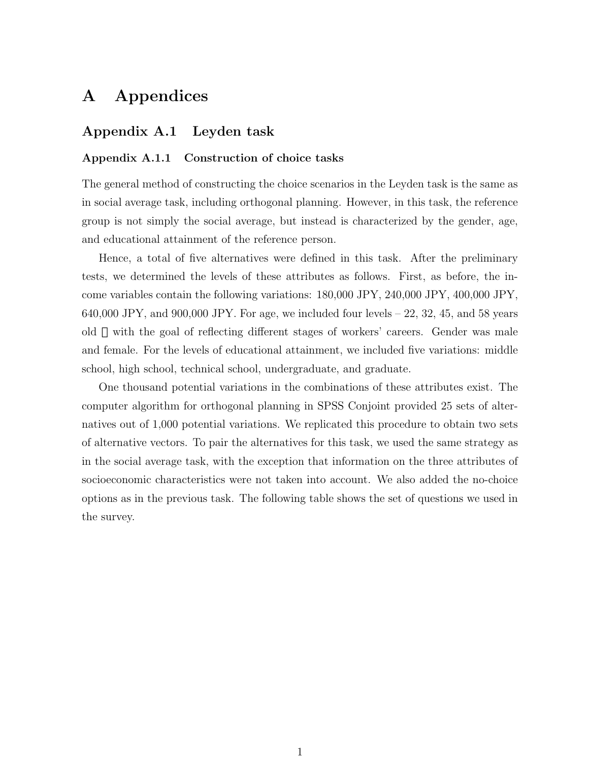# A Appendices

## Appendix A.1 Leyden task

### Appendix A.1.1 Construction of choice tasks

The general method of constructing the choice scenarios in the Leyden task is the same as in social average task, including orthogonal planning. However, in this task, the reference group is not simply the social average, but instead is characterized by the gender, age, and educational attainment of the reference person.

Hence, a total of five alternatives were defined in this task. After the preliminary tests, we determined the levels of these attributes as follows. First, as before, the income variables contain the following variations: 180,000 JPY, 240,000 JPY, 400,000 JPY, 640,000 JPY, and 900,000 JPY. For age, we included four levels – 22, 32, 45, and 58 years old  with the goal of reflecting different stages of workers' careers. Gender was male and female. For the levels of educational attainment, we included five variations: middle school, high school, technical school, undergraduate, and graduate.

One thousand potential variations in the combinations of these attributes exist. The computer algorithm for orthogonal planning in SPSS Conjoint provided 25 sets of alternatives out of 1,000 potential variations. We replicated this procedure to obtain two sets of alternative vectors. To pair the alternatives for this task, we used the same strategy as in the social average task, with the exception that information on the three attributes of socioeconomic characteristics were not taken into account. We also added the no-choice options as in the previous task. The following table shows the set of questions we used in the survey.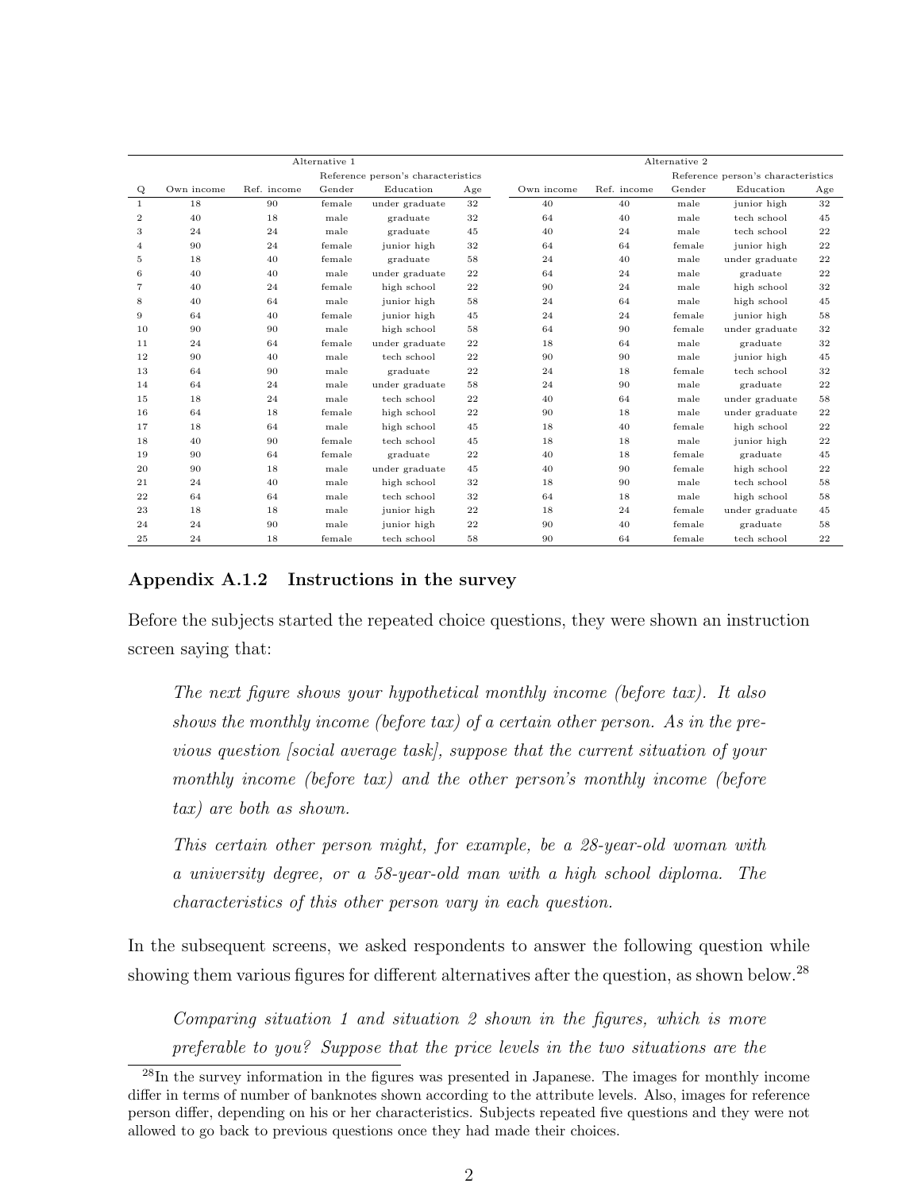| | Alternative 1 | | | | | Alternative 2 | | | | |
|---|---|---|---|---|---|---|---|---|---|---|
| | | | Reference person's characteristics | | | | | Reference person's characteristics | | |
| Q | Own income | Ref. income | Gender | Education | Age | Own income | Ref. income | Gender | Education | Age |
| 1 | 18 | 90 | female | under graduate | 32 | 40 | 40 | male | junior high | 32 |
| 2 | 40 | 18 | male | graduate | 32 | 64 | 40 | male | tech school | 45 |
| 3 | 24 | 24 | male | graduate | 45 | 40 | 24 | male | tech school | 22 |
| 4 | 90 | 24 | female | junior high | 32 | 64 | 64 | female | junior high | 22 |
| 5 | 18 | 40 | female | graduate | 58 | 24 | 40 | male | under graduate | 22 |
| 6 | 40 | 40 | male | under graduate | 22 | 64 | 24 | male | graduate | 22 |
| 7 | 40 | 24 | female | high school | 22 | 90 | 24 | male | high school | 32 |
| 8 | 40 | 64 | male | junior high | 58 | 24 | 64 | male | high school | 45 |
| 9 | 64 | 40 | female | junior high | 45 | 24 | 24 | female | junior high | 58 |
| 10 | 90 | 90 | male | high school | 58 | 64 | 90 | female | under graduate | 32 |
| 11 | 24 | 64 | female | under graduate | 22 | 18 | 64 | male | graduate | 32 |
| 12 | 90 | 40 | male | tech school | 22 | 90 | 90 | male | junior high | 45 |
| 13 | 64 | 90 | male | graduate | 22 | 24 | 18 | female | tech school | 32 |
| 14 | 64 | 24 | male | under graduate | 58 | 24 | 90 | male | graduate | 22 |
| 15 | 18 | 24 | male | tech school | 22 | 40 | 64 | male | under graduate | 58 |
| 16 | 64 | 18 | female | high school | 22 | 90 | 18 | male | under graduate | 22 |
| 17 | 18 | 64 | male | high school | 45 | 18 | 40 | female | high school | 22 |
| 18 | 40 | 90 | female | tech school | 45 | 18 | 18 | male | junior high | 22 |
| 19 | 90 | 64 | female | graduate | 22 | 40 | 18 | female | graduate | 45 |
| 20 | 90 | 18 | male | under graduate | 45 | 40 | 90 | female | high school | 22 |
| 21 | 24 | 40 | male | high school | 32 | 18 | 90 | male | tech school | 58 |
| 22 | 64 | 64 | male | tech school | 32 | 64 | 18 | male | high school | 58 |
| 23 | 18 | 18 | male | junior high | 22 | 18 | 24 | female | under graduate | 45 |
| 24 | 24 | 90 | male | junior high | 22 | 90 | 40 | female | graduate | 58 |
| 25 | 24 | 18 | female | tech school | 58 | 90 | 64 | female | tech school | 22 |

### Appendix A.1.2 Instructions in the survey

Before the subjects started the repeated choice questions, they were shown an instruction screen saying that:

> *The next figure shows your hypothetical monthly income (before tax). It also shows the monthly income (before tax) of a certain other person. As in the previous question [social average task], suppose that the current situation of your monthly income (before tax) and the other person's monthly income (before tax) are both as shown.*
>
> *This certain other person might, for example, be a 28-year-old woman with a university degree, or a 58-year-old man with a high school diploma. The characteristics of this other person vary in each question.*

In the subsequent screens, we asked respondents to answer the following question while showing them various figures for different alternatives after the question, as shown below.[28]

> *Comparing situation 1 and situation 2 shown in the figures, which is more preferable to you? Suppose that the price levels in the two situations are the*

[28] In the survey information in the figures was presented in Japanese. The images for monthly income differ in terms of number of banknotes shown according to the attribute levels. Also, images for reference person differ, depending on his or her characteristics. Subjects repeated five questions and they were not allowed to go back to previous questions once they had made their choices.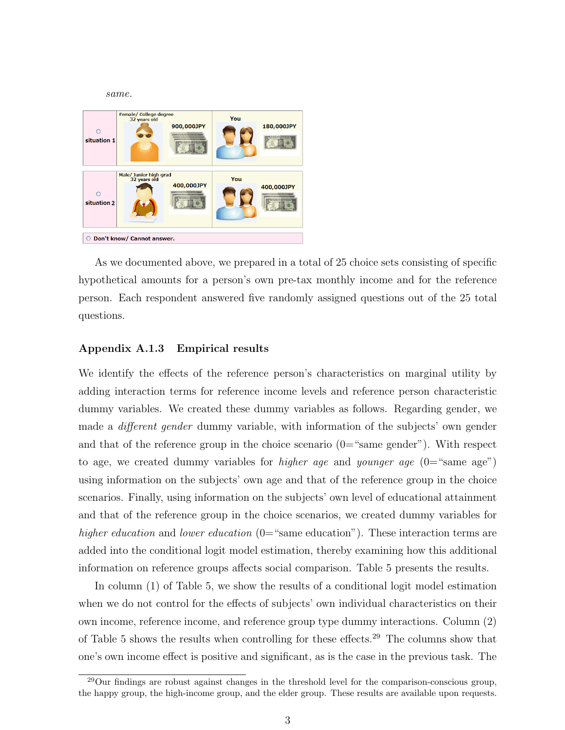*same.*

| | Reference person | | You | |
|---|---|---|---|---|
| ○ situation 1 | Female/ College degree 32 years old | 900,000JPY | You | 180,000JPY |
| ○ situation 2 | Male/ Junior high grad 32 years old | 400,000JPY | You | 400,000JPY |

○ Don't know/ Cannot answer.

As we documented above, we prepared in a total of 25 choice sets consisting of specific hypothetical amounts for a person's own pre-tax monthly income and for the reference person. Each respondent answered five randomly assigned questions out of the 25 total questions.

### Appendix A.1.3 Empirical results

We identify the effects of the reference person's characteristics on marginal utility by adding interaction terms for reference income levels and reference person characteristic dummy variables. We created these dummy variables as follows. Regarding gender, we made a *different gender* dummy variable, with information of the subjects' own gender and that of the reference group in the choice scenario (0="same gender"). With respect to age, we created dummy variables for *higher age* and *younger age* (0="same age") using information on the subjects' own age and that of the reference group in the choice scenarios. Finally, using information on the subjects' own level of educational attainment and that of the reference group in the choice scenarios, we created dummy variables for *higher education* and *lower education* (0="same education"). These interaction terms are added into the conditional logit model estimation, thereby examining how this additional information on reference groups affects social comparison. Table 5 presents the results.

In column (1) of Table 5, we show the results of a conditional logit model estimation when we do not control for the effects of subjects' own individual characteristics on their own income, reference income, and reference group type dummy interactions. Column (2) of Table 5 shows the results when controlling for these effects.[29] The columns show that one's own income effect is positive and significant, as is the case in the previous task. The

[29] Our findings are robust against changes in the threshold level for the comparison-conscious group, the happy group, the high-income group, and the elder group. These results are available upon requests.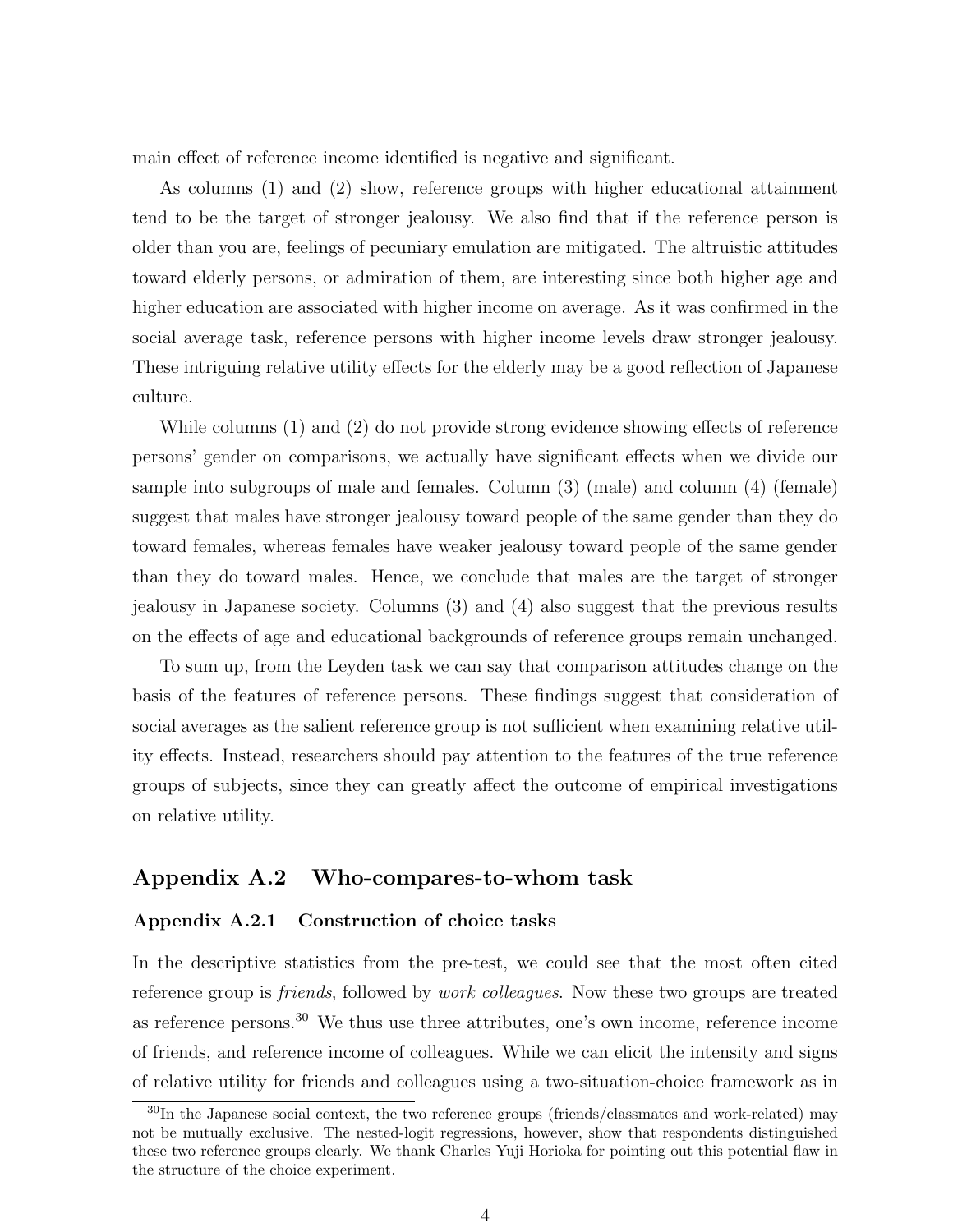main effect of reference income identified is negative and significant.

As columns (1) and (2) show, reference groups with higher educational attainment tend to be the target of stronger jealousy. We also find that if the reference person is older than you are, feelings of pecuniary emulation are mitigated. The altruistic attitudes toward elderly persons, or admiration of them, are interesting since both higher age and higher education are associated with higher income on average. As it was confirmed in the social average task, reference persons with higher income levels draw stronger jealousy. These intriguing relative utility effects for the elderly may be a good reflection of Japanese culture.

While columns (1) and (2) do not provide strong evidence showing effects of reference persons' gender on comparisons, we actually have significant effects when we divide our sample into subgroups of male and females. Column (3) (male) and column (4) (female) suggest that males have stronger jealousy toward people of the same gender than they do toward females, whereas females have weaker jealousy toward people of the same gender than they do toward males. Hence, we conclude that males are the target of stronger jealousy in Japanese society. Columns (3) and (4) also suggest that the previous results on the effects of age and educational backgrounds of reference groups remain unchanged.

To sum up, from the Leyden task we can say that comparison attitudes change on the basis of the features of reference persons. These findings suggest that consideration of social averages as the salient reference group is not sufficient when examining relative utility effects. Instead, researchers should pay attention to the features of the true reference groups of subjects, since they can greatly affect the outcome of empirical investigations on relative utility.

## Appendix A.2 Who-compares-to-whom task

### Appendix A.2.1 Construction of choice tasks

In the descriptive statistics from the pre-test, we could see that the most often cited reference group is *friends*, followed by *work colleagues*. Now these two groups are treated as reference persons.[30] We thus use three attributes, one's own income, reference income of friends, and reference income of colleagues. While we can elicit the intensity and signs of relative utility for friends and colleagues using a two-situation-choice framework as in

[30] In the Japanese social context, the two reference groups (friends/classmates and work-related) may not be mutually exclusive. The nested-logit regressions, however, show that respondents distinguished these two reference groups clearly. We thank Charles Yuji Horioka for pointing out this potential flaw in the structure of the choice experiment.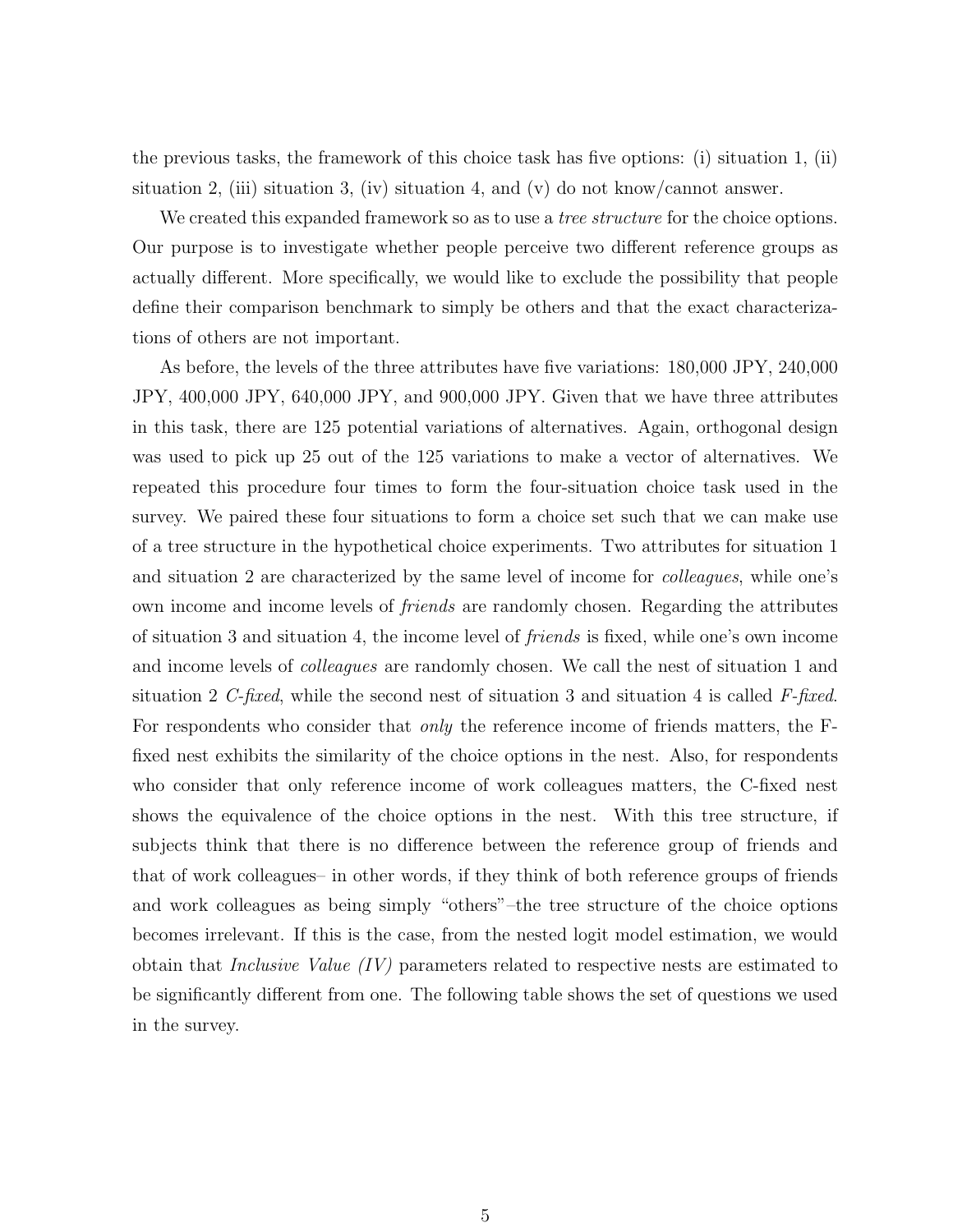the previous tasks, the framework of this choice task has five options: (i) situation 1, (ii) situation 2, (iii) situation 3, (iv) situation 4, and (v) do not know/cannot answer.

We created this expanded framework so as to use a *tree structure* for the choice options. Our purpose is to investigate whether people perceive two different reference groups as actually different. More specifically, we would like to exclude the possibility that people define their comparison benchmark to simply be others and that the exact characterizations of others are not important.

As before, the levels of the three attributes have five variations: 180,000 JPY, 240,000 JPY, 400,000 JPY, 640,000 JPY, and 900,000 JPY. Given that we have three attributes in this task, there are 125 potential variations of alternatives. Again, orthogonal design was used to pick up 25 out of the 125 variations to make a vector of alternatives. We repeated this procedure four times to form the four-situation choice task used in the survey. We paired these four situations to form a choice set such that we can make use of a tree structure in the hypothetical choice experiments. Two attributes for situation 1 and situation 2 are characterized by the same level of income for *colleagues*, while one's own income and income levels of *friends* are randomly chosen. Regarding the attributes of situation 3 and situation 4, the income level of *friends* is fixed, while one's own income and income levels of *colleagues* are randomly chosen. We call the nest of situation 1 and situation 2 *C-fixed*, while the second nest of situation 3 and situation 4 is called *F-fixed*. For respondents who consider that *only* the reference income of friends matters, the F-fixed nest exhibits the similarity of the choice options in the nest. Also, for respondents who consider that only reference income of work colleagues matters, the C-fixed nest shows the equivalence of the choice options in the nest. With this tree structure, if subjects think that there is no difference between the reference group of friends and that of work colleagues– in other words, if they think of both reference groups of friends and work colleagues as being simply "others"–the tree structure of the choice options becomes irrelevant. If this is the case, from the nested logit model estimation, we would obtain that *Inclusive Value (IV)* parameters related to respective nests are estimated to be significantly different from one. The following table shows the set of questions we used in the survey.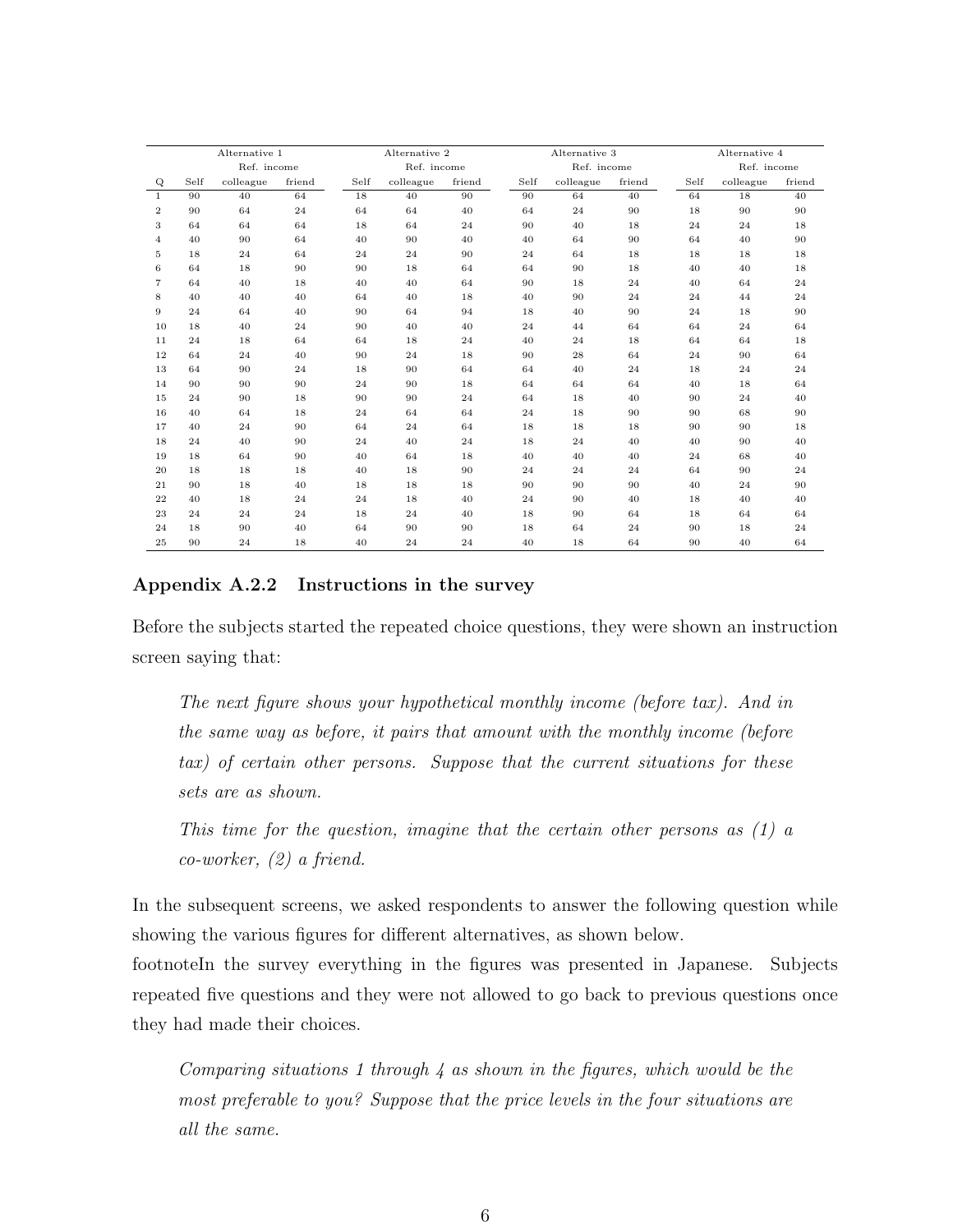| | Alternative 1 | | | Alternative 2 | | | Alternative 3 | | | Alternative 4 | | |
|---|---|---|---|---|---|---|---|---|---|---|---|---|
| | | Ref. income | | | Ref. income | | | Ref. income | | | Ref. income | |
| Q | Self | colleague | friend | Self | colleague | friend | Self | colleague | friend | Self | colleague | friend |
| 1 | 90 | 40 | 64 | 18 | 40 | 90 | 90 | 64 | 40 | 64 | 18 | 40 |
| 2 | 90 | 64 | 24 | 64 | 64 | 40 | 64 | 24 | 90 | 18 | 90 | 90 |
| 3 | 64 | 64 | 64 | 18 | 64 | 24 | 90 | 40 | 18 | 24 | 24 | 18 |
| 4 | 40 | 90 | 64 | 40 | 90 | 40 | 40 | 64 | 90 | 64 | 40 | 90 |
| 5 | 18 | 24 | 64 | 24 | 24 | 90 | 24 | 64 | 18 | 18 | 18 | 18 |
| 6 | 64 | 18 | 90 | 90 | 18 | 64 | 64 | 90 | 18 | 40 | 40 | 18 |
| 7 | 64 | 40 | 18 | 40 | 40 | 64 | 90 | 18 | 24 | 40 | 64 | 24 |
| 8 | 40 | 40 | 40 | 64 | 40 | 18 | 40 | 90 | 24 | 24 | 44 | 24 |
| 9 | 24 | 64 | 40 | 90 | 64 | 94 | 18 | 40 | 90 | 24 | 18 | 90 |
| 10 | 18 | 40 | 24 | 90 | 40 | 40 | 24 | 44 | 64 | 64 | 24 | 64 |
| 11 | 24 | 18 | 64 | 64 | 18 | 24 | 40 | 24 | 18 | 64 | 64 | 18 |
| 12 | 64 | 24 | 40 | 90 | 24 | 18 | 90 | 28 | 64 | 24 | 90 | 64 |
| 13 | 64 | 90 | 24 | 18 | 90 | 64 | 64 | 40 | 24 | 18 | 24 | 24 |
| 14 | 90 | 90 | 90 | 24 | 90 | 18 | 64 | 64 | 64 | 40 | 18 | 64 |
| 15 | 24 | 90 | 18 | 90 | 90 | 24 | 64 | 18 | 40 | 90 | 24 | 40 |
| 16 | 40 | 64 | 18 | 24 | 64 | 64 | 24 | 18 | 90 | 90 | 68 | 90 |
| 17 | 40 | 24 | 90 | 64 | 24 | 64 | 18 | 18 | 18 | 90 | 90 | 18 |
| 18 | 24 | 40 | 90 | 24 | 40 | 24 | 18 | 24 | 40 | 40 | 90 | 40 |
| 19 | 18 | 64 | 90 | 40 | 64 | 18 | 40 | 40 | 40 | 24 | 68 | 40 |
| 20 | 18 | 18 | 18 | 40 | 18 | 90 | 24 | 24 | 24 | 64 | 90 | 24 |
| 21 | 90 | 18 | 40 | 18 | 18 | 18 | 90 | 90 | 90 | 40 | 24 | 90 |
| 22 | 40 | 18 | 24 | 24 | 18 | 40 | 24 | 90 | 40 | 18 | 40 | 40 |
| 23 | 24 | 24 | 24 | 18 | 24 | 40 | 18 | 90 | 64 | 18 | 64 | 64 |
| 24 | 18 | 90 | 40 | 64 | 90 | 90 | 18 | 64 | 24 | 90 | 18 | 24 |
| 25 | 90 | 24 | 18 | 40 | 24 | 24 | 40 | 18 | 64 | 90 | 40 | 64 |

### Appendix A.2.2 Instructions in the survey

Before the subjects started the repeated choice questions, they were shown an instruction screen saying that:

> *The next figure shows your hypothetical monthly income (before tax). And in the same way as before, it pairs that amount with the monthly income (before tax) of certain other persons. Suppose that the current situations for these sets are as shown.*
>
> *This time for the question, imagine that the certain other persons as (1) a co-worker, (2) a friend.*

In the subsequent screens, we asked respondents to answer the following question while showing the various figures for different alternatives, as shown below.
footnoteIn the survey everything in the figures was presented in Japanese. Subjects repeated five questions and they were not allowed to go back to previous questions once they had made their choices.

> *Comparing situations 1 through 4 as shown in the figures, which would be the most preferable to you? Suppose that the price levels in the four situations are all the same.*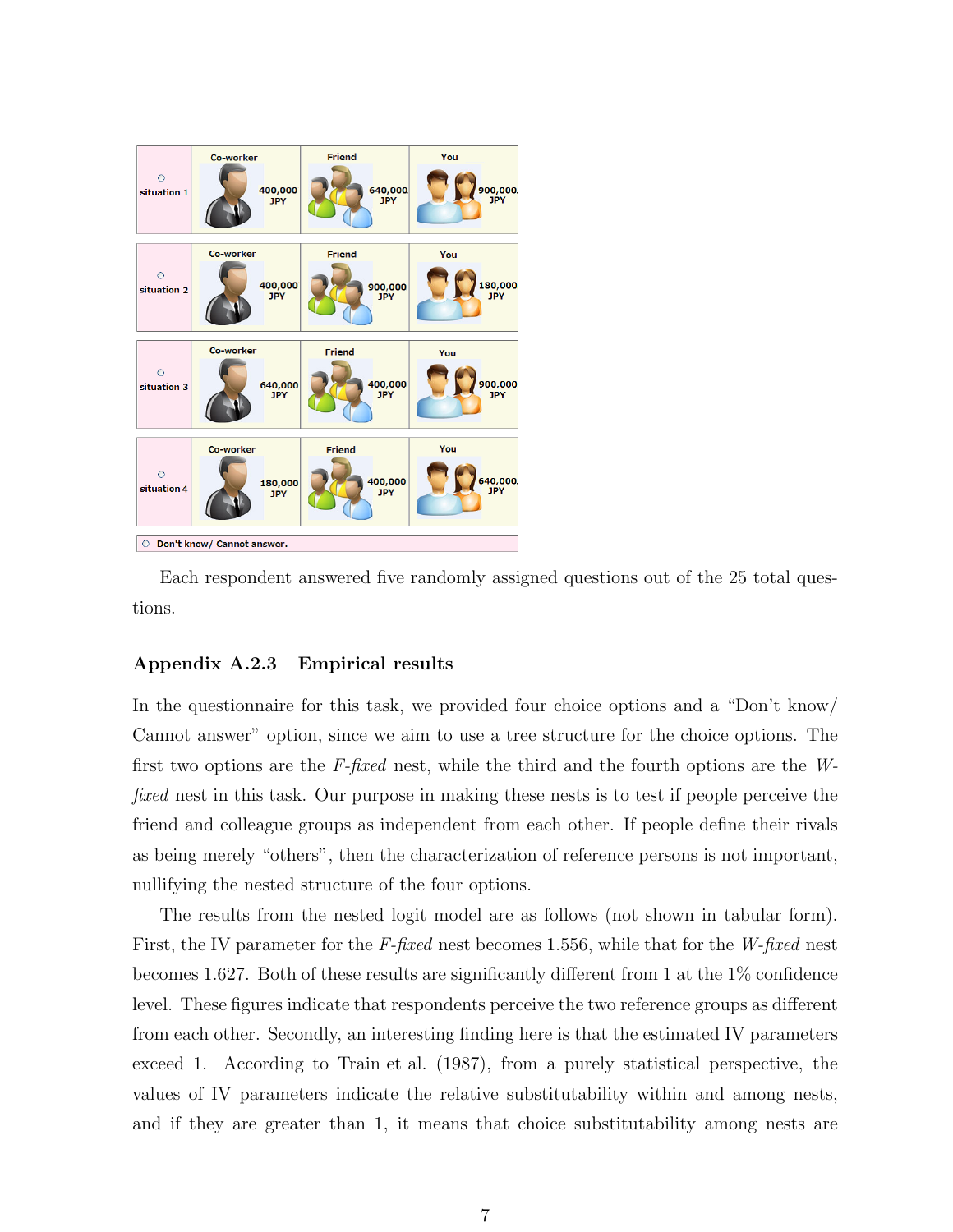| | Co-worker | Friend | You |
|---|---|---|---|
| ○ situation 1 | 400,000 JPY | 640,000 JPY | 900,000 JPY |
| ○ situation 2 | 400,000 JPY | 900,000 JPY | 180,000 JPY |
| ○ situation 3 | 640,000 JPY | 400,000 JPY | 900,000 JPY |
| ○ situation 4 | 180,000 JPY | 400,000 JPY | 640,000 JPY |

○ Don't know/ Cannot answer.

Each respondent answered five randomly assigned questions out of the 25 total questions.

### Appendix A.2.3 Empirical results

In the questionnaire for this task, we provided four choice options and a "Don't know/ Cannot answer" option, since we aim to use a tree structure for the choice options. The first two options are the *F-fixed* nest, while the third and the fourth options are the *W-fixed* nest in this task. Our purpose in making these nests is to test if people perceive the friend and colleague groups as independent from each other. If people define their rivals as being merely "others", then the characterization of reference persons is not important, nullifying the nested structure of the four options.

The results from the nested logit model are as follows (not shown in tabular form). First, the IV parameter for the *F-fixed* nest becomes 1.556, while that for the *W-fixed* nest becomes 1.627. Both of these results are significantly different from 1 at the 1% confidence level. These figures indicate that respondents perceive the two reference groups as different from each other. Secondly, an interesting finding here is that the estimated IV parameters exceed 1. According to Train et al. (1987), from a purely statistical perspective, the values of IV parameters indicate the relative substitutability within and among nests, and if they are greater than 1, it means that choice substitutability among nests are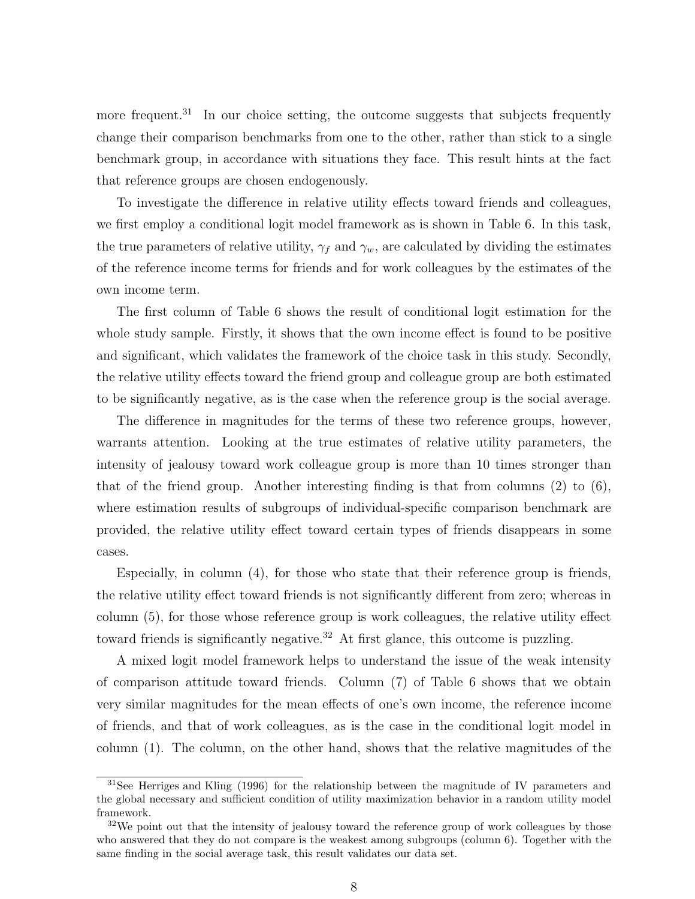more frequent.[31] In our choice setting, the outcome suggests that subjects frequently change their comparison benchmarks from one to the other, rather than stick to a single benchmark group, in accordance with situations they face. This result hints at the fact that reference groups are chosen endogenously.

To investigate the difference in relative utility effects toward friends and colleagues, we first employ a conditional logit model framework as is shown in Table 6. In this task, the true parameters of relative utility, $\gamma_f$ and $\gamma_w$, are calculated by dividing the estimates of the reference income terms for friends and for work colleagues by the estimates of the own income term.

The first column of Table 6 shows the result of conditional logit estimation for the whole study sample. Firstly, it shows that the own income effect is found to be positive and significant, which validates the framework of the choice task in this study. Secondly, the relative utility effects toward the friend group and colleague group are both estimated to be significantly negative, as is the case when the reference group is the social average.

The difference in magnitudes for the terms of these two reference groups, however, warrants attention. Looking at the true estimates of relative utility parameters, the intensity of jealousy toward work colleague group is more than 10 times stronger than that of the friend group. Another interesting finding is that from columns (2) to (6), where estimation results of subgroups of individual-specific comparison benchmark are provided, the relative utility effect toward certain types of friends disappears in some cases.

Especially, in column (4), for those who state that their reference group is friends, the relative utility effect toward friends is not significantly different from zero; whereas in column (5), for those whose reference group is work colleagues, the relative utility effect toward friends is significantly negative.[32] At first glance, this outcome is puzzling.

A mixed logit model framework helps to understand the issue of the weak intensity of comparison attitude toward friends. Column (7) of Table 6 shows that we obtain very similar magnitudes for the mean effects of one's own income, the reference income of friends, and that of work colleagues, as is the case in the conditional logit model in column (1). The column, on the other hand, shows that the relative magnitudes of the

[31] See Herriges and Kling (1996) for the relationship between the magnitude of IV parameters and the global necessary and sufficient condition of utility maximization behavior in a random utility model framework.

[32] We point out that the intensity of jealousy toward the reference group of work colleagues by those who answered that they do not compare is the weakest among subgroups (column 6). Together with the same finding in the social average task, this result validates our data set.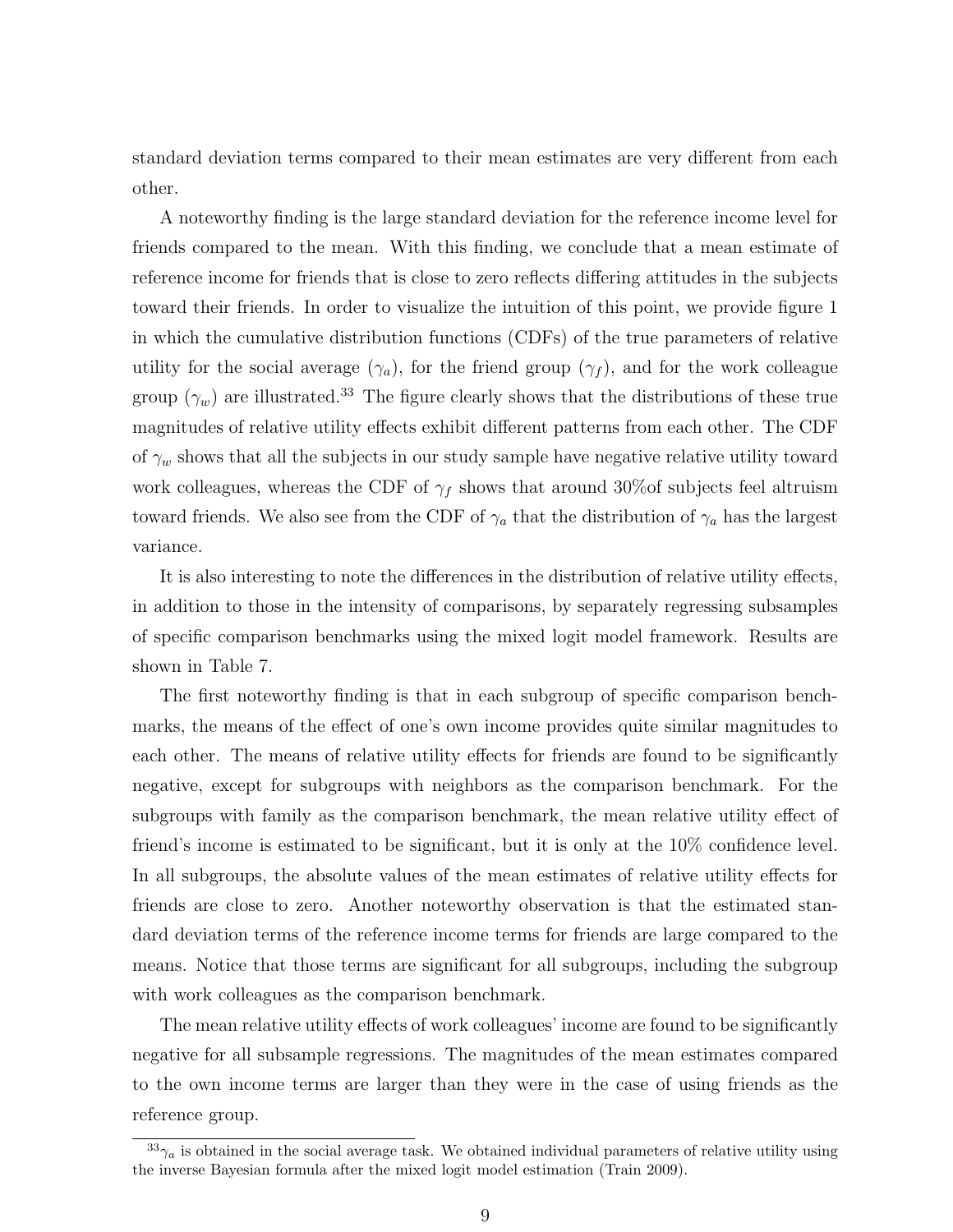standard deviation terms compared to their mean estimates are very different from each other.

A noteworthy finding is the large standard deviation for the reference income level for friends compared to the mean. With this finding, we conclude that a mean estimate of reference income for friends that is close to zero reflects differing attitudes in the subjects toward their friends. In order to visualize the intuition of this point, we provide figure 1 in which the cumulative distribution functions (CDFs) of the true parameters of relative utility for the social average ($\gamma_a$), for the friend group ($\gamma_f$), and for the work colleague group ($\gamma_w$) are illustrated.[33] The figure clearly shows that the distributions of these true magnitudes of relative utility effects exhibit different patterns from each other. The CDF of $\gamma_w$ shows that all the subjects in our study sample have negative relative utility toward work colleagues, whereas the CDF of $\gamma_f$ shows that around 30%of subjects feel altruism toward friends. We also see from the CDF of $\gamma_a$ that the distribution of $\gamma_a$ has the largest variance.

It is also interesting to note the differences in the distribution of relative utility effects, in addition to those in the intensity of comparisons, by separately regressing subsamples of specific comparison benchmarks using the mixed logit model framework. Results are shown in Table 7.

The first noteworthy finding is that in each subgroup of specific comparison benchmarks, the means of the effect of one's own income provides quite similar magnitudes to each other. The means of relative utility effects for friends are found to be significantly negative, except for subgroups with neighbors as the comparison benchmark. For the subgroups with family as the comparison benchmark, the mean relative utility effect of friend's income is estimated to be significant, but it is only at the 10% confidence level. In all subgroups, the absolute values of the mean estimates of relative utility effects for friends are close to zero. Another noteworthy observation is that the estimated standard deviation terms of the reference income terms for friends are large compared to the means. Notice that those terms are significant for all subgroups, including the subgroup with work colleagues as the comparison benchmark.

The mean relative utility effects of work colleagues' income are found to be significantly negative for all subsample regressions. The magnitudes of the mean estimates compared to the own income terms are larger than they were in the case of using friends as the reference group.

[33] $\gamma_a$ is obtained in the social average task. We obtained individual parameters of relative utility using the inverse Bayesian formula after the mixed logit model estimation (Train 2009).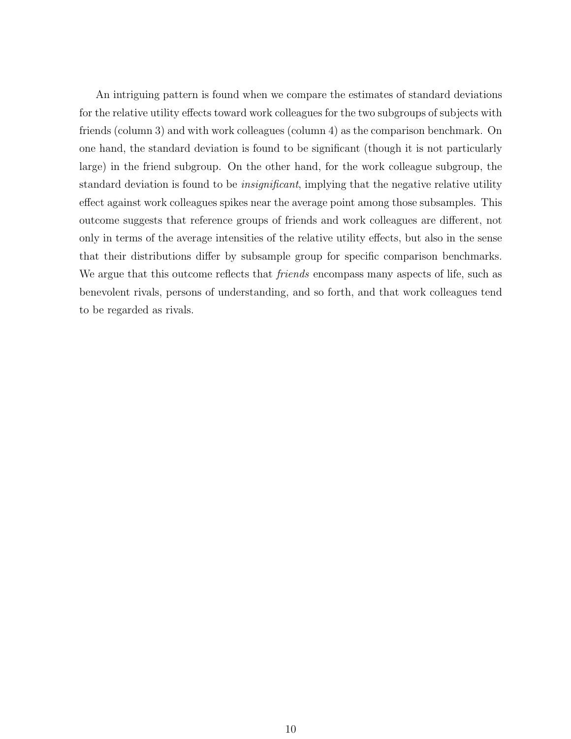An intriguing pattern is found when we compare the estimates of standard deviations for the relative utility effects toward work colleagues for the two subgroups of subjects with friends (column 3) and with work colleagues (column 4) as the comparison benchmark. On one hand, the standard deviation is found to be significant (though it is not particularly large) in the friend subgroup. On the other hand, for the work colleague subgroup, the standard deviation is found to be *insignificant*, implying that the negative relative utility effect against work colleagues spikes near the average point among those subsamples. This outcome suggests that reference groups of friends and work colleagues are different, not only in terms of the average intensities of the relative utility effects, but also in the sense that their distributions differ by subsample group for specific comparison benchmarks. We argue that this outcome reflects that *friends* encompass many aspects of life, such as benevolent rivals, persons of understanding, and so forth, and that work colleagues tend to be regarded as rivals.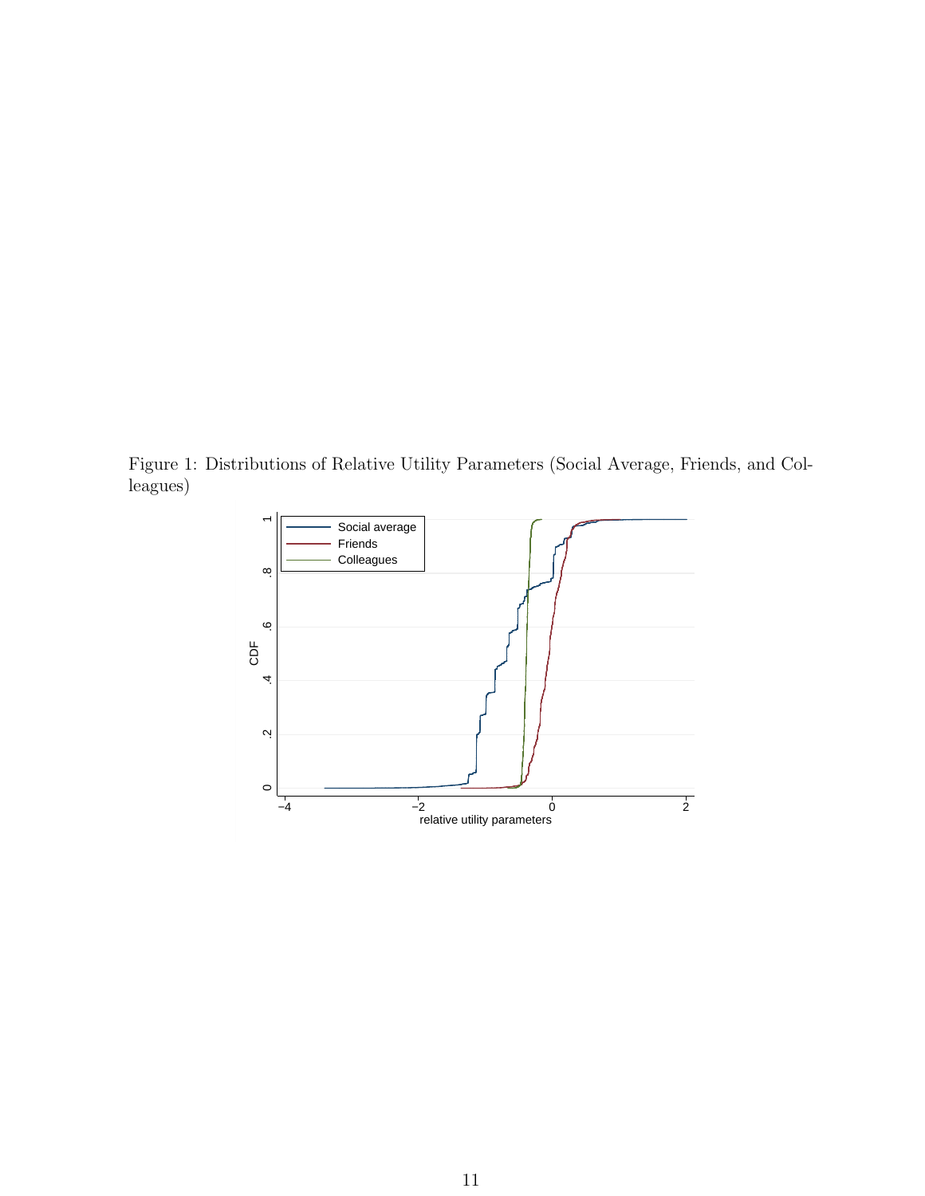Figure 1: Distributions of Relative Utility Parameters (Social Average, Friends, and Colleagues)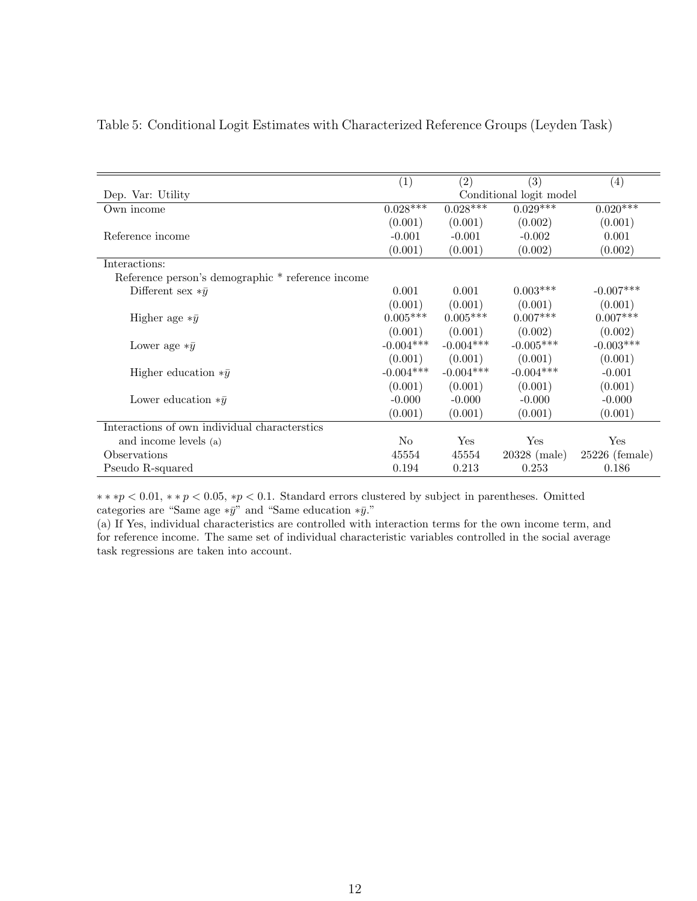Table 5: Conditional Logit Estimates with Characterized Reference Groups (Leyden Task)

| | (1) | (2) | (3) | (4) |
|---|---|---|---|---|
| Dep. Var: Utility | Conditional logit model | | | |
| Own income | 0.028*** | 0.028*** | 0.029*** | 0.020*** |
| | (0.001) | (0.001) | (0.002) | (0.001) |
| Reference income | -0.001 | -0.001 | -0.002 | 0.001 |
| | (0.001) | (0.001) | (0.002) | (0.002) |
| Interactions: | | | | |
| Reference person's demographic * reference income | | | | |
| Different sex $*\bar{y}$ | 0.001 | 0.001 | 0.003*** | -0.007*** |
| | (0.001) | (0.001) | (0.001) | (0.001) |
| Higher age $*\bar{y}$ | 0.005*** | 0.005*** | 0.007*** | 0.007*** |
| | (0.001) | (0.001) | (0.002) | (0.002) |
| Lower age $*\bar{y}$ | -0.004*** | -0.004*** | -0.005*** | -0.003*** |
| | (0.001) | (0.001) | (0.001) | (0.001) |
| Higher education $*\bar{y}$ | -0.004*** | -0.004*** | -0.004*** | -0.001 |
| | (0.001) | (0.001) | (0.001) | (0.001) |
| Lower education $*\bar{y}$ | -0.000 | -0.000 | -0.000 | -0.000 |
| | (0.001) | (0.001) | (0.001) | (0.001) |
| Interactions of own individual characterstics and income levels (a) | No | Yes | Yes | Yes |
| Observations | 45554 | 45554 | 20328 (male) | 25226 (female) |
| Pseudo R-squared | 0.194 | 0.213 | 0.253 | 0.186 |

$***p < 0.01$, $**p < 0.05$, $*p < 0.1$. Standard errors clustered by subject in parentheses. Omitted categories are "Same age $*\bar{y}$" and "Same education $*\bar{y}$."

(a) If Yes, individual characteristics are controlled with interaction terms for the own income term, and for reference income. The same set of individual characteristic variables controlled in the social average task regressions are taken into account.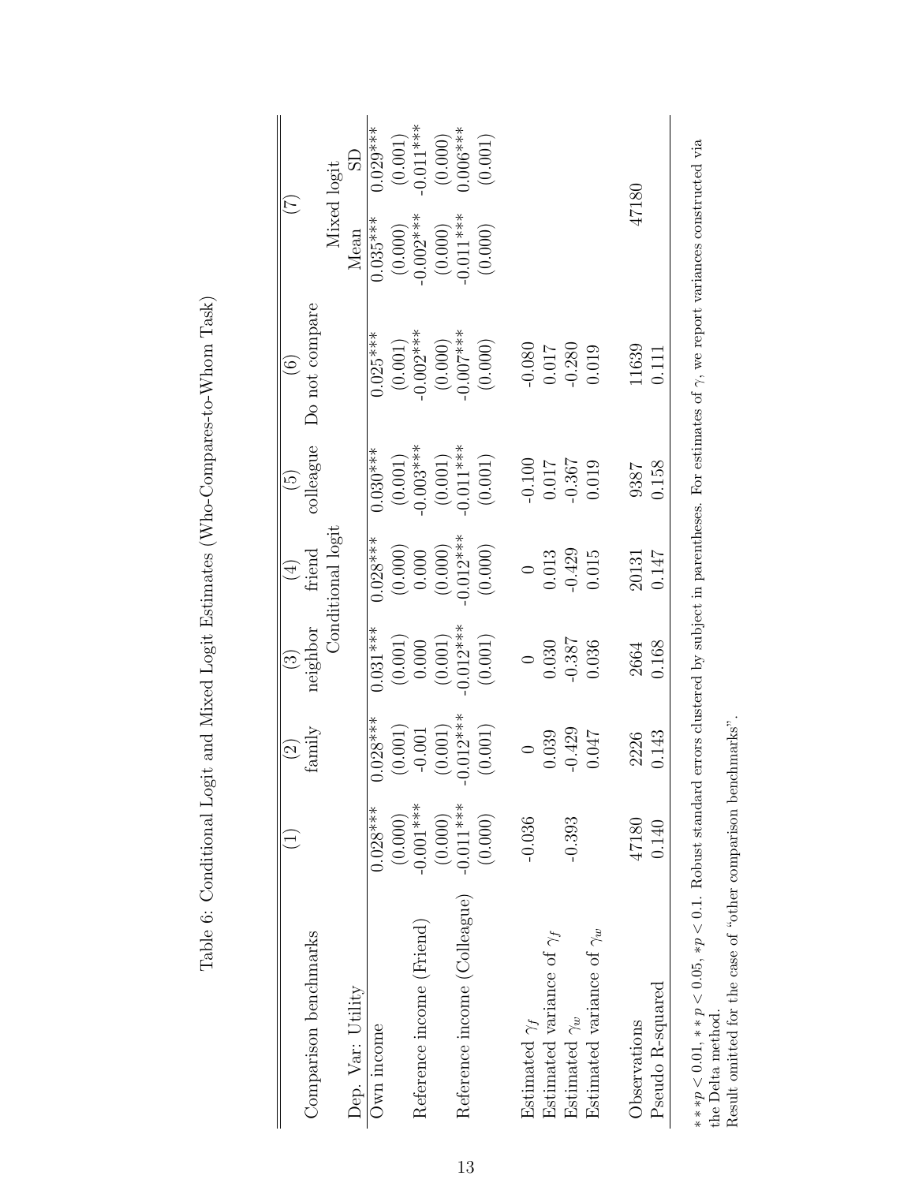Table 6: Conditional Logit and Mixed Logit Estimates (Who-Compares-to-Whom Task)

| | (1) | (2) | (3) | (4) | (5) | (6) | (7) | |
|---|---|---|---|---|---|---|---|---|
| Comparison benchmarks | | family | neighbor | friend | colleague | Do not compare | | |
| | | | | Conditional logit | | | Mixed logit | |
| Dep. Var: Utility | | | | | | | Mean | SD |
| Own income | 0.028*** | 0.028*** | 0.031*** | 0.028*** | 0.030*** | 0.025*** | 0.035*** | 0.029*** |
| | (0.000) | (0.001) | (0.001) | (0.000) | (0.001) | (0.001) | (0.000) | (0.001) |
| Reference income (Friend) | -0.001*** | -0.001 | 0.000 | 0.000 | -0.003*** | -0.002*** | -0.002*** | -0.011*** |
| | (0.000) | (0.001) | (0.001) | (0.000) | (0.001) | (0.000) | (0.000) | (0.000) |
| Reference income (Colleague) | -0.011*** | -0.012*** | -0.012*** | -0.012*** | -0.011*** | -0.007*** | -0.011*** | 0.006*** |
| | (0.000) | (0.001) | (0.001) | (0.000) | (0.001) | (0.000) | (0.000) | (0.001) |
| Estimated $\gamma_f$ | -0.036 | 0 | 0 | 0 | -0.100 | -0.080 | | |
| Estimated variance of $\gamma_f$ | | 0.039 | 0.030 | 0.013 | 0.017 | 0.017 | | |
| Estimated $\gamma_w$ | -0.393 | -0.429 | -0.387 | -0.429 | -0.367 | -0.280 | | |
| Estimated variance of $\gamma_w$ | | 0.047 | 0.036 | 0.015 | 0.019 | 0.019 | | |
| Observations | 47180 | 2226 | 2664 | 20131 | 9387 | 11639 | 47180 | |
| Pseudo R-squared | 0.140 | 0.143 | 0.168 | 0.147 | 0.158 | 0.111 | | |

$***p < 0.01$, $**p < 0.05$, $*p < 0.1$. Robust standard errors clustered by subject in parentheses. For estimates of $\gamma$, we report variances constructed via the Delta method.
Result omitted for the case of "other comparison benchmarks".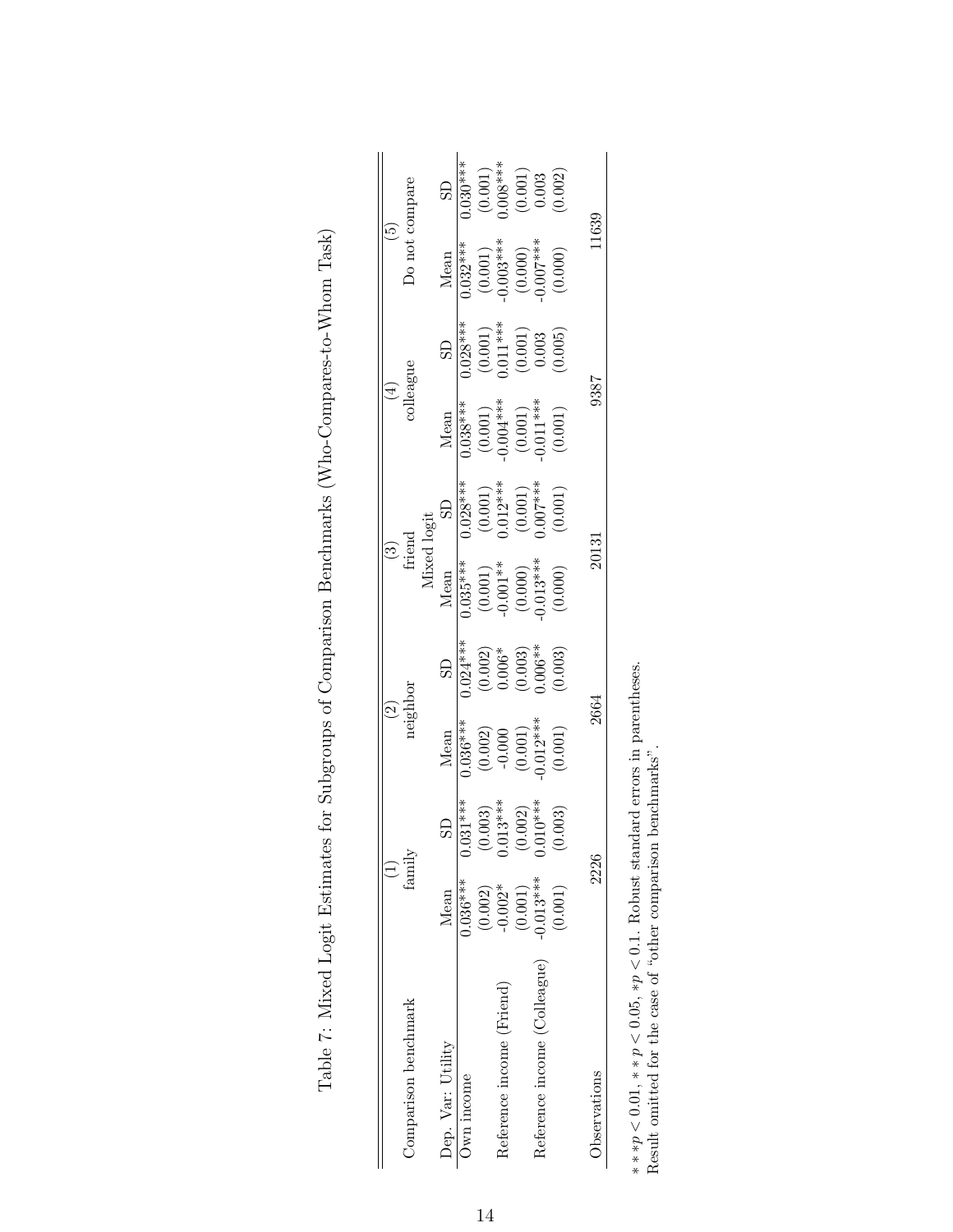Table 7: Mixed Logit Estimates for Subgroups of Comparison Benchmarks (Who-Compares-to-Whom Task)

| | (1) | | (2) | | (3) | | (4) | | (5) | |
|---|---|---|---|---|---|---|---|---|---|---|
| Comparison benchmark | family | | neighbor | | friend | | colleague | | Do not compare | |
| | | | | | Mixed logit | | | | | |
| Dep. Var: Utility | Mean | SD | Mean | SD | Mean | SD | Mean | SD | Mean | SD |
| Own income | 0.036*** | 0.031*** | 0.036*** | 0.024*** | 0.035*** | 0.028*** | 0.038*** | 0.028*** | 0.032*** | 0.030*** |
| | (0.002) | (0.003) | (0.002) | (0.002) | (0.001) | (0.001) | (0.001) | (0.001) | (0.001) | (0.001) |
| Reference income (Friend) | -0.002* | 0.013*** | -0.000 | 0.006* | -0.001** | 0.012*** | -0.004*** | 0.011*** | -0.003*** | 0.008*** |
| | (0.001) | (0.002) | (0.001) | (0.003) | (0.000) | (0.001) | (0.001) | (0.001) | (0.000) | (0.001) |
| Reference income (Colleague) | -0.013*** | 0.010*** | -0.012*** | 0.006** | -0.013*** | 0.007*** | -0.011*** | 0.003 | -0.007*** | 0.003 |
| | (0.001) | (0.003) | (0.001) | (0.003) | (0.000) | (0.001) | (0.001) | (0.005) | (0.000) | (0.002) |
| Observations | 2226 | | 2664 | | 20131 | | 9387 | | 11639 | |

$***p < 0.01$, $**p < 0.05$, $*p < 0.1$. Robust standard errors in parentheses.
Result omitted for the case of "other comparison benchmarks".